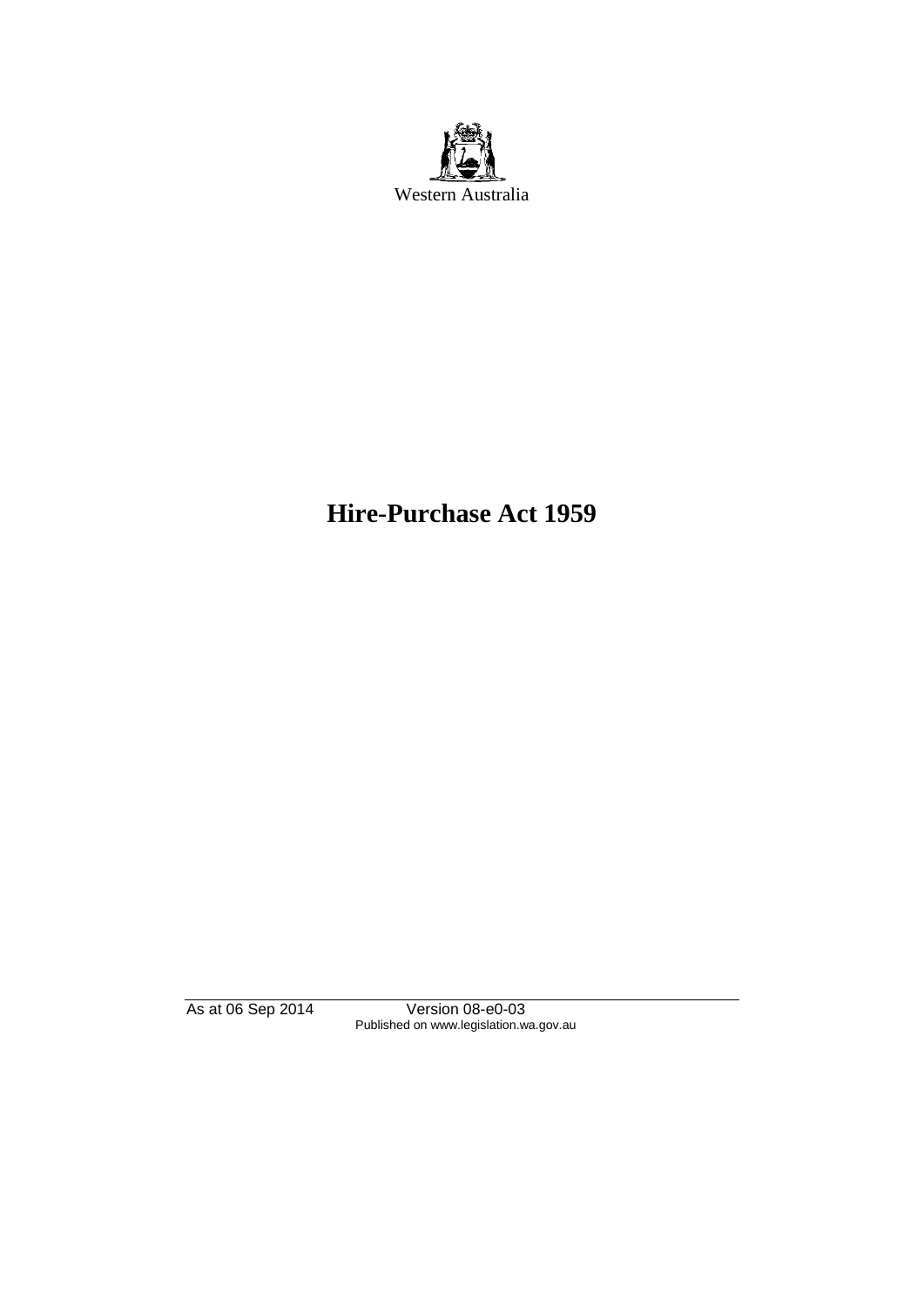Western Australia

# Hire-Purchase Act 1959

As at 06 Sep 2014 Version 08-e0-03
Published on www.legislation.wa.gov.au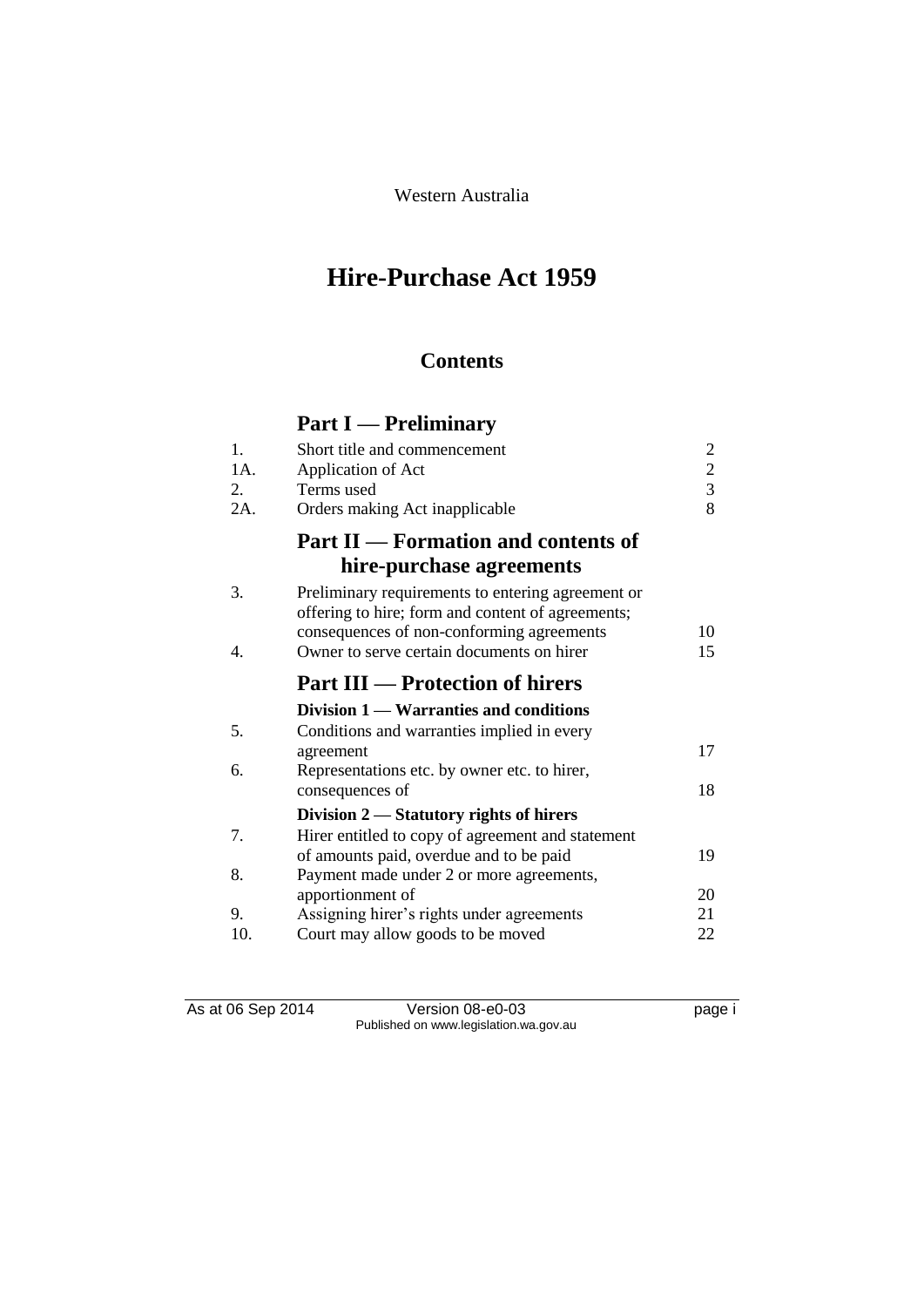Western Australia

# Hire-Purchase Act 1959

## Contents

### Part I — Preliminary

| | | |
|---|---|---|
| 1. | Short title and commencement | 2 |
| 1A. | Application of Act | 2 |
| 2. | Terms used | 3 |
| 2A. | Orders making Act inapplicable | 8 |

### Part II — Formation and contents of hire-purchase agreements

| | | |
|---|---|---|
| 3. | Preliminary requirements to entering agreement or offering to hire; form and content of agreements; consequences of non-conforming agreements | 10 |
| 4. | Owner to serve certain documents on hirer | 15 |

### Part III — Protection of hirers

#### Division 1 — Warranties and conditions

| | | |
|---|---|---|
| 5. | Conditions and warranties implied in every agreement | 17 |
| 6. | Representations etc. by owner etc. to hirer, consequences of | 18 |

#### Division 2 — Statutory rights of hirers

| | | |
|---|---|---|
| 7. | Hirer entitled to copy of agreement and statement of amounts paid, overdue and to be paid | 19 |
| 8. | Payment made under 2 or more agreements, apportionment of | 20 |
| 9. | Assigning hirer's rights under agreements | 21 |
| 10. | Court may allow goods to be moved | 22 |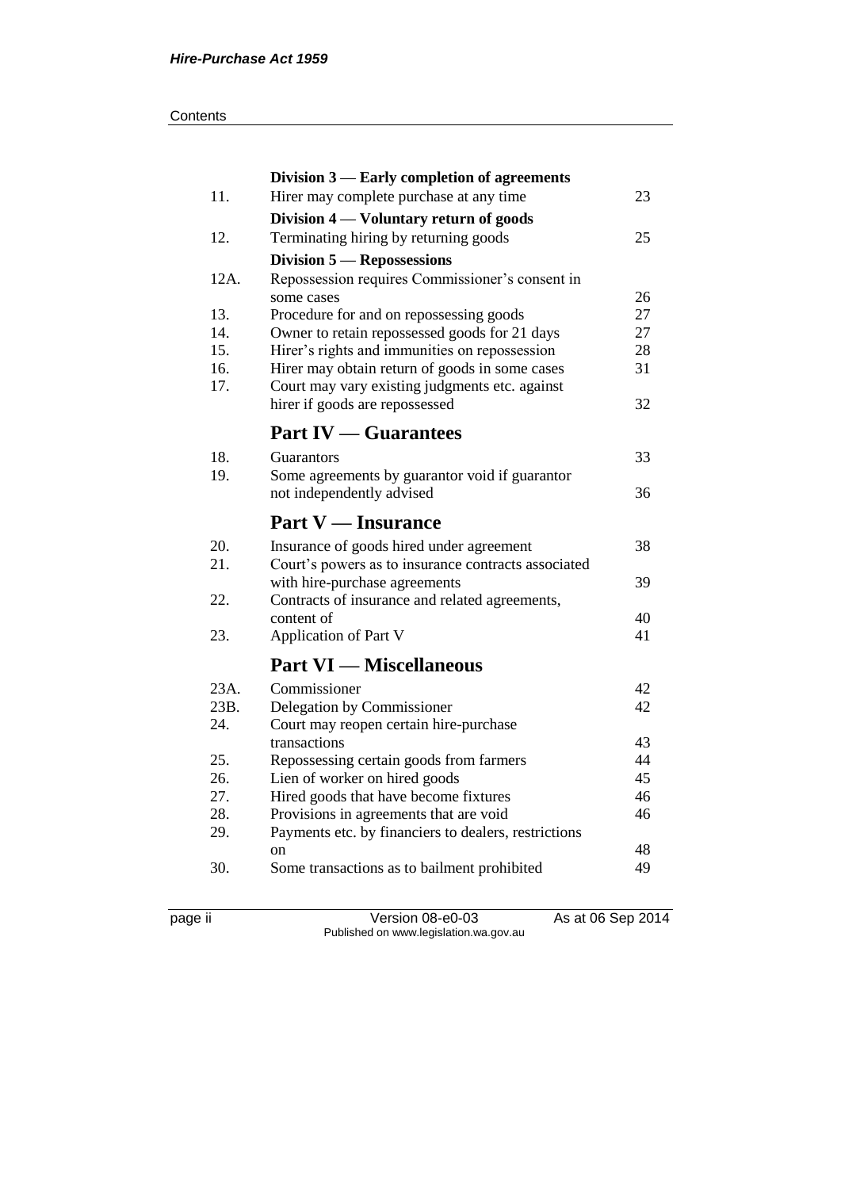| | | |
|---|---|---|
| | **Division 3 — Early completion of agreements** | |
| 11. | Hirer may complete purchase at any time | 23 |
| | **Division 4 — Voluntary return of goods** | |
| 12. | Terminating hiring by returning goods | 25 |
| | **Division 5 — Repossessions** | |
| 12A. | Repossession requires Commissioner's consent in some cases | 26 |
| 13. | Procedure for and on repossessing goods | 27 |
| 14. | Owner to retain repossessed goods for 21 days | 27 |
| 15. | Hirer's rights and immunities on repossession | 28 |
| 16. | Hirer may obtain return of goods in some cases | 31 |
| 17. | Court may vary existing judgments etc. against hirer if goods are repossessed | 32 |

## Part IV — Guarantees

| | | |
|---|---|---|
| 18. | Guarantors | 33 |
| 19. | Some agreements by guarantor void if guarantor not independently advised | 36 |

## Part V — Insurance

| | | |
|---|---|---|
| 20. | Insurance of goods hired under agreement | 38 |
| 21. | Court's powers as to insurance contracts associated with hire-purchase agreements | 39 |
| 22. | Contracts of insurance and related agreements, content of | 40 |
| 23. | Application of Part V | 41 |

## Part VI — Miscellaneous

| | | |
|---|---|---|
| 23A. | Commissioner | 42 |
| 23B. | Delegation by Commissioner | 42 |
| 24. | Court may reopen certain hire-purchase transactions | 43 |
| 25. | Repossessing certain goods from farmers | 44 |
| 26. | Lien of worker on hired goods | 45 |
| 27. | Hired goods that have become fixtures | 46 |
| 28. | Provisions in agreements that are void | 46 |
| 29. | Payments etc. by financiers to dealers, restrictions on | 48 |
| 30. | Some transactions as to bailment prohibited | 49 |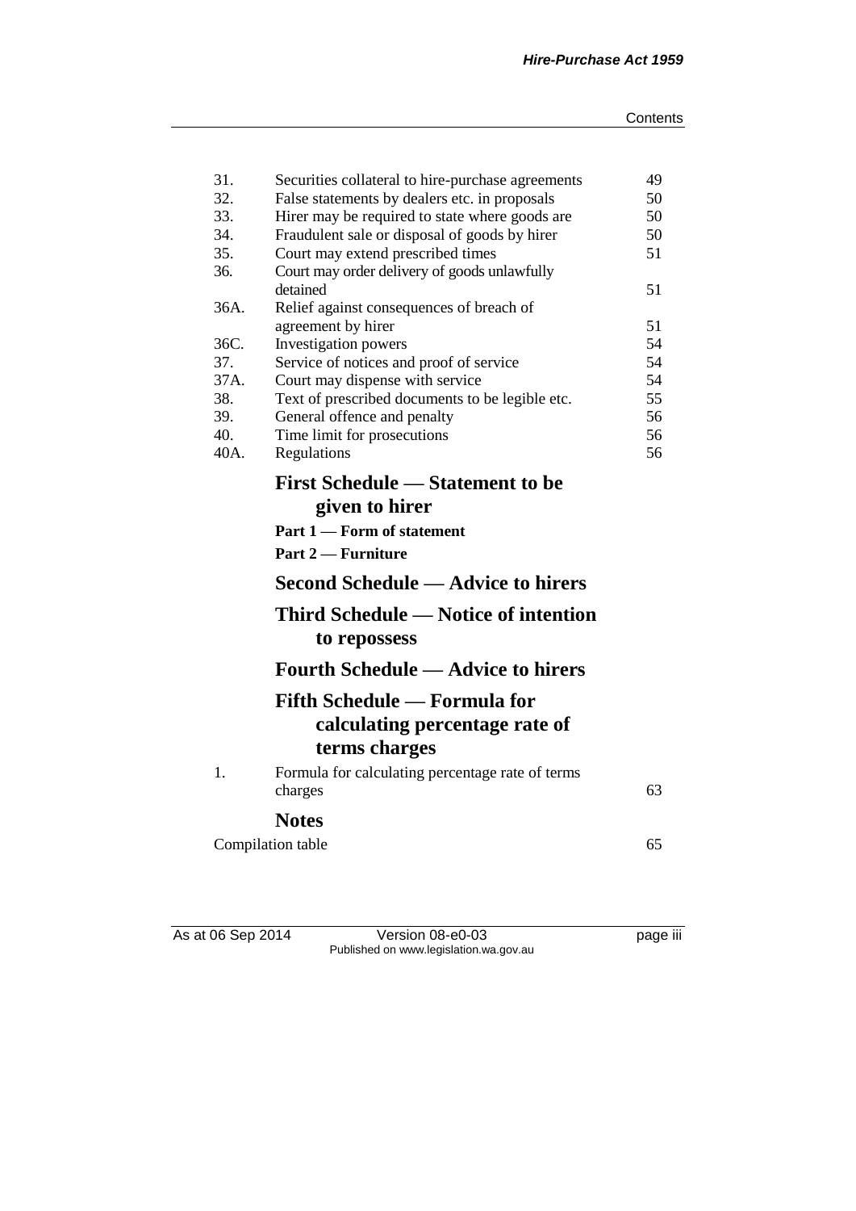| | | |
|---|---|---|
| 31. | Securities collateral to hire-purchase agreements | 49 |
| 32. | False statements by dealers etc. in proposals | 50 |
| 33. | Hirer may be required to state where goods are | 50 |
| 34. | Fraudulent sale or disposal of goods by hirer | 50 |
| 35. | Court may extend prescribed times | 51 |
| 36. | Court may order delivery of goods unlawfully detained | 51 |
| 36A. | Relief against consequences of breach of agreement by hirer | 51 |
| 36C. | Investigation powers | 54 |
| 37. | Service of notices and proof of service | 54 |
| 37A. | Court may dispense with service | 54 |
| 38. | Text of prescribed documents to be legible etc. | 55 |
| 39. | General offence and penalty | 56 |
| 40. | Time limit for prosecutions | 56 |
| 40A. | Regulations | 56 |

## First Schedule — Statement to be given to hirer

**Part 1 — Form of statement**

**Part 2 — Furniture**

## Second Schedule — Advice to hirers

## Third Schedule — Notice of intention to repossess

## Fourth Schedule — Advice to hirers

## Fifth Schedule — Formula for calculating percentage rate of terms charges

| | | |
|---|---|---|
| 1. | Formula for calculating percentage rate of terms charges | 63 |

## Notes

| | |
|---|---|
| Compilation table | 65 |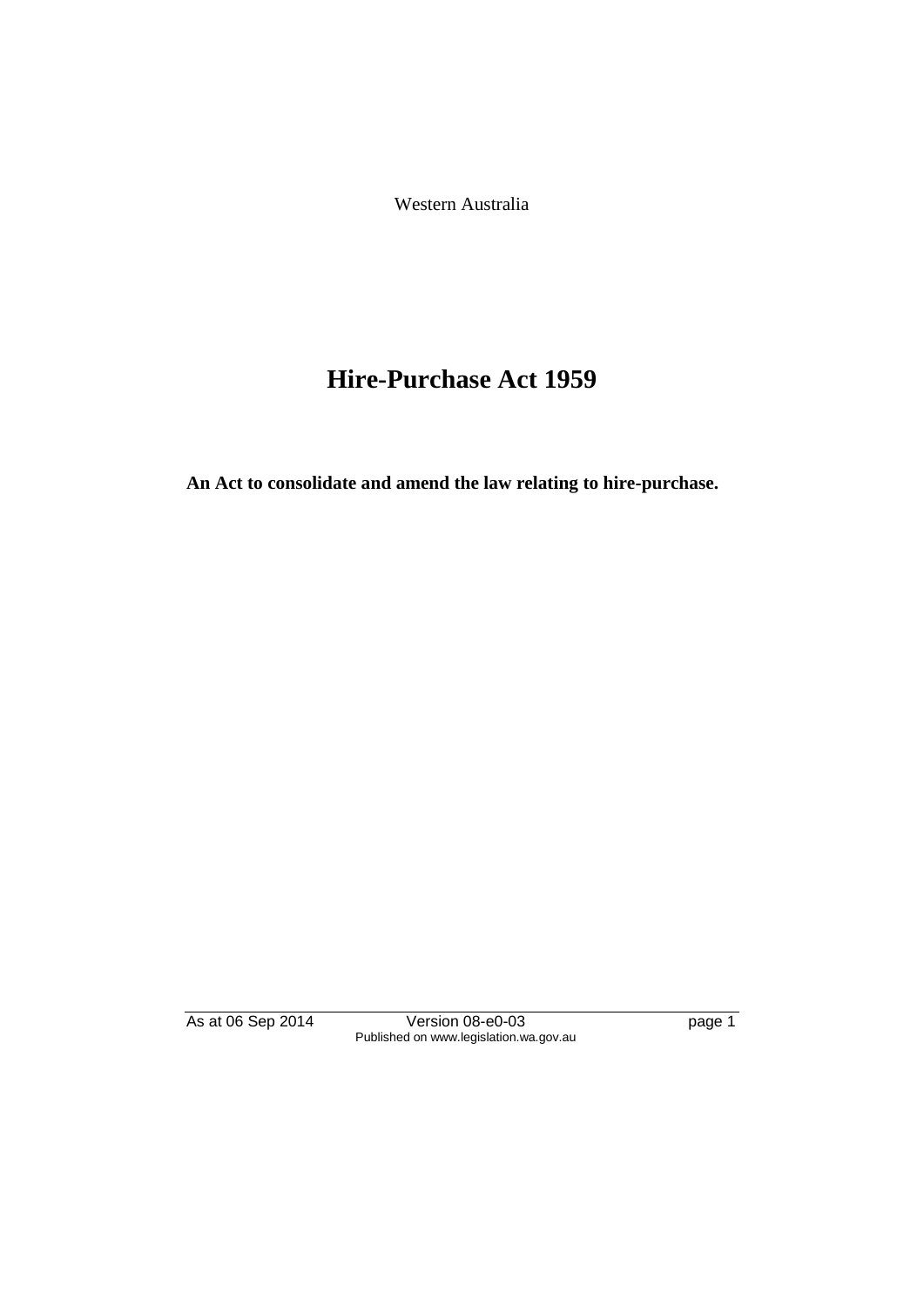Western Australia

# Hire-Purchase Act 1959

**An Act to consolidate and amend the law relating to hire-purchase.**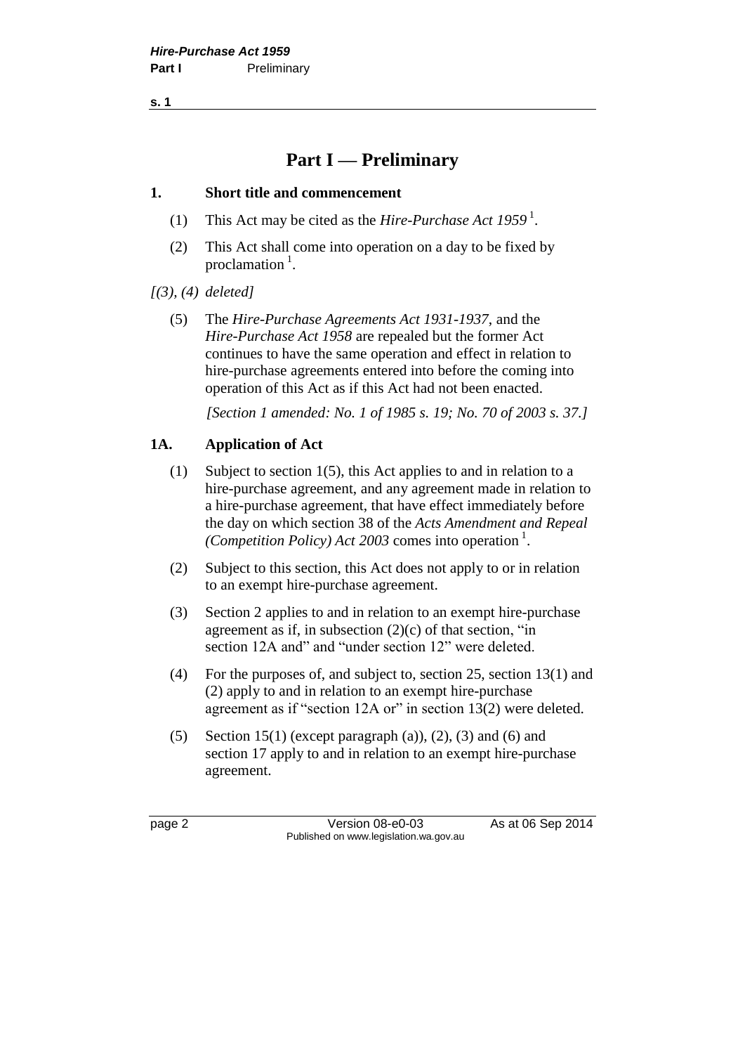# Part I — Preliminary

## 1. Short title and commencement

(1) This Act may be cited as the *Hire-Purchase Act 1959* [1].

(2) This Act shall come into operation on a day to be fixed by proclamation [1].

*[(3), (4) deleted]*

(5) The *Hire-Purchase Agreements Act 1931-1937*, and the *Hire-Purchase Act 1958* are repealed but the former Act continues to have the same operation and effect in relation to hire-purchase agreements entered into before the coming into operation of this Act as if this Act had not been enacted.

*[Section 1 amended: No. 1 of 1985 s. 19; No. 70 of 2003 s. 37.]*

## 1A. Application of Act

(1) Subject to section 1(5), this Act applies to and in relation to a hire-purchase agreement, and any agreement made in relation to a hire-purchase agreement, that have effect immediately before the day on which section 38 of the *Acts Amendment and Repeal (Competition Policy) Act 2003* comes into operation [1].

(2) Subject to this section, this Act does not apply to or in relation to an exempt hire-purchase agreement.

(3) Section 2 applies to and in relation to an exempt hire-purchase agreement as if, in subsection (2)(c) of that section, "in section 12A and" and "under section 12" were deleted.

(4) For the purposes of, and subject to, section 25, section 13(1) and (2) apply to and in relation to an exempt hire-purchase agreement as if "section 12A or" in section 13(2) were deleted.

(5) Section 15(1) (except paragraph (a)), (2), (3) and (6) and section 17 apply to and in relation to an exempt hire-purchase agreement.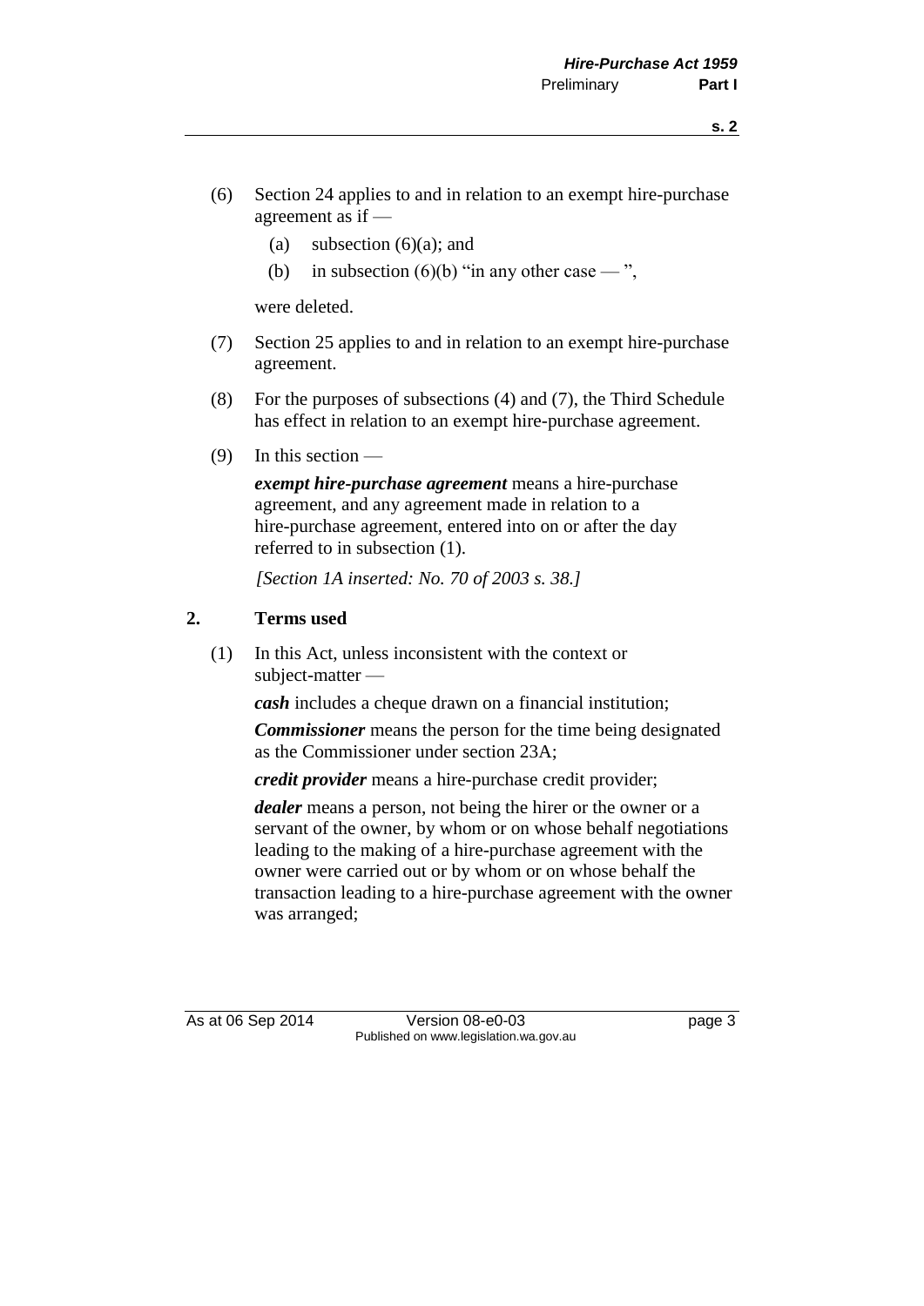(6) Section 24 applies to and in relation to an exempt hire-purchase agreement as if —

   (a) subsection (6)(a); and

   (b) in subsection (6)(b) "in any other case — ",

   were deleted.

(7) Section 25 applies to and in relation to an exempt hire-purchase agreement.

(8) For the purposes of subsections (4) and (7), the Third Schedule has effect in relation to an exempt hire-purchase agreement.

(9) In this section —

   ***exempt hire-purchase agreement*** means a hire-purchase agreement, and any agreement made in relation to a hire-purchase agreement, entered into on or after the day referred to in subsection (1).

   *[Section 1A inserted: No. 70 of 2003 s. 38.]*

## 2. Terms used

(1) In this Act, unless inconsistent with the context or subject-matter —

   ***cash*** includes a cheque drawn on a financial institution;

   ***Commissioner*** means the person for the time being designated as the Commissioner under section 23A;

   ***credit provider*** means a hire-purchase credit provider;

   ***dealer*** means a person, not being the hirer or the owner or a servant of the owner, by whom or on whose behalf negotiations leading to the making of a hire-purchase agreement with the owner were carried out or by whom or on whose behalf the transaction leading to a hire-purchase agreement with the owner was arranged;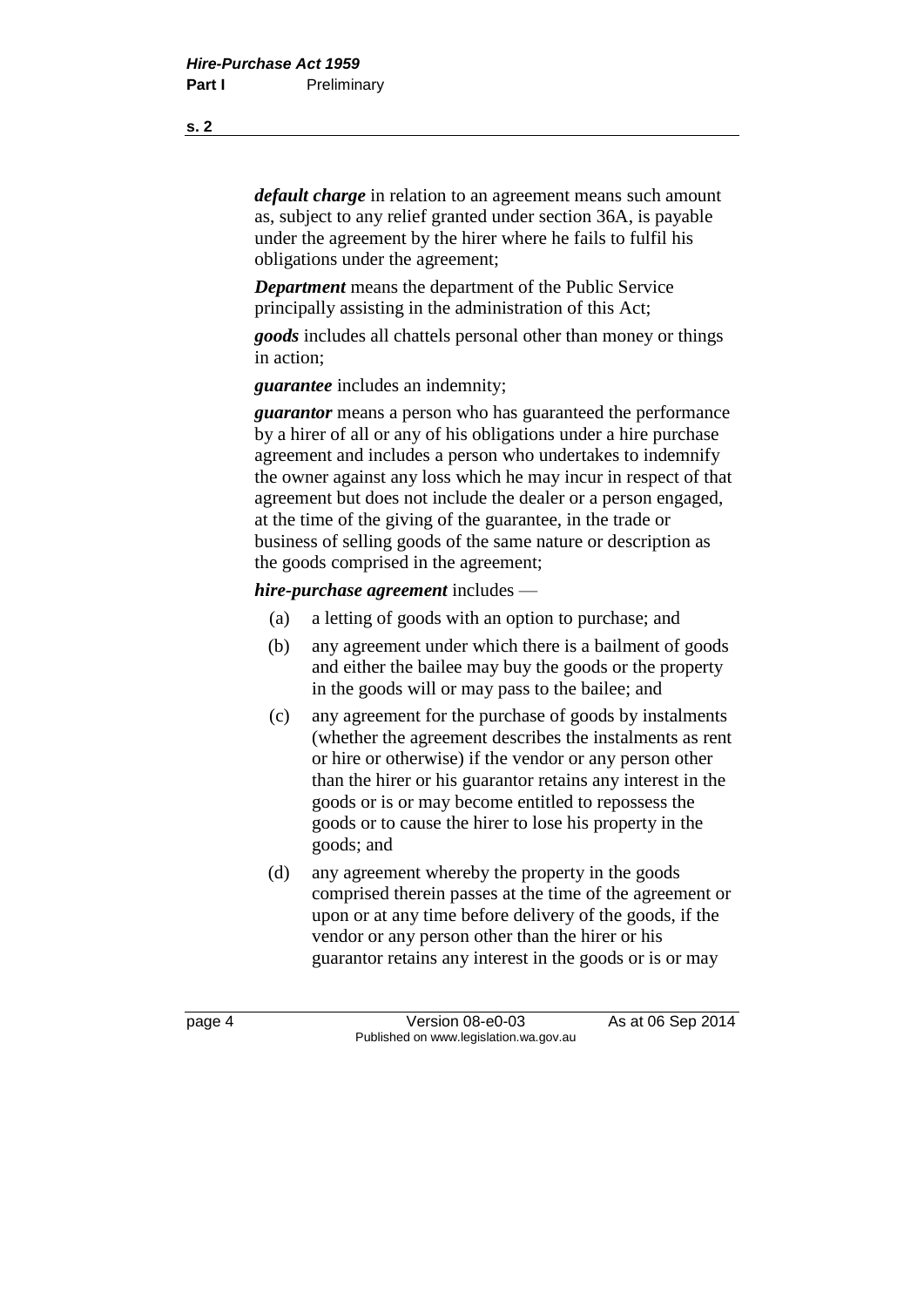***default charge*** in relation to an agreement means such amount as, subject to any relief granted under section 36A, is payable under the agreement by the hirer where he fails to fulfil his obligations under the agreement;

***Department*** means the department of the Public Service principally assisting in the administration of this Act;

***goods*** includes all chattels personal other than money or things in action;

***guarantee*** includes an indemnity;

***guarantor*** means a person who has guaranteed the performance by a hirer of all or any of his obligations under a hire purchase agreement and includes a person who undertakes to indemnify the owner against any loss which he may incur in respect of that agreement but does not include the dealer or a person engaged, at the time of the giving of the guarantee, in the trade or business of selling goods of the same nature or description as the goods comprised in the agreement;

***hire-purchase agreement*** includes —

(a) a letting of goods with an option to purchase; and

(b) any agreement under which there is a bailment of goods and either the bailee may buy the goods or the property in the goods will or may pass to the bailee; and

(c) any agreement for the purchase of goods by instalments (whether the agreement describes the instalments as rent or hire or otherwise) if the vendor or any person other than the hirer or his guarantor retains any interest in the goods or is or may become entitled to repossess the goods or to cause the hirer to lose his property in the goods; and

(d) any agreement whereby the property in the goods comprised therein passes at the time of the agreement or upon or at any time before delivery of the goods, if the vendor or any person other than the hirer or his guarantor retains any interest in the goods or is or may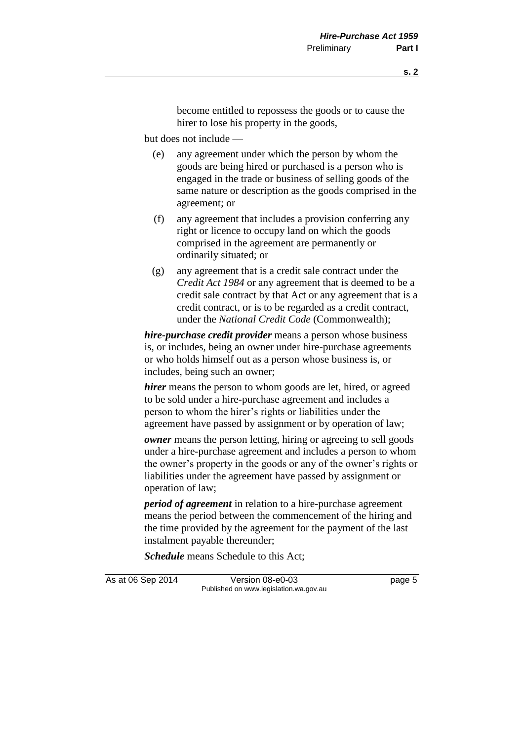become entitled to repossess the goods or to cause the hirer to lose his property in the goods,

but does not include —

(e) any agreement under which the person by whom the goods are being hired or purchased is a person who is engaged in the trade or business of selling goods of the same nature or description as the goods comprised in the agreement; or

(f) any agreement that includes a provision conferring any right or licence to occupy land on which the goods comprised in the agreement are permanently or ordinarily situated; or

(g) any agreement that is a credit sale contract under the *Credit Act 1984* or any agreement that is deemed to be a credit sale contract by that Act or any agreement that is a credit contract, or is to be regarded as a credit contract, under the *National Credit Code* (Commonwealth);

***hire-purchase credit provider*** means a person whose business is, or includes, being an owner under hire-purchase agreements or who holds himself out as a person whose business is, or includes, being such an owner;

***hirer*** means the person to whom goods are let, hired, or agreed to be sold under a hire-purchase agreement and includes a person to whom the hirer's rights or liabilities under the agreement have passed by assignment or by operation of law;

***owner*** means the person letting, hiring or agreeing to sell goods under a hire-purchase agreement and includes a person to whom the owner's property in the goods or any of the owner's rights or liabilities under the agreement have passed by assignment or operation of law;

***period of agreement*** in relation to a hire-purchase agreement means the period between the commencement of the hiring and the time provided by the agreement for the payment of the last instalment payable thereunder;

***Schedule*** means Schedule to this Act;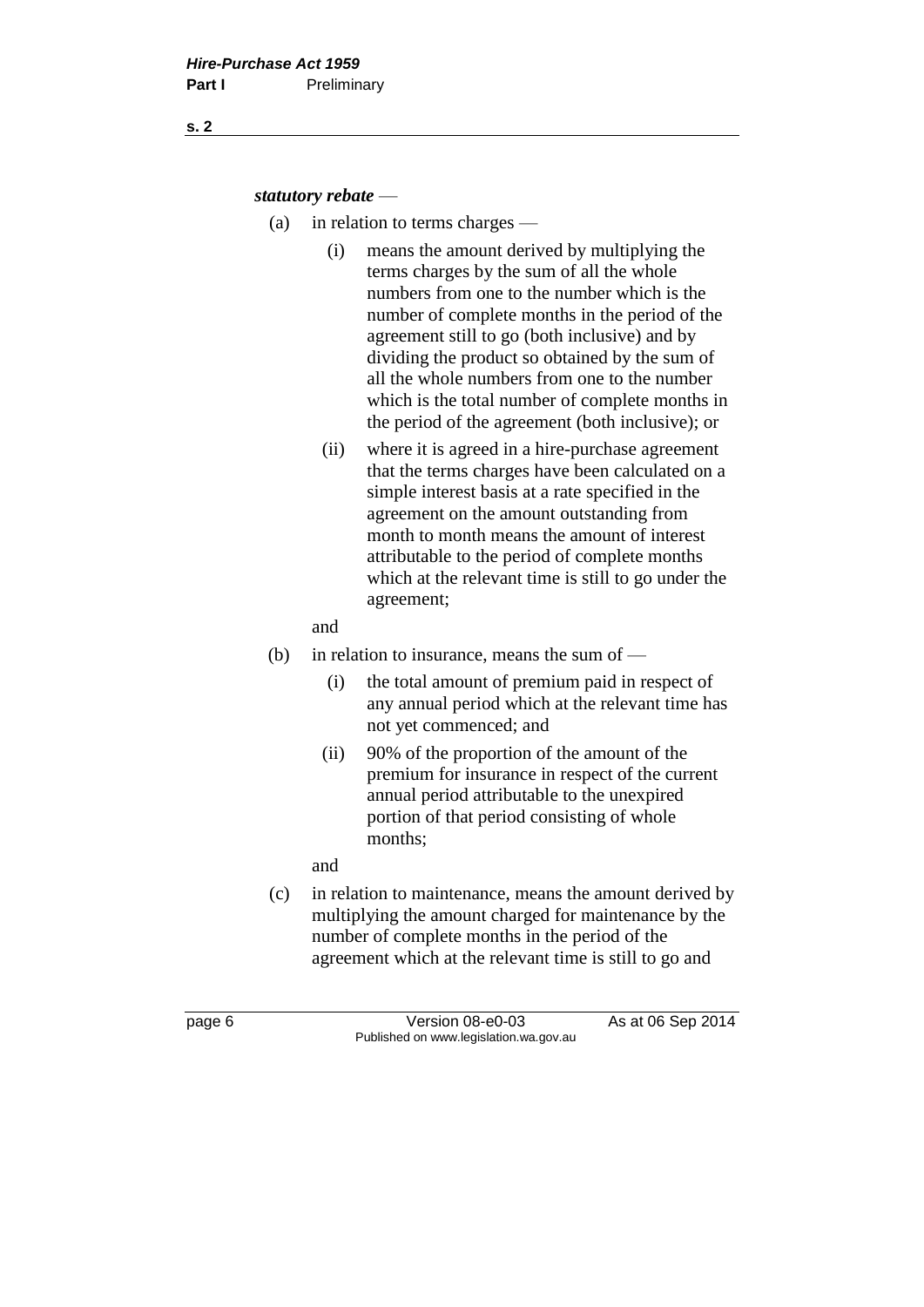***statutory rebate*** —

(a) in relation to terms charges —

  (i) means the amount derived by multiplying the terms charges by the sum of all the whole numbers from one to the number which is the number of complete months in the period of the agreement still to go (both inclusive) and by dividing the product so obtained by the sum of all the whole numbers from one to the number which is the total number of complete months in the period of the agreement (both inclusive); or

  (ii) where it is agreed in a hire-purchase agreement that the terms charges have been calculated on a simple interest basis at a rate specified in the agreement on the amount outstanding from month to month means the amount of interest attributable to the period of complete months which at the relevant time is still to go under the agreement;

  and

(b) in relation to insurance, means the sum of —

  (i) the total amount of premium paid in respect of any annual period which at the relevant time has not yet commenced; and

  (ii) 90% of the proportion of the amount of the premium for insurance in respect of the current annual period attributable to the unexpired portion of that period consisting of whole months;

  and

(c) in relation to maintenance, means the amount derived by multiplying the amount charged for maintenance by the number of complete months in the period of the agreement which at the relevant time is still to go and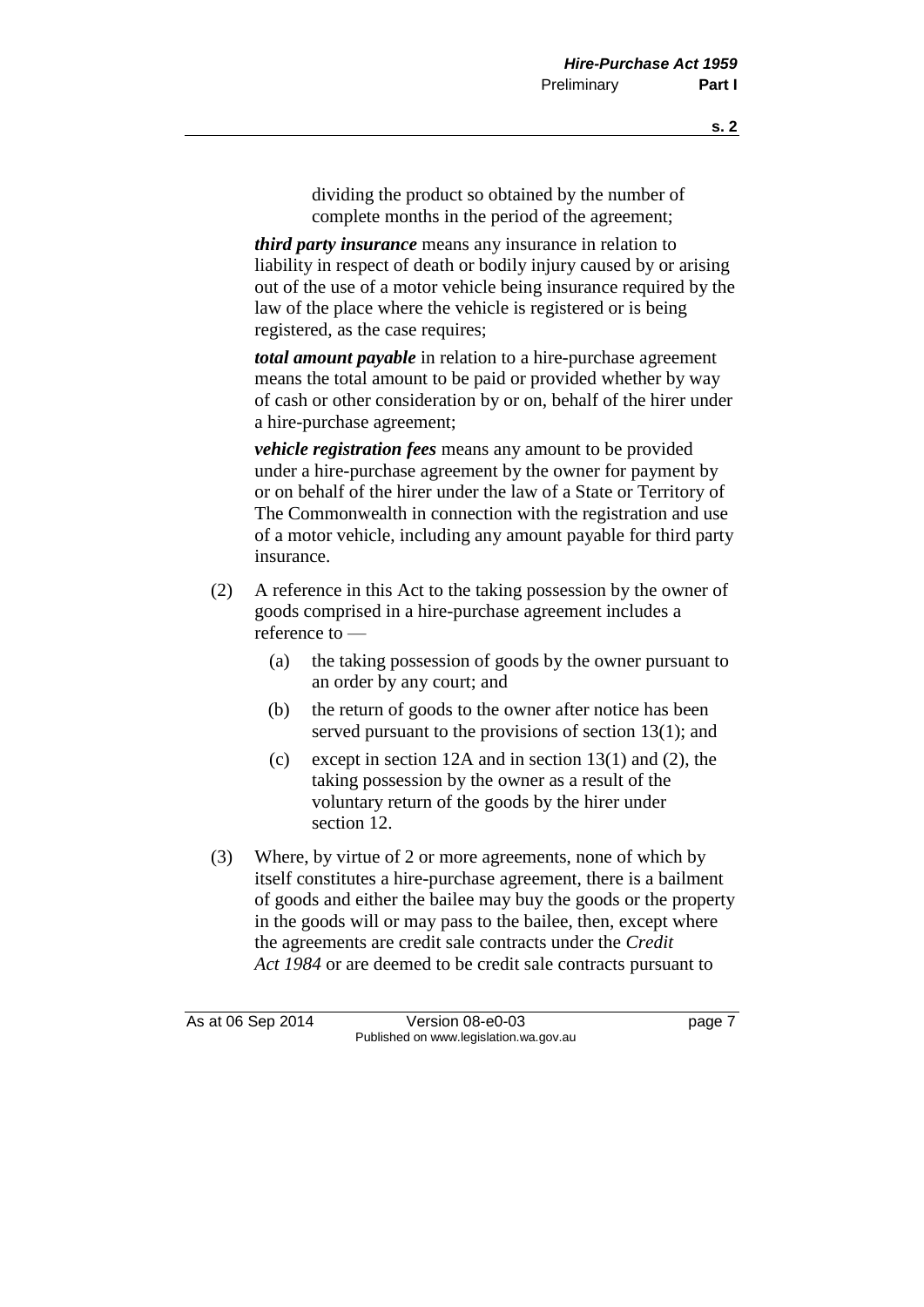dividing the product so obtained by the number of complete months in the period of the agreement;

***third party insurance*** means any insurance in relation to liability in respect of death or bodily injury caused by or arising out of the use of a motor vehicle being insurance required by the law of the place where the vehicle is registered or is being registered, as the case requires;

***total amount payable*** in relation to a hire-purchase agreement means the total amount to be paid or provided whether by way of cash or other consideration by or on, behalf of the hirer under a hire-purchase agreement;

***vehicle registration fees*** means any amount to be provided under a hire-purchase agreement by the owner for payment by or on behalf of the hirer under the law of a State or Territory of The Commonwealth in connection with the registration and use of a motor vehicle, including any amount payable for third party insurance.

(2) A reference in this Act to the taking possession by the owner of goods comprised in a hire-purchase agreement includes a reference to —

(a) the taking possession of goods by the owner pursuant to an order by any court; and

(b) the return of goods to the owner after notice has been served pursuant to the provisions of section 13(1); and

(c) except in section 12A and in section 13(1) and (2), the taking possession by the owner as a result of the voluntary return of the goods by the hirer under section 12.

(3) Where, by virtue of 2 or more agreements, none of which by itself constitutes a hire-purchase agreement, there is a bailment of goods and either the bailee may buy the goods or the property in the goods will or may pass to the bailee, then, except where the agreements are credit sale contracts under the *Credit Act 1984* or are deemed to be credit sale contracts pursuant to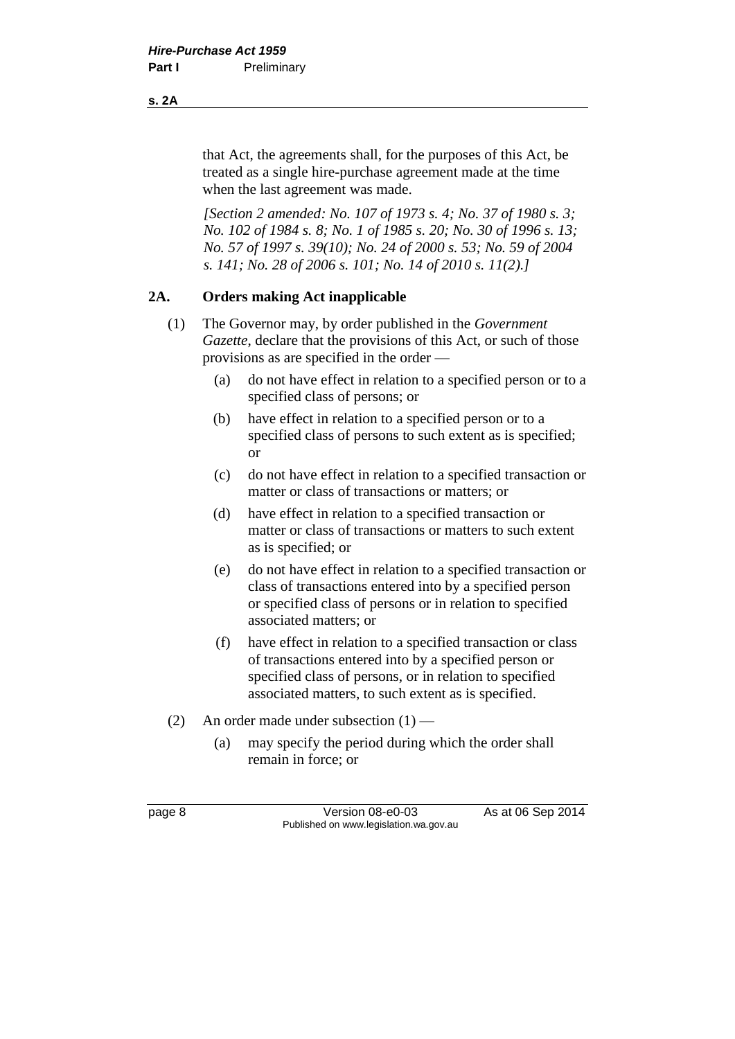that Act, the agreements shall, for the purposes of this Act, be treated as a single hire-purchase agreement made at the time when the last agreement was made.

*[Section 2 amended: No. 107 of 1973 s. 4; No. 37 of 1980 s. 3; No. 102 of 1984 s. 8; No. 1 of 1985 s. 20; No. 30 of 1996 s. 13; No. 57 of 1997 s. 39(10); No. 24 of 2000 s. 53; No. 59 of 2004 s. 141; No. 28 of 2006 s. 101; No. 14 of 2010 s. 11(2).]*

### 2A. Orders making Act inapplicable

(1) The Governor may, by order published in the *Government Gazette*, declare that the provisions of this Act, or such of those provisions as are specified in the order —

- (a) do not have effect in relation to a specified person or to a specified class of persons; or
- (b) have effect in relation to a specified person or to a specified class of persons to such extent as is specified; or
- (c) do not have effect in relation to a specified transaction or matter or class of transactions or matters; or
- (d) have effect in relation to a specified transaction or matter or class of transactions or matters to such extent as is specified; or
- (e) do not have effect in relation to a specified transaction or class of transactions entered into by a specified person or specified class of persons or in relation to specified associated matters; or
- (f) have effect in relation to a specified transaction or class of transactions entered into by a specified person or specified class of persons, or in relation to specified associated matters, to such extent as is specified.

(2) An order made under subsection (1) —

- (a) may specify the period during which the order shall remain in force; or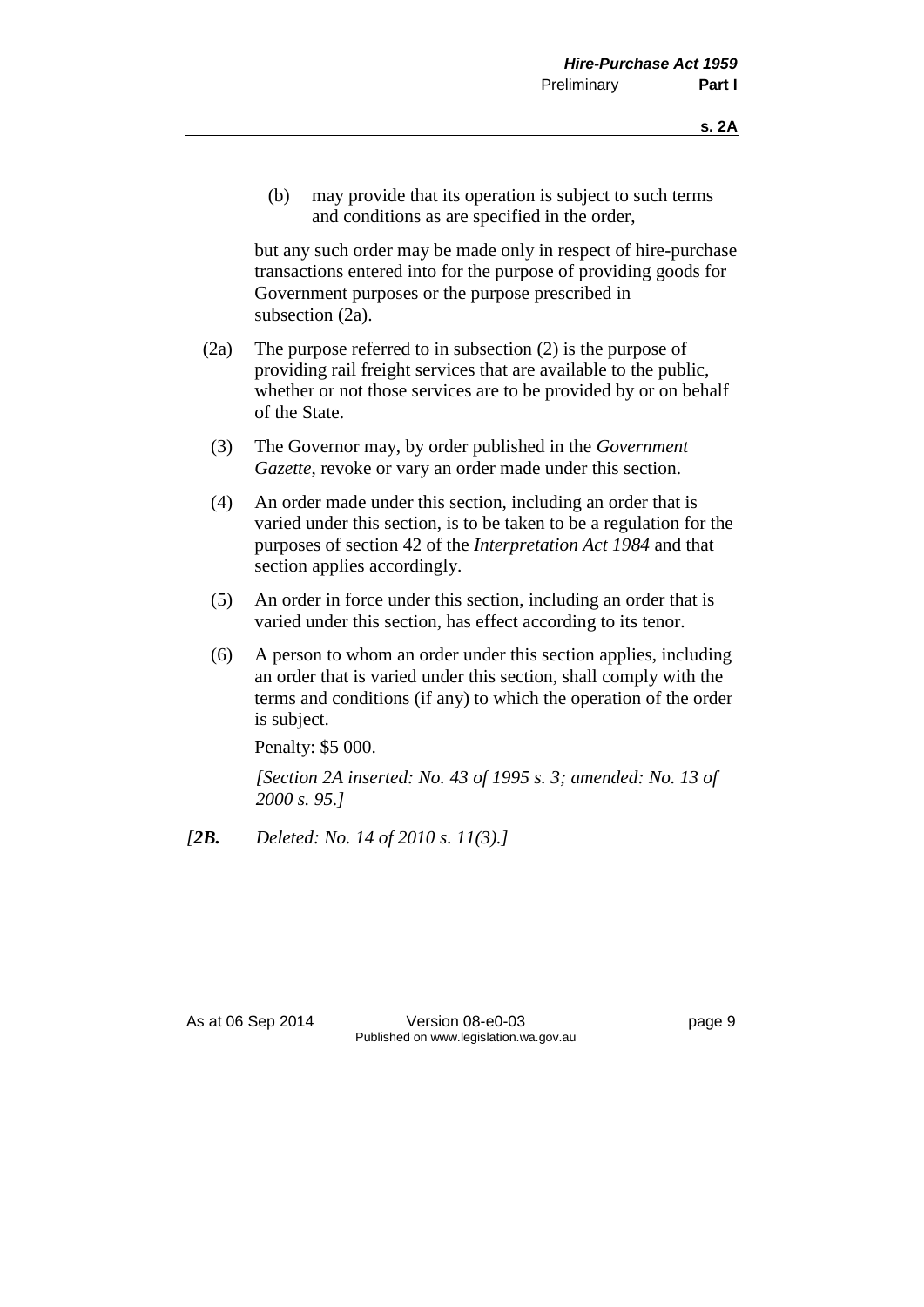(b) may provide that its operation is subject to such terms and conditions as are specified in the order,

but any such order may be made only in respect of hire-purchase transactions entered into for the purpose of providing goods for Government purposes or the purpose prescribed in subsection (2a).

(2a) The purpose referred to in subsection (2) is the purpose of providing rail freight services that are available to the public, whether or not those services are to be provided by or on behalf of the State.

(3) The Governor may, by order published in the *Government Gazette*, revoke or vary an order made under this section.

(4) An order made under this section, including an order that is varied under this section, is to be taken to be a regulation for the purposes of section 42 of the *Interpretation Act 1984* and that section applies accordingly.

(5) An order in force under this section, including an order that is varied under this section, has effect according to its tenor.

(6) A person to whom an order under this section applies, including an order that is varied under this section, shall comply with the terms and conditions (if any) to which the operation of the order is subject.

Penalty: $5 000.

*[Section 2A inserted: No. 43 of 1995 s. 3; amended: No. 13 of 2000 s. 95.]*

*[**2B.** Deleted: No. 14 of 2010 s. 11(3).]*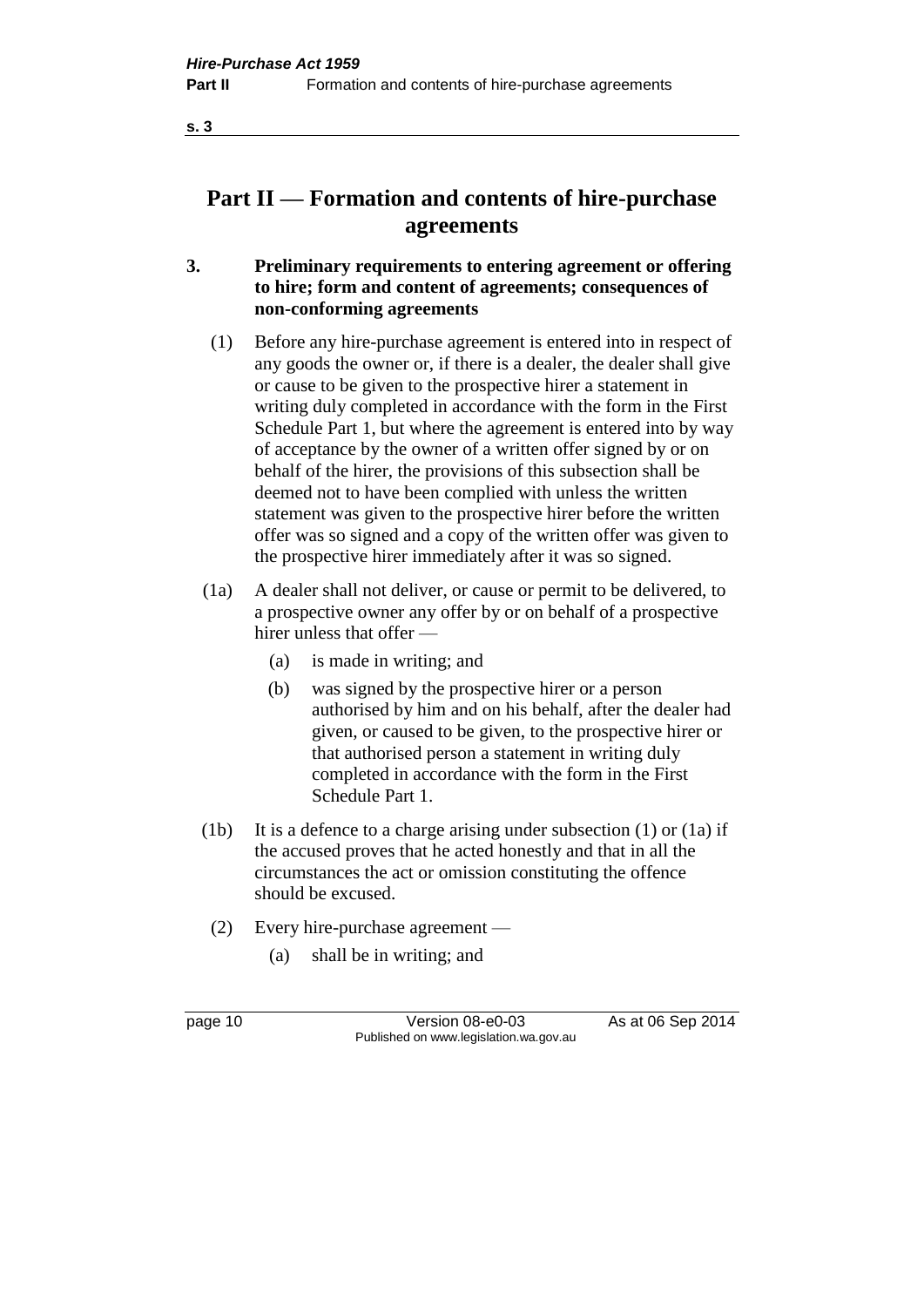# Part II — Formation and contents of hire-purchase agreements

**3. Preliminary requirements to entering agreement or offering to hire; form and content of agreements; consequences of non-conforming agreements**

(1) Before any hire-purchase agreement is entered into in respect of any goods the owner or, if there is a dealer, the dealer shall give or cause to be given to the prospective hirer a statement in writing duly completed in accordance with the form in the First Schedule Part 1, but where the agreement is entered into by way of acceptance by the owner of a written offer signed by or on behalf of the hirer, the provisions of this subsection shall be deemed not to have been complied with unless the written statement was given to the prospective hirer before the written offer was so signed and a copy of the written offer was given to the prospective hirer immediately after it was so signed.

(1a) A dealer shall not deliver, or cause or permit to be delivered, to a prospective owner any offer by or on behalf of a prospective hirer unless that offer —

- (a) is made in writing; and
- (b) was signed by the prospective hirer or a person authorised by him and on his behalf, after the dealer had given, or caused to be given, to the prospective hirer or that authorised person a statement in writing duly completed in accordance with the form in the First Schedule Part 1.

(1b) It is a defence to a charge arising under subsection (1) or (1a) if the accused proves that he acted honestly and that in all the circumstances the act or omission constituting the offence should be excused.

(2) Every hire-purchase agreement —

- (a) shall be in writing; and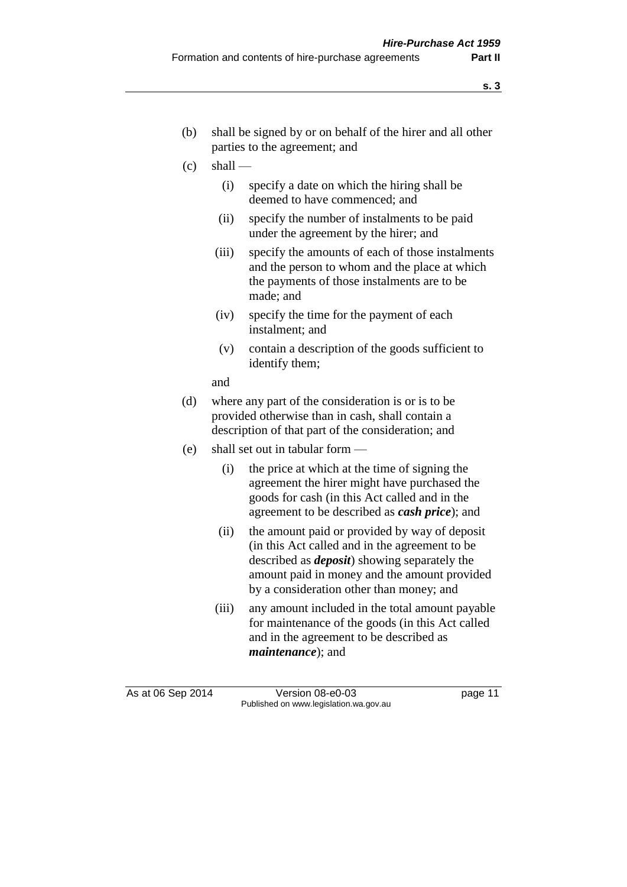(b) shall be signed by or on behalf of the hirer and all other parties to the agreement; and

(c) shall —

  (i) specify a date on which the hiring shall be deemed to have commenced; and

  (ii) specify the number of instalments to be paid under the agreement by the hirer; and

  (iii) specify the amounts of each of those instalments and the person to whom and the place at which the payments of those instalments are to be made; and

  (iv) specify the time for the payment of each instalment; and

  (v) contain a description of the goods sufficient to identify them;

and

(d) where any part of the consideration is or is to be provided otherwise than in cash, shall contain a description of that part of the consideration; and

(e) shall set out in tabular form —

  (i) the price at which at the time of signing the agreement the hirer might have purchased the goods for cash (in this Act called and in the agreement to be described as ***cash price***); and

  (ii) the amount paid or provided by way of deposit (in this Act called and in the agreement to be described as ***deposit***) showing separately the amount paid in money and the amount provided by a consideration other than money; and

  (iii) any amount included in the total amount payable for maintenance of the goods (in this Act called and in the agreement to be described as ***maintenance***); and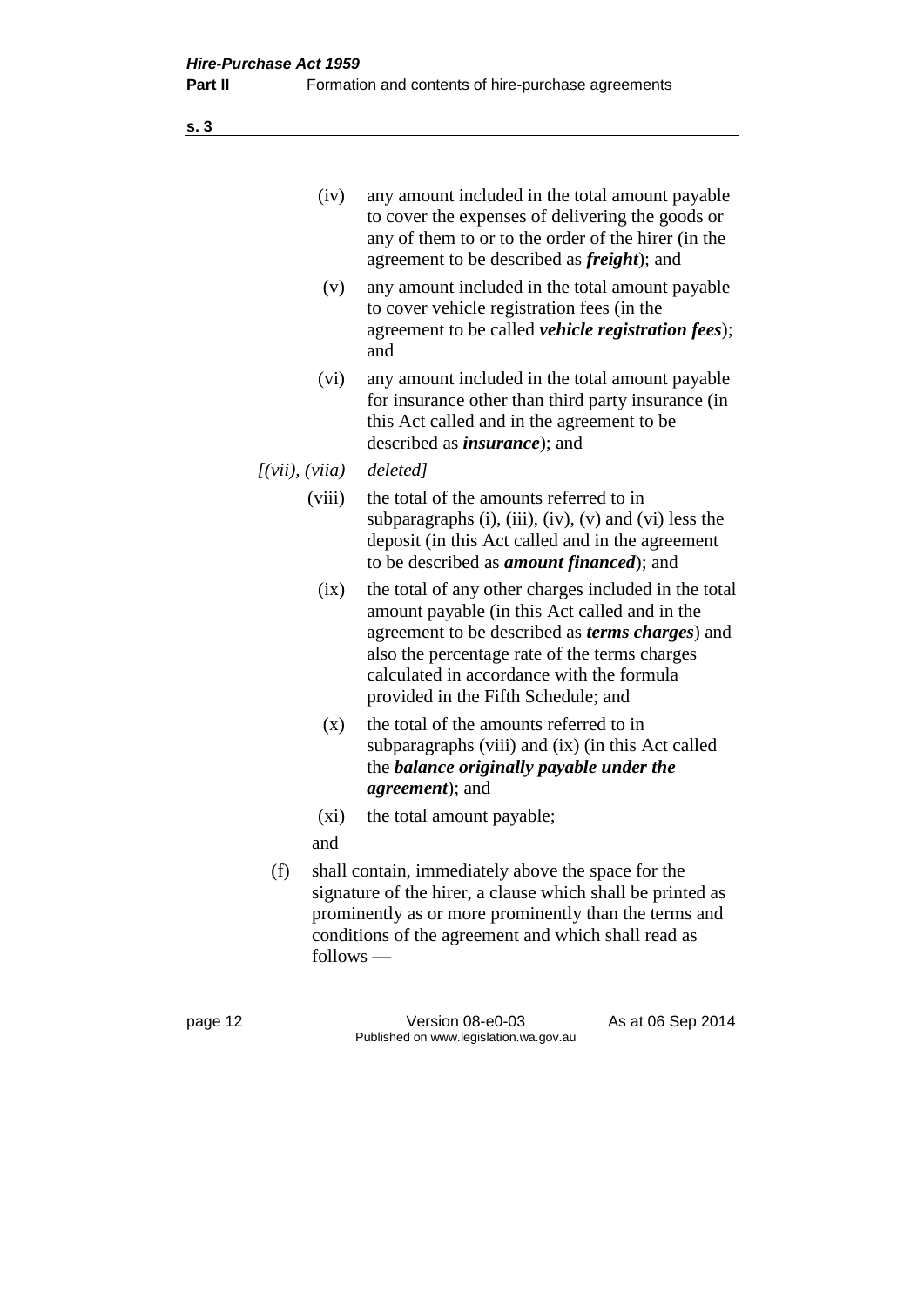(iv) any amount included in the total amount payable to cover the expenses of delivering the goods or any of them to or to the order of the hirer (in the agreement to be described as ***freight***); and

(v) any amount included in the total amount payable to cover vehicle registration fees (in the agreement to be called ***vehicle registration fees***); and

(vi) any amount included in the total amount payable for insurance other than third party insurance (in this Act called and in the agreement to be described as ***insurance***); and

*[(vii), (viia) deleted]*

(viii) the total of the amounts referred to in subparagraphs (i), (iii), (iv), (v) and (vi) less the deposit (in this Act called and in the agreement to be described as ***amount financed***); and

(ix) the total of any other charges included in the total amount payable (in this Act called and in the agreement to be described as ***terms charges***) and also the percentage rate of the terms charges calculated in accordance with the formula provided in the Fifth Schedule; and

(x) the total of the amounts referred to in subparagraphs (viii) and (ix) (in this Act called the ***balance originally payable under the agreement***); and

(xi) the total amount payable;

and

(f) shall contain, immediately above the space for the signature of the hirer, a clause which shall be printed as prominently as or more prominently than the terms and conditions of the agreement and which shall read as follows —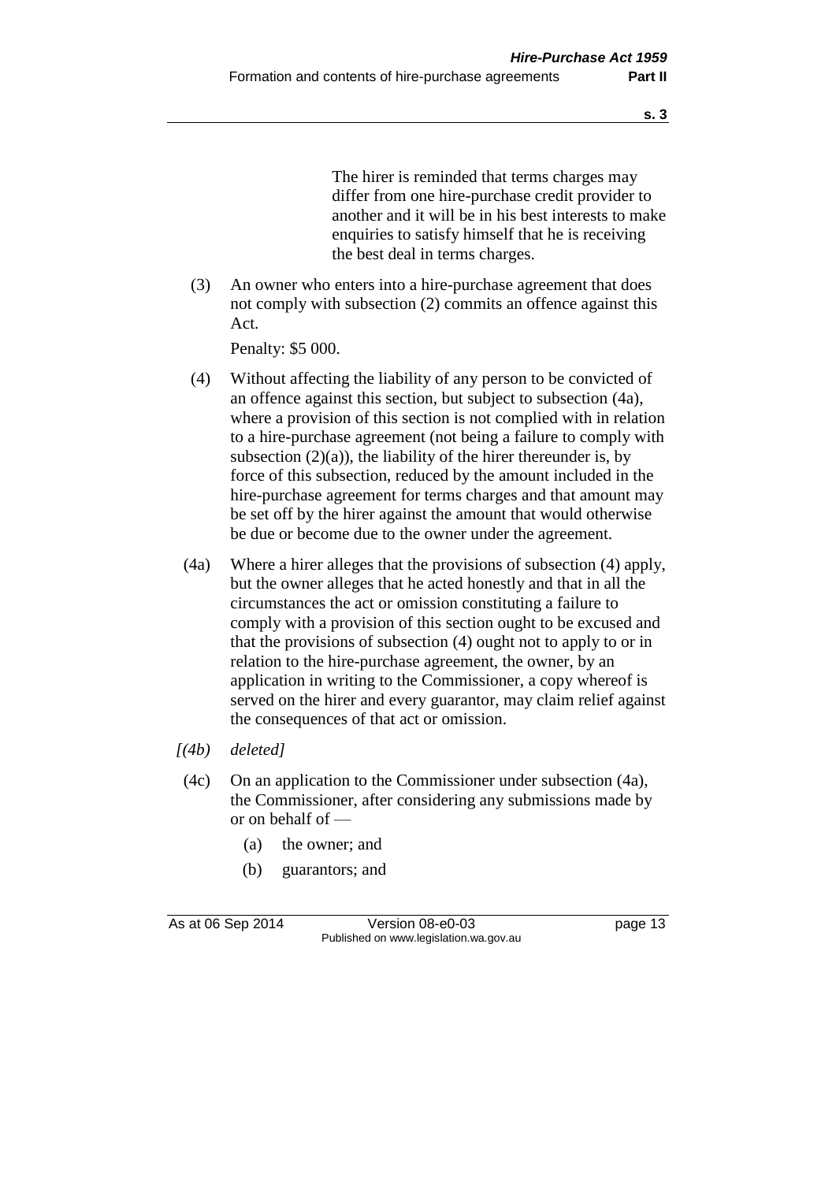The hirer is reminded that terms charges may differ from one hire-purchase credit provider to another and it will be in his best interests to make enquiries to satisfy himself that he is receiving the best deal in terms charges.

(3) An owner who enters into a hire-purchase agreement that does not comply with subsection (2) commits an offence against this Act.

Penalty: $5 000.

(4) Without affecting the liability of any person to be convicted of an offence against this section, but subject to subsection (4a), where a provision of this section is not complied with in relation to a hire-purchase agreement (not being a failure to comply with subsection (2)(a)), the liability of the hirer thereunder is, by force of this subsection, reduced by the amount included in the hire-purchase agreement for terms charges and that amount may be set off by the hirer against the amount that would otherwise be due or become due to the owner under the agreement.

(4a) Where a hirer alleges that the provisions of subsection (4) apply, but the owner alleges that he acted honestly and that in all the circumstances the act or omission constituting a failure to comply with a provision of this section ought to be excused and that the provisions of subsection (4) ought not to apply to or in relation to the hire-purchase agreement, the owner, by an application in writing to the Commissioner, a copy whereof is served on the hirer and every guarantor, may claim relief against the consequences of that act or omission.

*[(4b) deleted]*

(4c) On an application to the Commissioner under subsection (4a), the Commissioner, after considering any submissions made by or on behalf of —

(a) the owner; and

(b) guarantors; and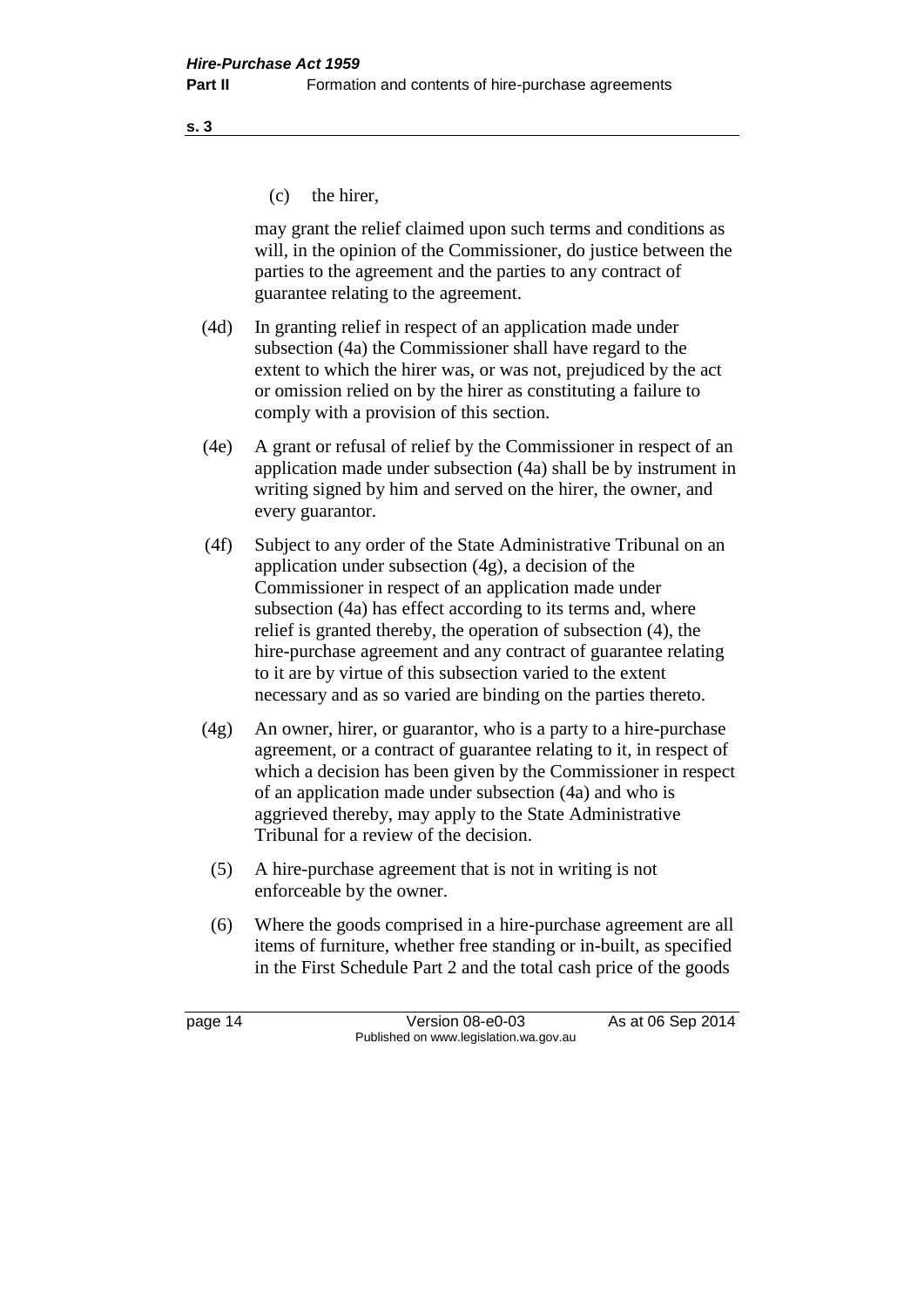(c) the hirer,

may grant the relief claimed upon such terms and conditions as will, in the opinion of the Commissioner, do justice between the parties to the agreement and the parties to any contract of guarantee relating to the agreement.

(4d) In granting relief in respect of an application made under subsection (4a) the Commissioner shall have regard to the extent to which the hirer was, or was not, prejudiced by the act or omission relied on by the hirer as constituting a failure to comply with a provision of this section.

(4e) A grant or refusal of relief by the Commissioner in respect of an application made under subsection (4a) shall be by instrument in writing signed by him and served on the hirer, the owner, and every guarantor.

(4f) Subject to any order of the State Administrative Tribunal on an application under subsection (4g), a decision of the Commissioner in respect of an application made under subsection (4a) has effect according to its terms and, where relief is granted thereby, the operation of subsection (4), the hire-purchase agreement and any contract of guarantee relating to it are by virtue of this subsection varied to the extent necessary and as so varied are binding on the parties thereto.

(4g) An owner, hirer, or guarantor, who is a party to a hire-purchase agreement, or a contract of guarantee relating to it, in respect of which a decision has been given by the Commissioner in respect of an application made under subsection (4a) and who is aggrieved thereby, may apply to the State Administrative Tribunal for a review of the decision.

(5) A hire-purchase agreement that is not in writing is not enforceable by the owner.

(6) Where the goods comprised in a hire-purchase agreement are all items of furniture, whether free standing or in-built, as specified in the First Schedule Part 2 and the total cash price of the goods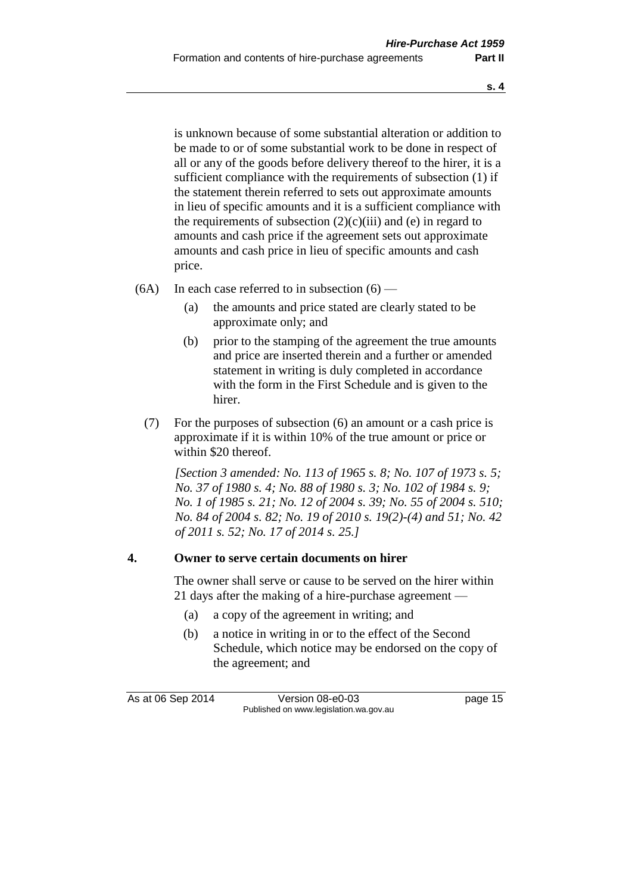is unknown because of some substantial alteration or addition to be made to or of some substantial work to be done in respect of all or any of the goods before delivery thereof to the hirer, it is a sufficient compliance with the requirements of subsection (1) if the statement therein referred to sets out approximate amounts in lieu of specific amounts and it is a sufficient compliance with the requirements of subsection (2)(c)(iii) and (e) in regard to amounts and cash price if the agreement sets out approximate amounts and cash price in lieu of specific amounts and cash price.

(6A) In each case referred to in subsection (6) —

- (a) the amounts and price stated are clearly stated to be approximate only; and
- (b) prior to the stamping of the agreement the true amounts and price are inserted therein and a further or amended statement in writing is duly completed in accordance with the form in the First Schedule and is given to the hirer.

(7) For the purposes of subsection (6) an amount or a cash price is approximate if it is within 10% of the true amount or price or within $20 thereof.

*[Section 3 amended: No. 113 of 1965 s. 8; No. 107 of 1973 s. 5; No. 37 of 1980 s. 4; No. 88 of 1980 s. 3; No. 102 of 1984 s. 9; No. 1 of 1985 s. 21; No. 12 of 2004 s. 39; No. 55 of 2004 s. 510; No. 84 of 2004 s. 82; No. 19 of 2010 s. 19(2)-(4) and 51; No. 42 of 2011 s. 52; No. 17 of 2014 s. 25.]*

## 4. Owner to serve certain documents on hirer

The owner shall serve or cause to be served on the hirer within 21 days after the making of a hire-purchase agreement —

- (a) a copy of the agreement in writing; and
- (b) a notice in writing in or to the effect of the Second Schedule, which notice may be endorsed on the copy of the agreement; and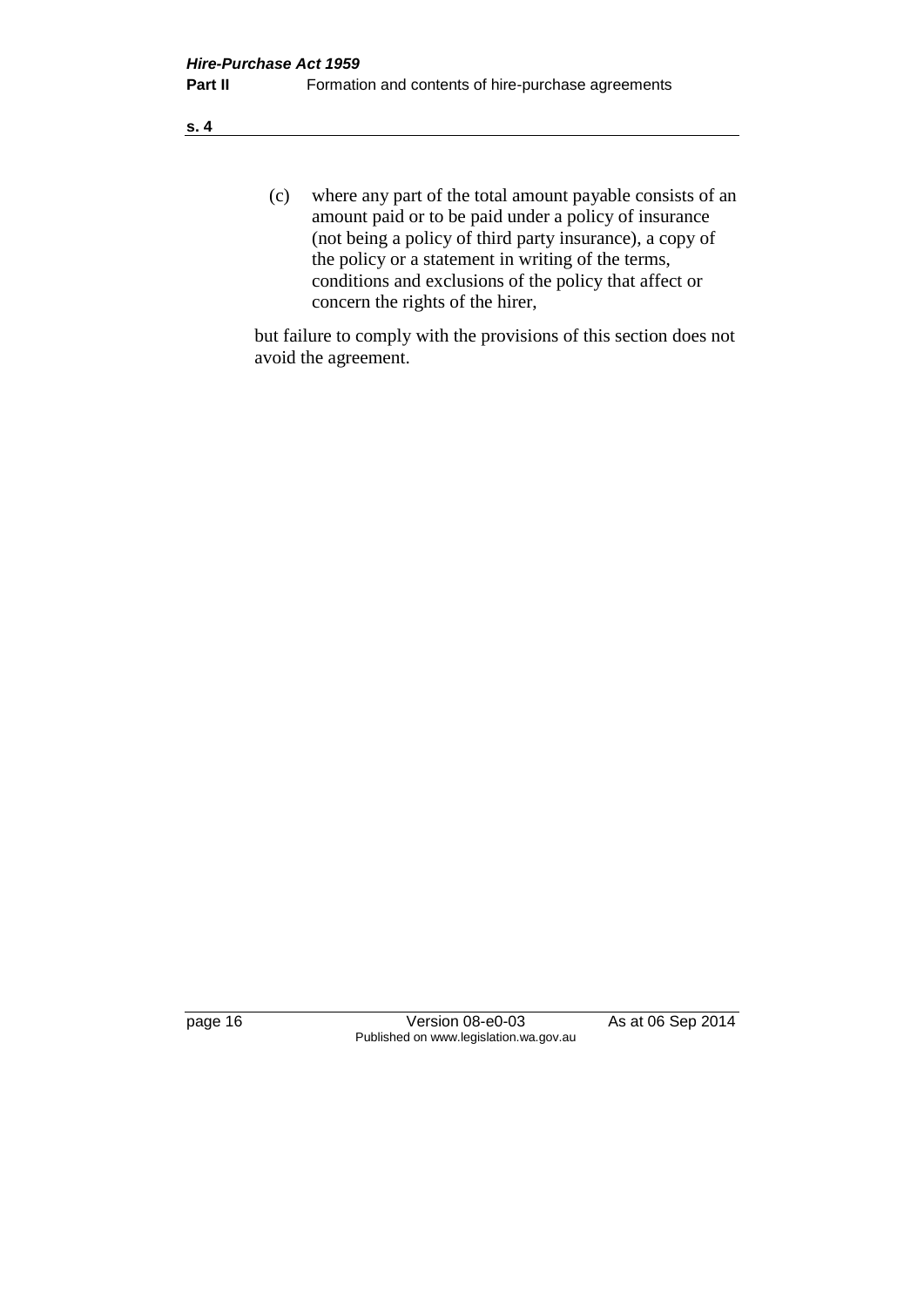(c) where any part of the total amount payable consists of an amount paid or to be paid under a policy of insurance (not being a policy of third party insurance), a copy of the policy or a statement in writing of the terms, conditions and exclusions of the policy that affect or concern the rights of the hirer,

but failure to comply with the provisions of this section does not avoid the agreement.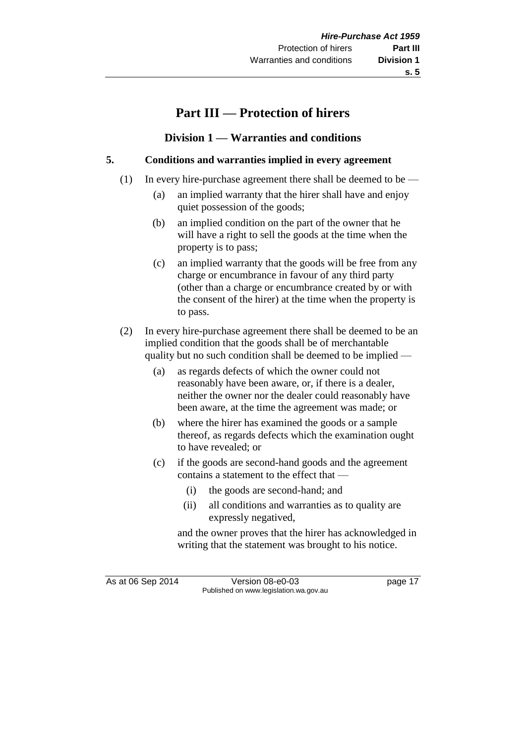# Part III — Protection of hirers

## Division 1 — Warranties and conditions

### 5. Conditions and warranties implied in every agreement

(1) In every hire-purchase agreement there shall be deemed to be —

- (a) an implied warranty that the hirer shall have and enjoy quiet possession of the goods;
- (b) an implied condition on the part of the owner that he will have a right to sell the goods at the time when the property is to pass;
- (c) an implied warranty that the goods will be free from any charge or encumbrance in favour of any third party (other than a charge or encumbrance created by or with the consent of the hirer) at the time when the property is to pass.

(2) In every hire-purchase agreement there shall be deemed to be an implied condition that the goods shall be of merchantable quality but no such condition shall be deemed to be implied —

- (a) as regards defects of which the owner could not reasonably have been aware, or, if there is a dealer, neither the owner nor the dealer could reasonably have been aware, at the time the agreement was made; or
- (b) where the hirer has examined the goods or a sample thereof, as regards defects which the examination ought to have revealed; or
- (c) if the goods are second-hand goods and the agreement contains a statement to the effect that —
  - (i) the goods are second-hand; and
  - (ii) all conditions and warranties as to quality are expressly negatived,

  and the owner proves that the hirer has acknowledged in writing that the statement was brought to his notice.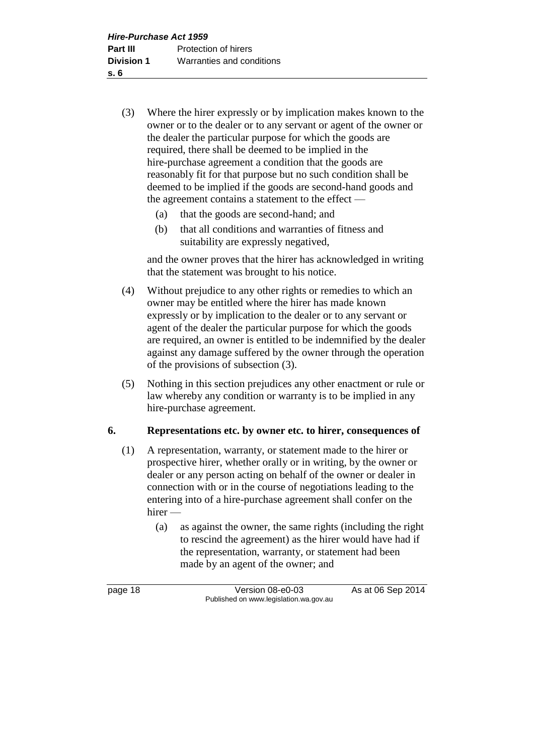(3) Where the hirer expressly or by implication makes known to the owner or to the dealer or to any servant or agent of the owner or the dealer the particular purpose for which the goods are required, there shall be deemed to be implied in the hire-purchase agreement a condition that the goods are reasonably fit for that purpose but no such condition shall be deemed to be implied if the goods are second-hand goods and the agreement contains a statement to the effect —

(a) that the goods are second-hand; and

(b) that all conditions and warranties of fitness and suitability are expressly negatived,

and the owner proves that the hirer has acknowledged in writing that the statement was brought to his notice.

(4) Without prejudice to any other rights or remedies to which an owner may be entitled where the hirer has made known expressly or by implication to the dealer or to any servant or agent of the dealer the particular purpose for which the goods are required, an owner is entitled to be indemnified by the dealer against any damage suffered by the owner through the operation of the provisions of subsection (3).

(5) Nothing in this section prejudices any other enactment or rule or law whereby any condition or warranty is to be implied in any hire-purchase agreement.

## 6. Representations etc. by owner etc. to hirer, consequences of

(1) A representation, warranty, or statement made to the hirer or prospective hirer, whether orally or in writing, by the owner or dealer or any person acting on behalf of the owner or dealer in connection with or in the course of negotiations leading to the entering into of a hire-purchase agreement shall confer on the hirer —

(a) as against the owner, the same rights (including the right to rescind the agreement) as the hirer would have had if the representation, warranty, or statement had been made by an agent of the owner; and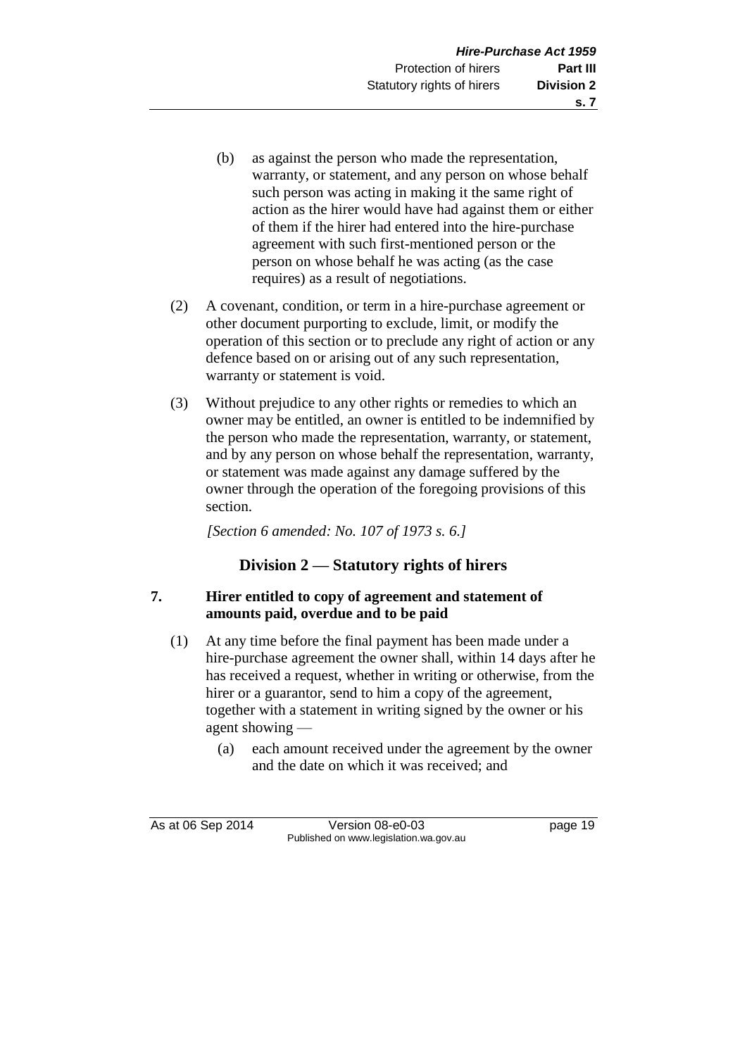(b) as against the person who made the representation, warranty, or statement, and any person on whose behalf such person was acting in making it the same right of action as the hirer would have had against them or either of them if the hirer had entered into the hire-purchase agreement with such first-mentioned person or the person on whose behalf he was acting (as the case requires) as a result of negotiations.

(2) A covenant, condition, or term in a hire-purchase agreement or other document purporting to exclude, limit, or modify the operation of this section or to preclude any right of action or any defence based on or arising out of any such representation, warranty or statement is void.

(3) Without prejudice to any other rights or remedies to which an owner may be entitled, an owner is entitled to be indemnified by the person who made the representation, warranty, or statement, and by any person on whose behalf the representation, warranty, or statement was made against any damage suffered by the owner through the operation of the foregoing provisions of this section.

*[Section 6 amended: No. 107 of 1973 s. 6.]*

## Division 2 — Statutory rights of hirers

### 7. Hirer entitled to copy of agreement and statement of amounts paid, overdue and to be paid

(1) At any time before the final payment has been made under a hire-purchase agreement the owner shall, within 14 days after he has received a request, whether in writing or otherwise, from the hirer or a guarantor, send to him a copy of the agreement, together with a statement in writing signed by the owner or his agent showing —

(a) each amount received under the agreement by the owner and the date on which it was received; and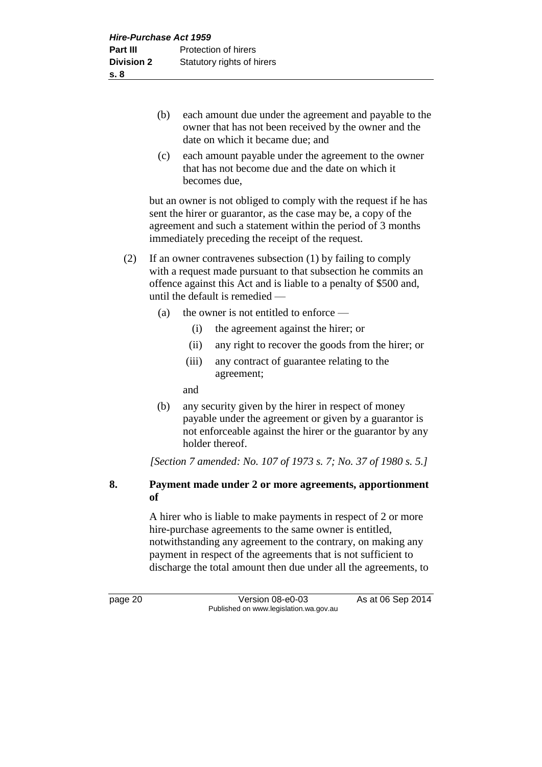(b) each amount due under the agreement and payable to the owner that has not been received by the owner and the date on which it became due; and

(c) each amount payable under the agreement to the owner that has not become due and the date on which it becomes due,

but an owner is not obliged to comply with the request if he has sent the hirer or guarantor, as the case may be, a copy of the agreement and such a statement within the period of 3 months immediately preceding the receipt of the request.

(2) If an owner contravenes subsection (1) by failing to comply with a request made pursuant to that subsection he commits an offence against this Act and is liable to a penalty of $500 and, until the default is remedied —

(a) the owner is not entitled to enforce —

(i) the agreement against the hirer; or

(ii) any right to recover the goods from the hirer; or

(iii) any contract of guarantee relating to the agreement;

and

(b) any security given by the hirer in respect of money payable under the agreement or given by a guarantor is not enforceable against the hirer or the guarantor by any holder thereof.

*[Section 7 amended: No. 107 of 1973 s. 7; No. 37 of 1980 s. 5.]*

### 8. Payment made under 2 or more agreements, apportionment of

A hirer who is liable to make payments in respect of 2 or more hire-purchase agreements to the same owner is entitled, notwithstanding any agreement to the contrary, on making any payment in respect of the agreements that is not sufficient to discharge the total amount then due under all the agreements, to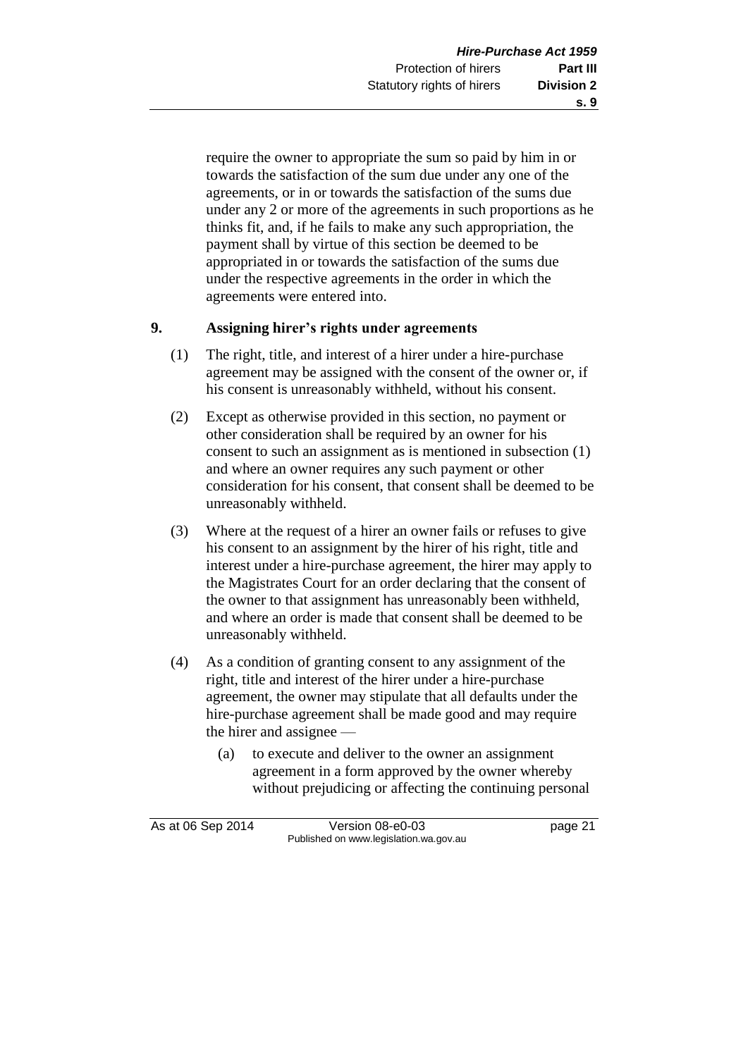require the owner to appropriate the sum so paid by him in or towards the satisfaction of the sum due under any one of the agreements, or in or towards the satisfaction of the sums due under any 2 or more of the agreements in such proportions as he thinks fit, and, if he fails to make any such appropriation, the payment shall by virtue of this section be deemed to be appropriated in or towards the satisfaction of the sums due under the respective agreements in the order in which the agreements were entered into.

## 9. Assigning hirer's rights under agreements

(1) The right, title, and interest of a hirer under a hire-purchase agreement may be assigned with the consent of the owner or, if his consent is unreasonably withheld, without his consent.

(2) Except as otherwise provided in this section, no payment or other consideration shall be required by an owner for his consent to such an assignment as is mentioned in subsection (1) and where an owner requires any such payment or other consideration for his consent, that consent shall be deemed to be unreasonably withheld.

(3) Where at the request of a hirer an owner fails or refuses to give his consent to an assignment by the hirer of his right, title and interest under a hire-purchase agreement, the hirer may apply to the Magistrates Court for an order declaring that the consent of the owner to that assignment has unreasonably been withheld, and where an order is made that consent shall be deemed to be unreasonably withheld.

(4) As a condition of granting consent to any assignment of the right, title and interest of the hirer under a hire-purchase agreement, the owner may stipulate that all defaults under the hire-purchase agreement shall be made good and may require the hirer and assignee —

(a) to execute and deliver to the owner an assignment agreement in a form approved by the owner whereby without prejudicing or affecting the continuing personal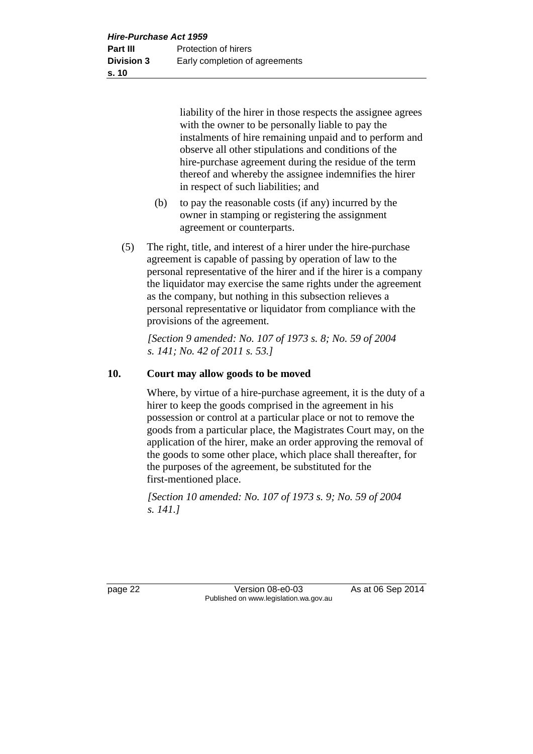liability of the hirer in those respects the assignee agrees with the owner to be personally liable to pay the instalments of hire remaining unpaid and to perform and observe all other stipulations and conditions of the hire-purchase agreement during the residue of the term thereof and whereby the assignee indemnifies the hirer in respect of such liabilities; and

(b) to pay the reasonable costs (if any) incurred by the owner in stamping or registering the assignment agreement or counterparts.

(5) The right, title, and interest of a hirer under the hire-purchase agreement is capable of passing by operation of law to the personal representative of the hirer and if the hirer is a company the liquidator may exercise the same rights under the agreement as the company, but nothing in this subsection relieves a personal representative or liquidator from compliance with the provisions of the agreement.

*[Section 9 amended: No. 107 of 1973 s. 8; No. 59 of 2004 s. 141; No. 42 of 2011 s. 53.]*

## 10. Court may allow goods to be moved

Where, by virtue of a hire-purchase agreement, it is the duty of a hirer to keep the goods comprised in the agreement in his possession or control at a particular place or not to remove the goods from a particular place, the Magistrates Court may, on the application of the hirer, make an order approving the removal of the goods to some other place, which place shall thereafter, for the purposes of the agreement, be substituted for the first-mentioned place.

*[Section 10 amended: No. 107 of 1973 s. 9; No. 59 of 2004 s. 141.]*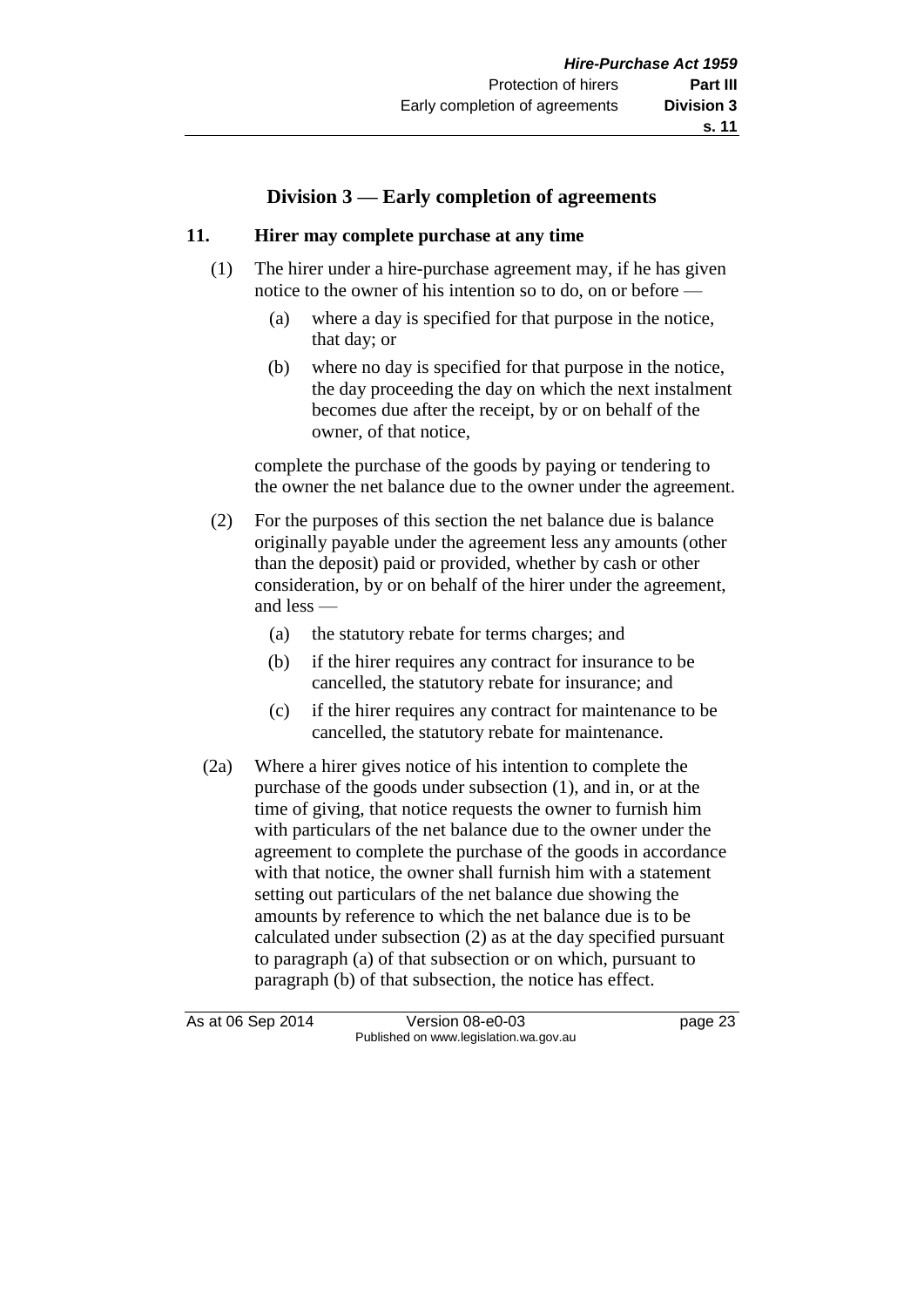## Division 3 — Early completion of agreements

### 11. Hirer may complete purchase at any time

(1) The hirer under a hire-purchase agreement may, if he has given notice to the owner of his intention so to do, on or before —

- (a) where a day is specified for that purpose in the notice, that day; or
- (b) where no day is specified for that purpose in the notice, the day proceeding the day on which the next instalment becomes due after the receipt, by or on behalf of the owner, of that notice,

complete the purchase of the goods by paying or tendering to the owner the net balance due to the owner under the agreement.

(2) For the purposes of this section the net balance due is balance originally payable under the agreement less any amounts (other than the deposit) paid or provided, whether by cash or other consideration, by or on behalf of the hirer under the agreement, and less —

- (a) the statutory rebate for terms charges; and
- (b) if the hirer requires any contract for insurance to be cancelled, the statutory rebate for insurance; and
- (c) if the hirer requires any contract for maintenance to be cancelled, the statutory rebate for maintenance.

(2a) Where a hirer gives notice of his intention to complete the purchase of the goods under subsection (1), and in, or at the time of giving, that notice requests the owner to furnish him with particulars of the net balance due to the owner under the agreement to complete the purchase of the goods in accordance with that notice, the owner shall furnish him with a statement setting out particulars of the net balance due showing the amounts by reference to which the net balance due is to be calculated under subsection (2) as at the day specified pursuant to paragraph (a) of that subsection or on which, pursuant to paragraph (b) of that subsection, the notice has effect.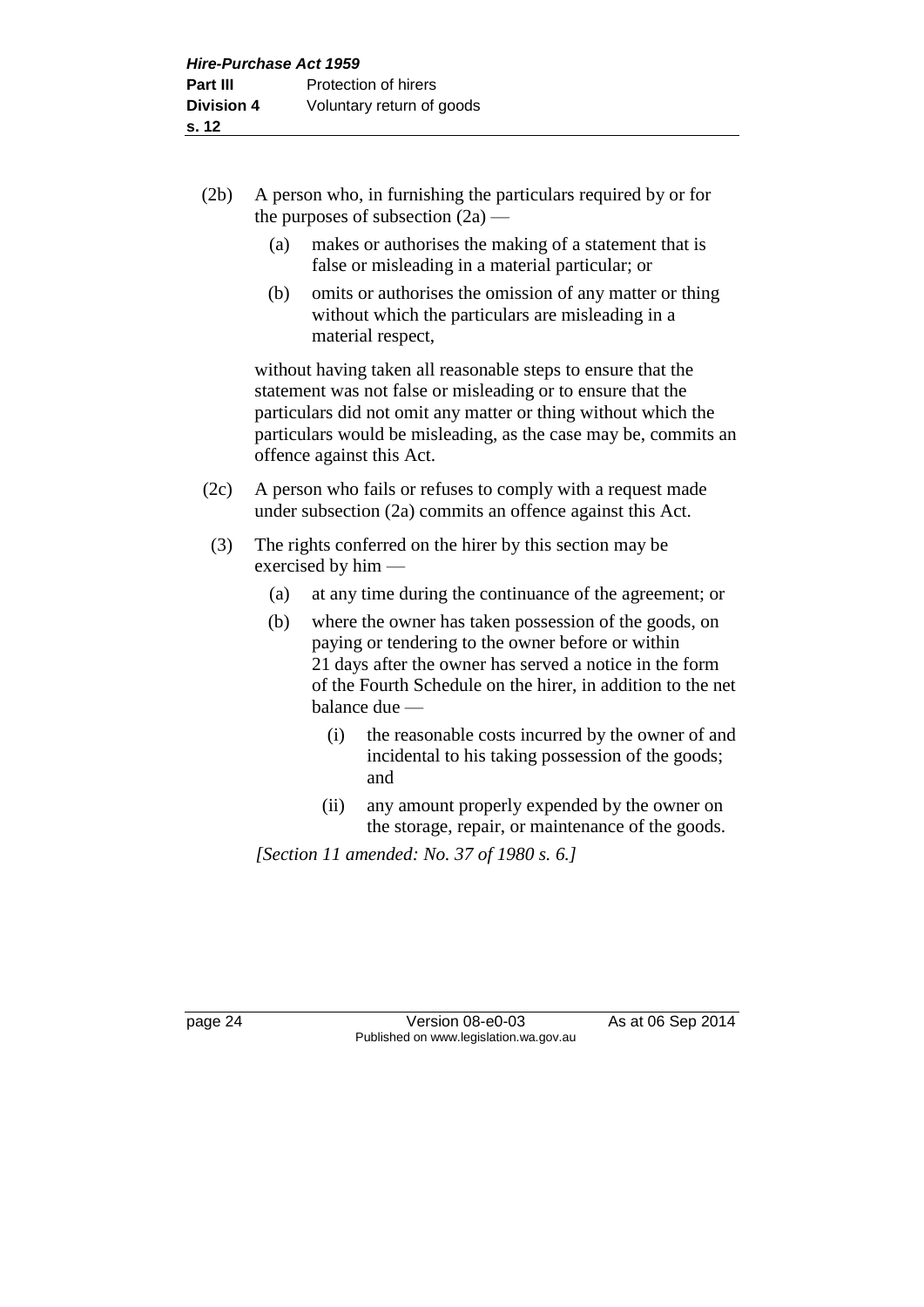(2b) A person who, in furnishing the particulars required by or for the purposes of subsection (2a) —

  (a) makes or authorises the making of a statement that is false or misleading in a material particular; or

  (b) omits or authorises the omission of any matter or thing without which the particulars are misleading in a material respect,

without having taken all reasonable steps to ensure that the statement was not false or misleading or to ensure that the particulars did not omit any matter or thing without which the particulars would be misleading, as the case may be, commits an offence against this Act.

(2c) A person who fails or refuses to comply with a request made under subsection (2a) commits an offence against this Act.

(3) The rights conferred on the hirer by this section may be exercised by him —

  (a) at any time during the continuance of the agreement; or

  (b) where the owner has taken possession of the goods, on paying or tendering to the owner before or within 21 days after the owner has served a notice in the form of the Fourth Schedule on the hirer, in addition to the net balance due —

    (i) the reasonable costs incurred by the owner of and incidental to his taking possession of the goods; and

    (ii) any amount properly expended by the owner on the storage, repair, or maintenance of the goods.

*[Section 11 amended: No. 37 of 1980 s. 6.]*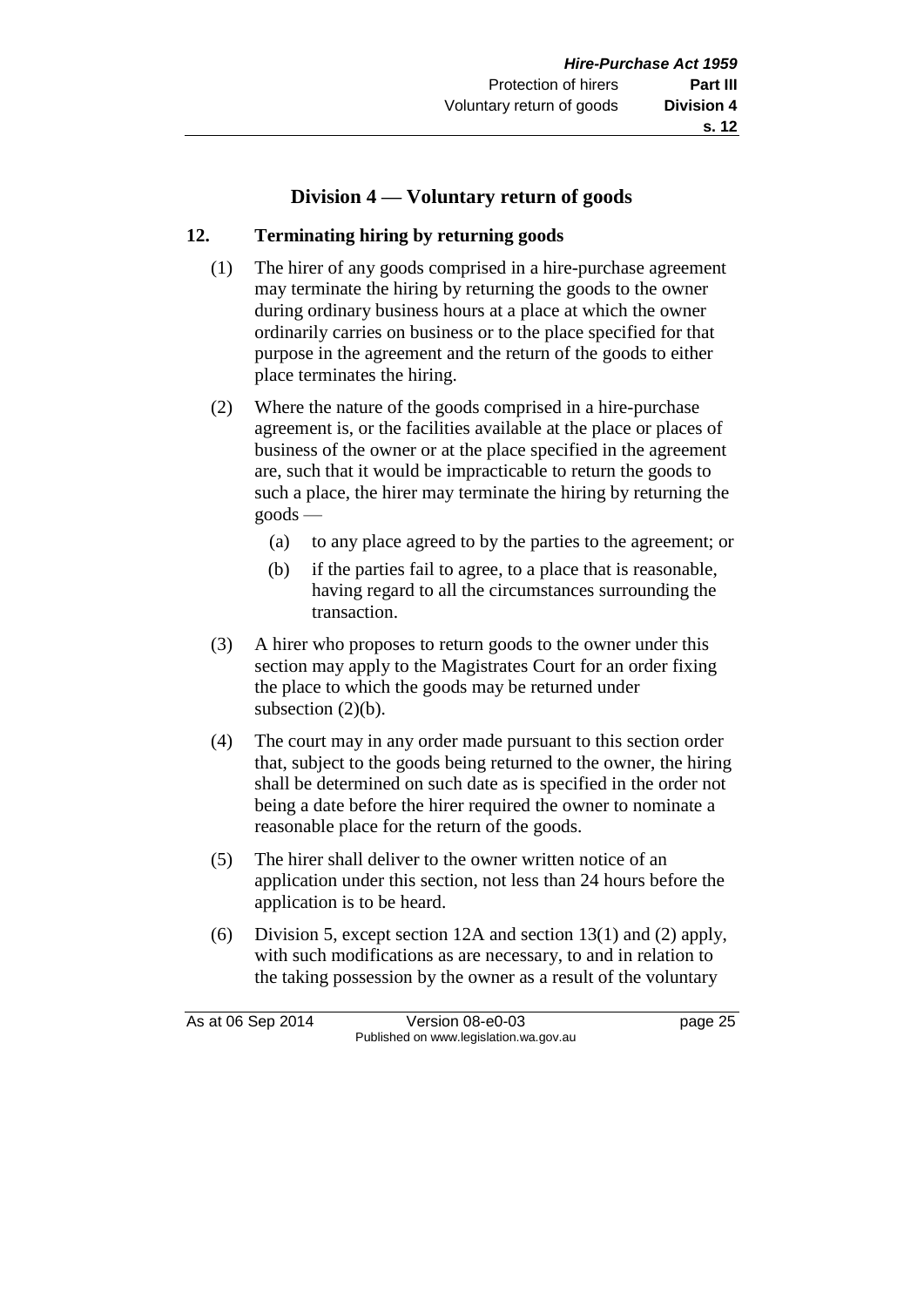## Division 4 — Voluntary return of goods

### 12. Terminating hiring by returning goods

(1) The hirer of any goods comprised in a hire-purchase agreement may terminate the hiring by returning the goods to the owner during ordinary business hours at a place at which the owner ordinarily carries on business or to the place specified for that purpose in the agreement and the return of the goods to either place terminates the hiring.

(2) Where the nature of the goods comprised in a hire-purchase agreement is, or the facilities available at the place or places of business of the owner or at the place specified in the agreement are, such that it would be impracticable to return the goods to such a place, the hirer may terminate the hiring by returning the goods —

- (a) to any place agreed to by the parties to the agreement; or
- (b) if the parties fail to agree, to a place that is reasonable, having regard to all the circumstances surrounding the transaction.

(3) A hirer who proposes to return goods to the owner under this section may apply to the Magistrates Court for an order fixing the place to which the goods may be returned under subsection (2)(b).

(4) The court may in any order made pursuant to this section order that, subject to the goods being returned to the owner, the hiring shall be determined on such date as is specified in the order not being a date before the hirer required the owner to nominate a reasonable place for the return of the goods.

(5) The hirer shall deliver to the owner written notice of an application under this section, not less than 24 hours before the application is to be heard.

(6) Division 5, except section 12A and section 13(1) and (2) apply, with such modifications as are necessary, to and in relation to the taking possession by the owner as a result of the voluntary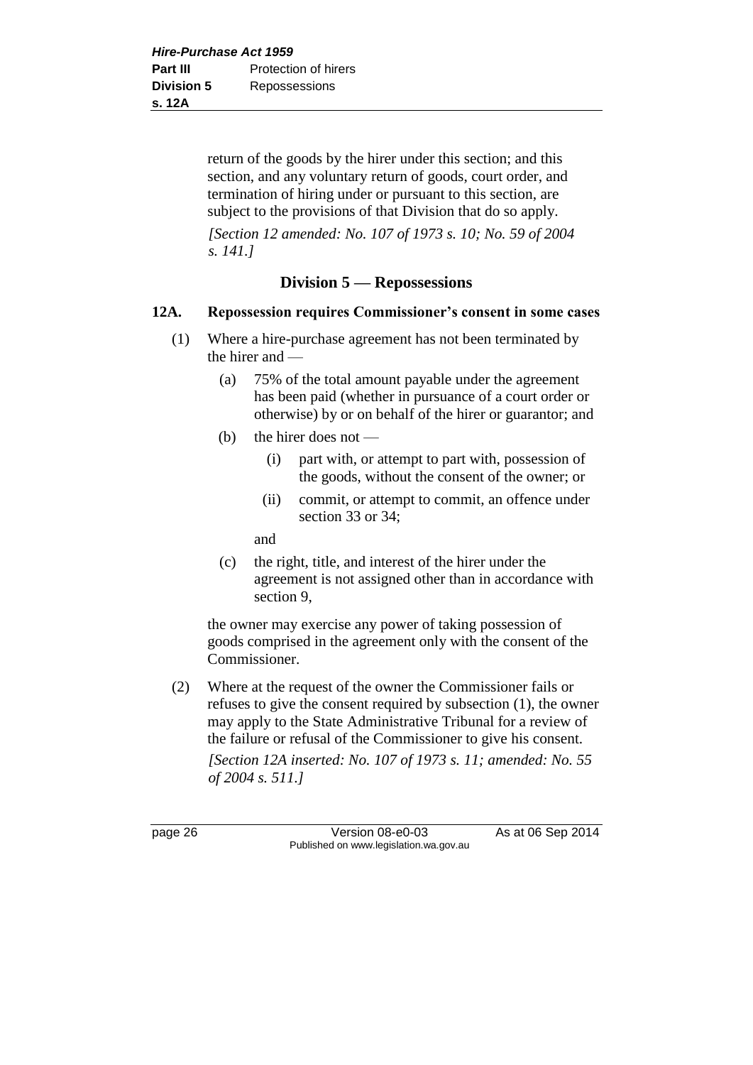return of the goods by the hirer under this section; and this section, and any voluntary return of goods, court order, and termination of hiring under or pursuant to this section, are subject to the provisions of that Division that do so apply.

*[Section 12 amended: No. 107 of 1973 s. 10; No. 59 of 2004 s. 141.]*

## Division 5 — Repossessions

### 12A. Repossession requires Commissioner's consent in some cases

(1) Where a hire-purchase agreement has not been terminated by the hirer and —

(a) 75% of the total amount payable under the agreement has been paid (whether in pursuance of a court order or otherwise) by or on behalf of the hirer or guarantor; and

(b) the hirer does not —

(i) part with, or attempt to part with, possession of the goods, without the consent of the owner; or

(ii) commit, or attempt to commit, an offence under section 33 or 34;

and

(c) the right, title, and interest of the hirer under the agreement is not assigned other than in accordance with section 9,

the owner may exercise any power of taking possession of goods comprised in the agreement only with the consent of the Commissioner.

(2) Where at the request of the owner the Commissioner fails or refuses to give the consent required by subsection (1), the owner may apply to the State Administrative Tribunal for a review of the failure or refusal of the Commissioner to give his consent.

*[Section 12A inserted: No. 107 of 1973 s. 11; amended: No. 55 of 2004 s. 511.]*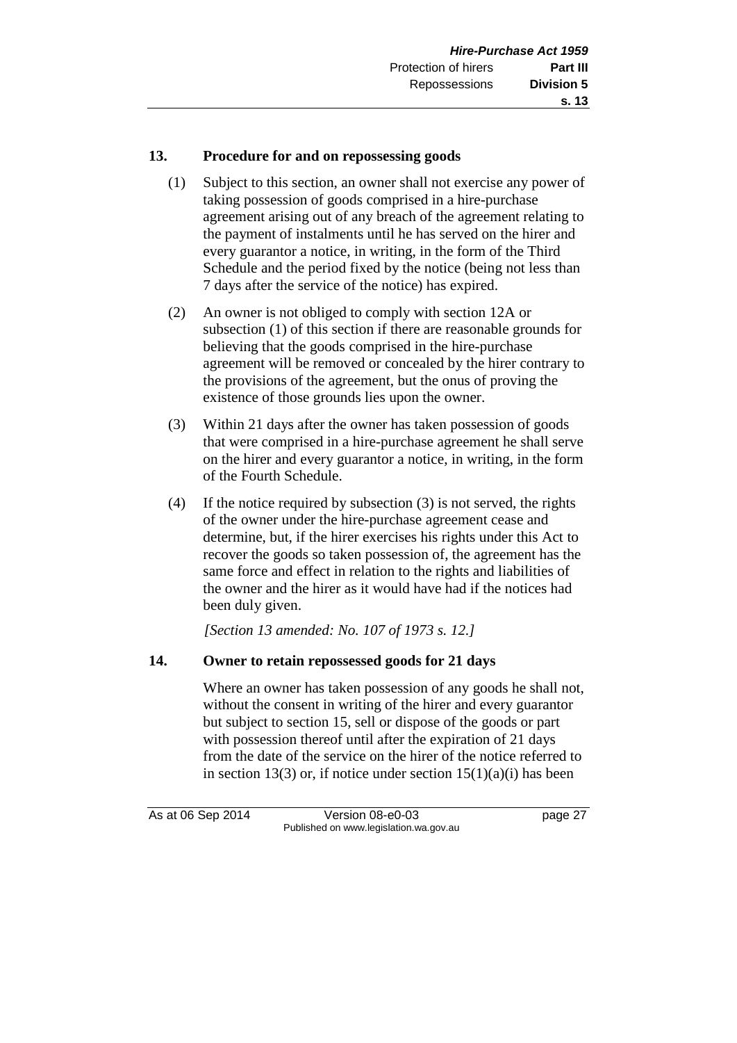### 13. Procedure for and on repossessing goods

(1) Subject to this section, an owner shall not exercise any power of taking possession of goods comprised in a hire-purchase agreement arising out of any breach of the agreement relating to the payment of instalments until he has served on the hirer and every guarantor a notice, in writing, in the form of the Third Schedule and the period fixed by the notice (being not less than 7 days after the service of the notice) has expired.

(2) An owner is not obliged to comply with section 12A or subsection (1) of this section if there are reasonable grounds for believing that the goods comprised in the hire-purchase agreement will be removed or concealed by the hirer contrary to the provisions of the agreement, but the onus of proving the existence of those grounds lies upon the owner.

(3) Within 21 days after the owner has taken possession of goods that were comprised in a hire-purchase agreement he shall serve on the hirer and every guarantor a notice, in writing, in the form of the Fourth Schedule.

(4) If the notice required by subsection (3) is not served, the rights of the owner under the hire-purchase agreement cease and determine, but, if the hirer exercises his rights under this Act to recover the goods so taken possession of, the agreement has the same force and effect in relation to the rights and liabilities of the owner and the hirer as it would have had if the notices had been duly given.

*[Section 13 amended: No. 107 of 1973 s. 12.]*

### 14. Owner to retain repossessed goods for 21 days

Where an owner has taken possession of any goods he shall not, without the consent in writing of the hirer and every guarantor but subject to section 15, sell or dispose of the goods or part with possession thereof until after the expiration of 21 days from the date of the service on the hirer of the notice referred to in section 13(3) or, if notice under section 15(1)(a)(i) has been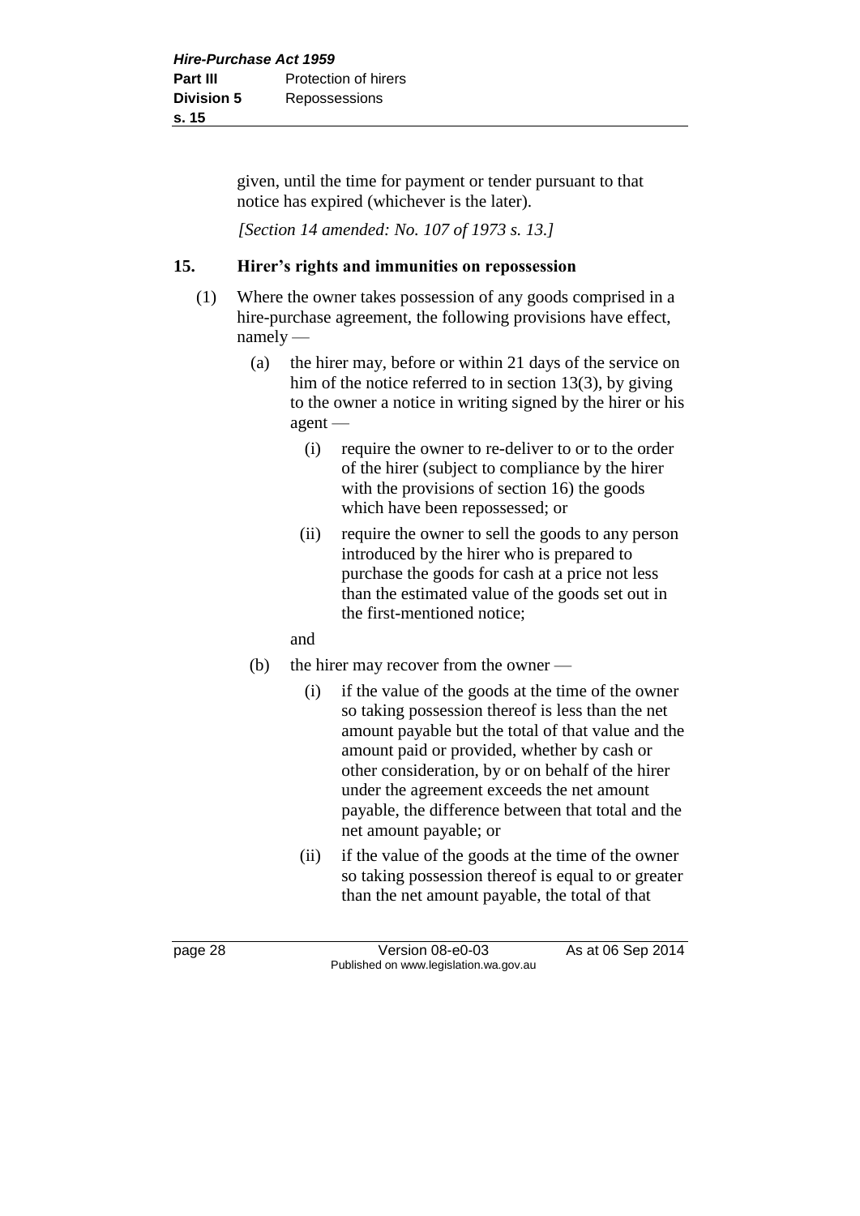given, until the time for payment or tender pursuant to that notice has expired (whichever is the later).

*[Section 14 amended: No. 107 of 1973 s. 13.]*

## 15. Hirer's rights and immunities on repossession

(1) Where the owner takes possession of any goods comprised in a hire-purchase agreement, the following provisions have effect, namely —

(a) the hirer may, before or within 21 days of the service on him of the notice referred to in section 13(3), by giving to the owner a notice in writing signed by the hirer or his agent —

(i) require the owner to re-deliver to or to the order of the hirer (subject to compliance by the hirer with the provisions of section 16) the goods which have been repossessed; or

(ii) require the owner to sell the goods to any person introduced by the hirer who is prepared to purchase the goods for cash at a price not less than the estimated value of the goods set out in the first-mentioned notice;

and

(b) the hirer may recover from the owner —

(i) if the value of the goods at the time of the owner so taking possession thereof is less than the net amount payable but the total of that value and the amount paid or provided, whether by cash or other consideration, by or on behalf of the hirer under the agreement exceeds the net amount payable, the difference between that total and the net amount payable; or

(ii) if the value of the goods at the time of the owner so taking possession thereof is equal to or greater than the net amount payable, the total of that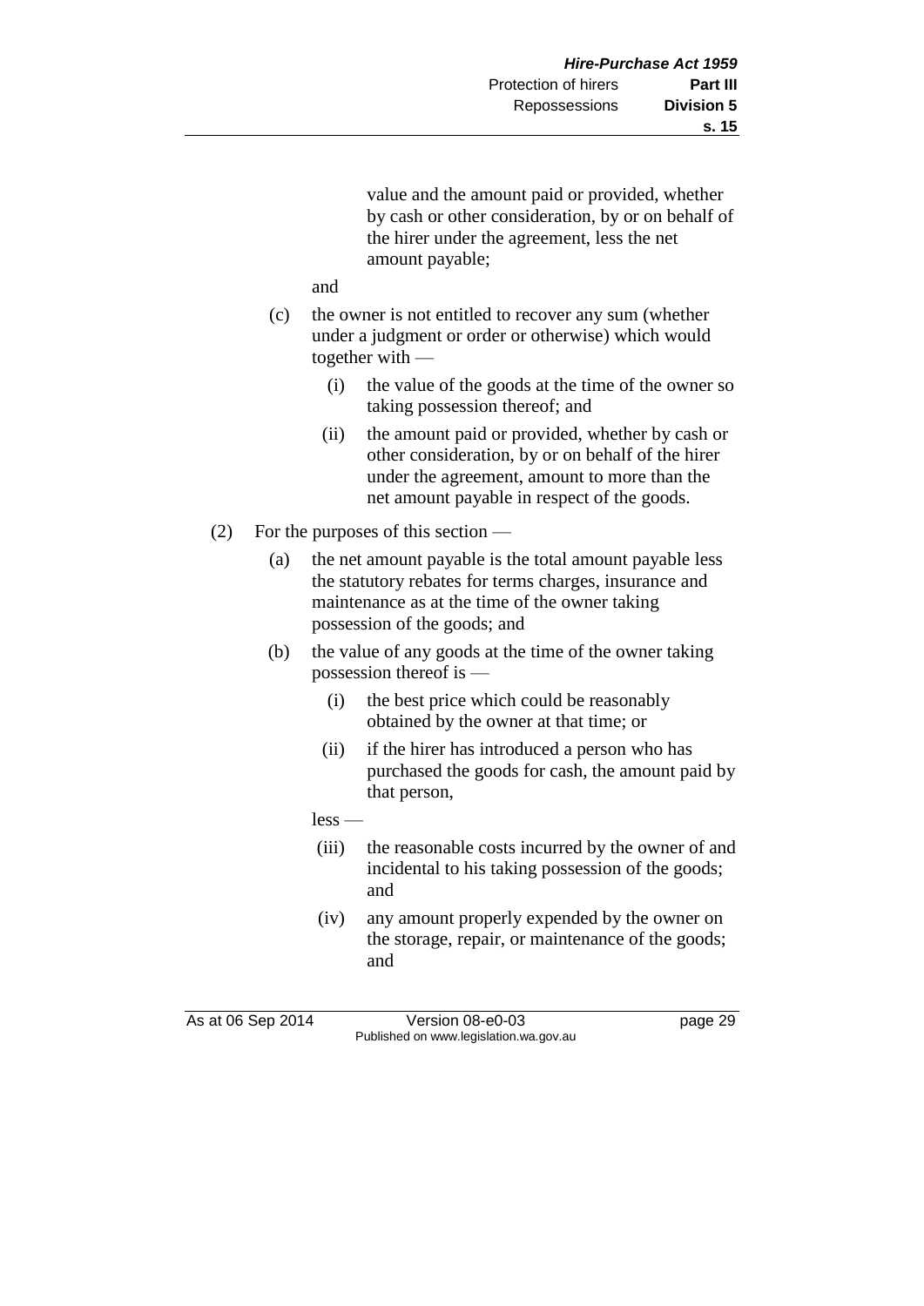value and the amount paid or provided, whether by cash or other consideration, by or on behalf of the hirer under the agreement, less the net amount payable;

and

(c) the owner is not entitled to recover any sum (whether under a judgment or order or otherwise) which would together with —

  (i) the value of the goods at the time of the owner so taking possession thereof; and

  (ii) the amount paid or provided, whether by cash or other consideration, by or on behalf of the hirer under the agreement, amount to more than the net amount payable in respect of the goods.

(2) For the purposes of this section —

  (a) the net amount payable is the total amount payable less the statutory rebates for terms charges, insurance and maintenance as at the time of the owner taking possession of the goods; and

  (b) the value of any goods at the time of the owner taking possession thereof is —

    (i) the best price which could be reasonably obtained by the owner at that time; or

    (ii) if the hirer has introduced a person who has purchased the goods for cash, the amount paid by that person,

  less —

    (iii) the reasonable costs incurred by the owner of and incidental to his taking possession of the goods; and

    (iv) any amount properly expended by the owner on the storage, repair, or maintenance of the goods; and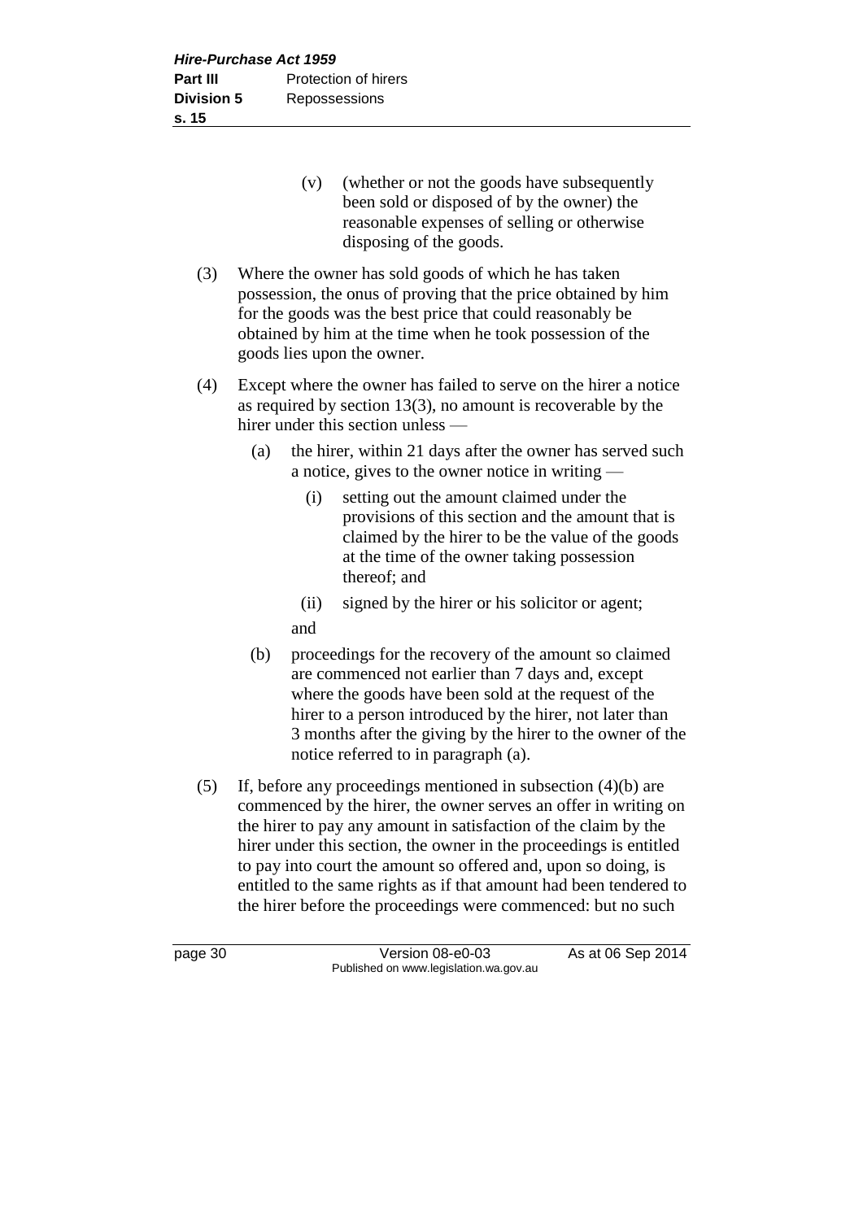(v) (whether or not the goods have subsequently been sold or disposed of by the owner) the reasonable expenses of selling or otherwise disposing of the goods.

(3) Where the owner has sold goods of which he has taken possession, the onus of proving that the price obtained by him for the goods was the best price that could reasonably be obtained by him at the time when he took possession of the goods lies upon the owner.

(4) Except where the owner has failed to serve on the hirer a notice as required by section 13(3), no amount is recoverable by the hirer under this section unless —

(a) the hirer, within 21 days after the owner has served such a notice, gives to the owner notice in writing —

(i) setting out the amount claimed under the provisions of this section and the amount that is claimed by the hirer to be the value of the goods at the time of the owner taking possession thereof; and

(ii) signed by the hirer or his solicitor or agent;

and

(b) proceedings for the recovery of the amount so claimed are commenced not earlier than 7 days and, except where the goods have been sold at the request of the hirer to a person introduced by the hirer, not later than 3 months after the giving by the hirer to the owner of the notice referred to in paragraph (a).

(5) If, before any proceedings mentioned in subsection (4)(b) are commenced by the hirer, the owner serves an offer in writing on the hirer to pay any amount in satisfaction of the claim by the hirer under this section, the owner in the proceedings is entitled to pay into court the amount so offered and, upon so doing, is entitled to the same rights as if that amount had been tendered to the hirer before the proceedings were commenced: but no such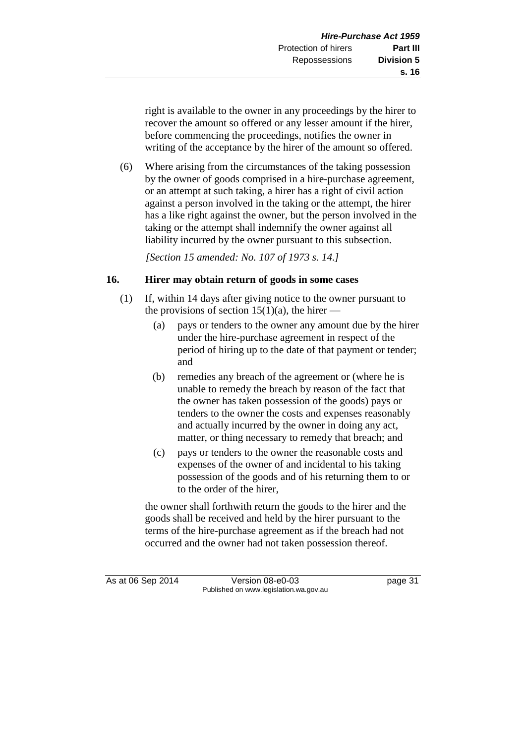right is available to the owner in any proceedings by the hirer to recover the amount so offered or any lesser amount if the hirer, before commencing the proceedings, notifies the owner in writing of the acceptance by the hirer of the amount so offered.

(6) Where arising from the circumstances of the taking possession by the owner of goods comprised in a hire-purchase agreement, or an attempt at such taking, a hirer has a right of civil action against a person involved in the taking or the attempt, the hirer has a like right against the owner, but the person involved in the taking or the attempt shall indemnify the owner against all liability incurred by the owner pursuant to this subsection.

*[Section 15 amended: No. 107 of 1973 s. 14.]*

### 16. Hirer may obtain return of goods in some cases

(1) If, within 14 days after giving notice to the owner pursuant to the provisions of section 15(1)(a), the hirer —

- (a) pays or tenders to the owner any amount due by the hirer under the hire-purchase agreement in respect of the period of hiring up to the date of that payment or tender; and
- (b) remedies any breach of the agreement or (where he is unable to remedy the breach by reason of the fact that the owner has taken possession of the goods) pays or tenders to the owner the costs and expenses reasonably and actually incurred by the owner in doing any act, matter, or thing necessary to remedy that breach; and
- (c) pays or tenders to the owner the reasonable costs and expenses of the owner of and incidental to his taking possession of the goods and of his returning them to or to the order of the hirer,

the owner shall forthwith return the goods to the hirer and the goods shall be received and held by the hirer pursuant to the terms of the hire-purchase agreement as if the breach had not occurred and the owner had not taken possession thereof.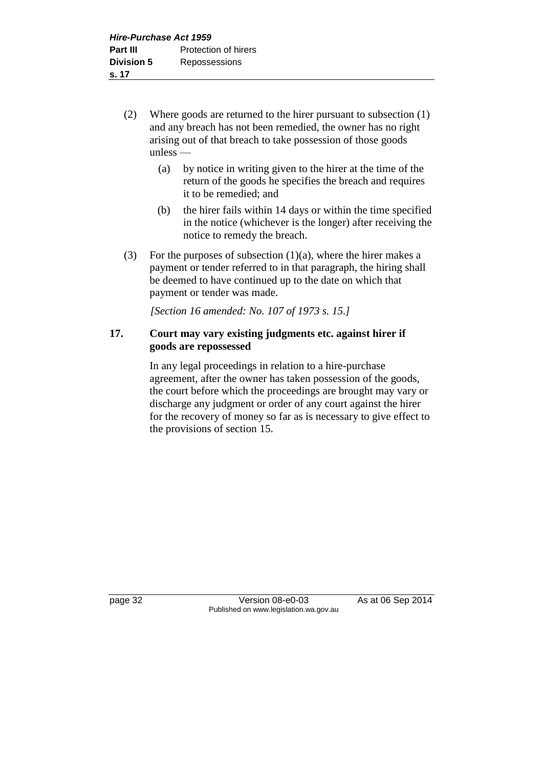(2) Where goods are returned to the hirer pursuant to subsection (1) and any breach has not been remedied, the owner has no right arising out of that breach to take possession of those goods unless —

  (a) by notice in writing given to the hirer at the time of the return of the goods he specifies the breach and requires it to be remedied; and

  (b) the hirer fails within 14 days or within the time specified in the notice (whichever is the longer) after receiving the notice to remedy the breach.

(3) For the purposes of subsection (1)(a), where the hirer makes a payment or tender referred to in that paragraph, the hiring shall be deemed to have continued up to the date on which that payment or tender was made.

*[Section 16 amended: No. 107 of 1973 s. 15.]*

## 17. Court may vary existing judgments etc. against hirer if goods are repossessed

In any legal proceedings in relation to a hire-purchase agreement, after the owner has taken possession of the goods, the court before which the proceedings are brought may vary or discharge any judgment or order of any court against the hirer for the recovery of money so far as is necessary to give effect to the provisions of section 15.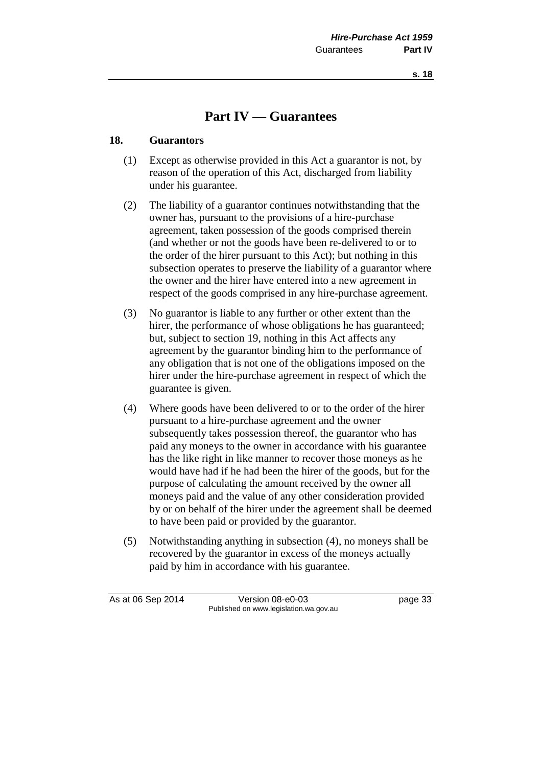# Part IV — Guarantees

## 18. Guarantors

(1) Except as otherwise provided in this Act a guarantor is not, by reason of the operation of this Act, discharged from liability under his guarantee.

(2) The liability of a guarantor continues notwithstanding that the owner has, pursuant to the provisions of a hire-purchase agreement, taken possession of the goods comprised therein (and whether or not the goods have been re-delivered to or to the order of the hirer pursuant to this Act); but nothing in this subsection operates to preserve the liability of a guarantor where the owner and the hirer have entered into a new agreement in respect of the goods comprised in any hire-purchase agreement.

(3) No guarantor is liable to any further or other extent than the hirer, the performance of whose obligations he has guaranteed; but, subject to section 19, nothing in this Act affects any agreement by the guarantor binding him to the performance of any obligation that is not one of the obligations imposed on the hirer under the hire-purchase agreement in respect of which the guarantee is given.

(4) Where goods have been delivered to or to the order of the hirer pursuant to a hire-purchase agreement and the owner subsequently takes possession thereof, the guarantor who has paid any moneys to the owner in accordance with his guarantee has the like right in like manner to recover those moneys as he would have had if he had been the hirer of the goods, but for the purpose of calculating the amount received by the owner all moneys paid and the value of any other consideration provided by or on behalf of the hirer under the agreement shall be deemed to have been paid or provided by the guarantor.

(5) Notwithstanding anything in subsection (4), no moneys shall be recovered by the guarantor in excess of the moneys actually paid by him in accordance with his guarantee.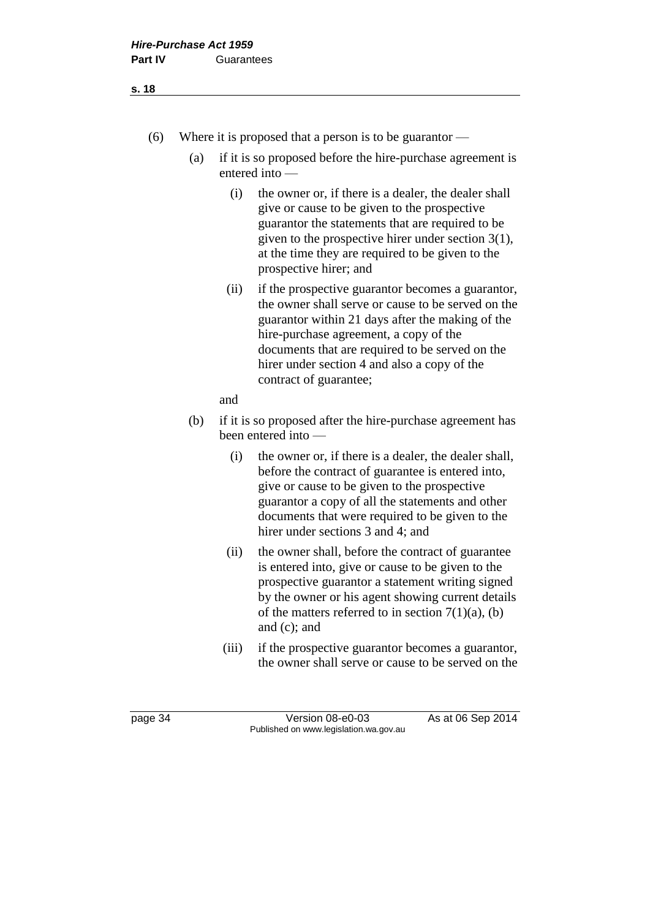(6) Where it is proposed that a person is to be guarantor —

(a) if it is so proposed before the hire-purchase agreement is entered into —

(i) the owner or, if there is a dealer, the dealer shall give or cause to be given to the prospective guarantor the statements that are required to be given to the prospective hirer under section 3(1), at the time they are required to be given to the prospective hirer; and

(ii) if the prospective guarantor becomes a guarantor, the owner shall serve or cause to be served on the guarantor within 21 days after the making of the hire-purchase agreement, a copy of the documents that are required to be served on the hirer under section 4 and also a copy of the contract of guarantee;

and

(b) if it is so proposed after the hire-purchase agreement has been entered into —

(i) the owner or, if there is a dealer, the dealer shall, before the contract of guarantee is entered into, give or cause to be given to the prospective guarantor a copy of all the statements and other documents that were required to be given to the hirer under sections 3 and 4; and

(ii) the owner shall, before the contract of guarantee is entered into, give or cause to be given to the prospective guarantor a statement writing signed by the owner or his agent showing current details of the matters referred to in section 7(1)(a), (b) and (c); and

(iii) if the prospective guarantor becomes a guarantor, the owner shall serve or cause to be served on the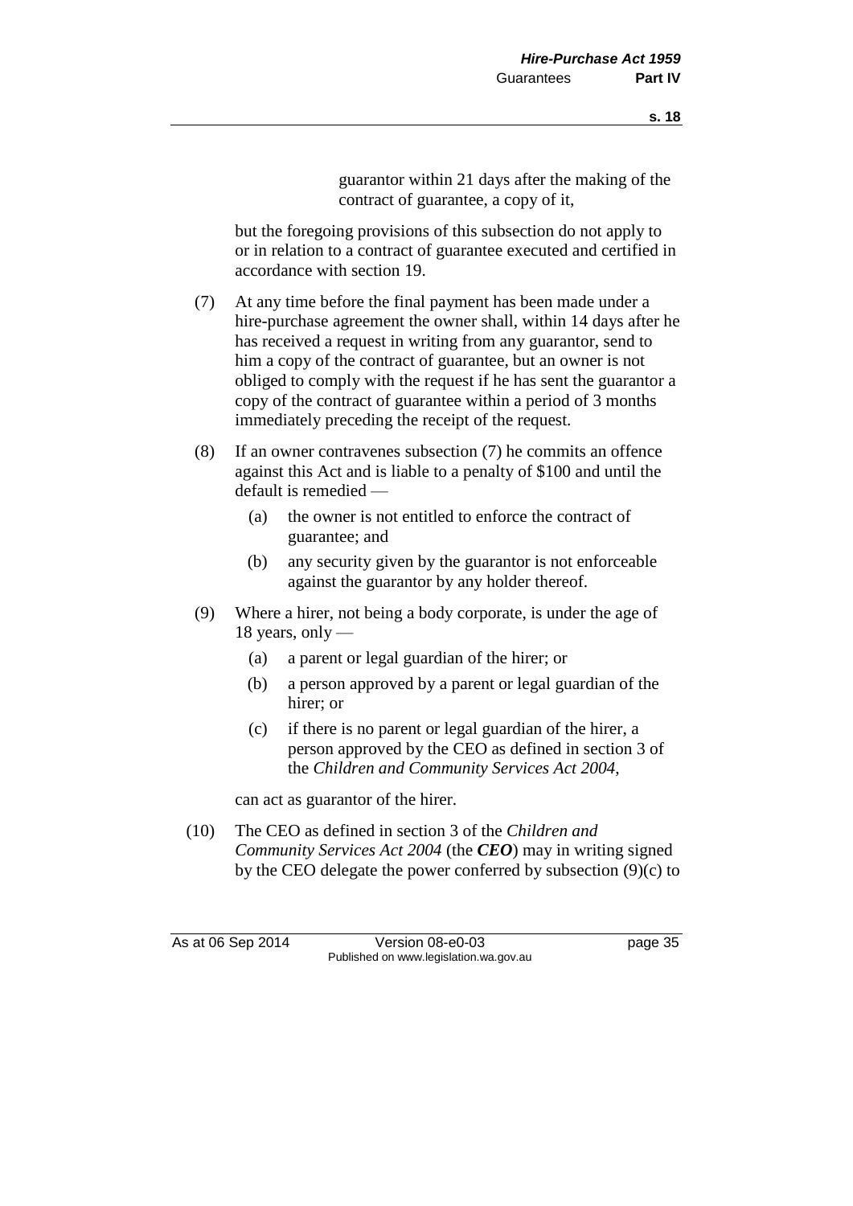guarantor within 21 days after the making of the contract of guarantee, a copy of it,

but the foregoing provisions of this subsection do not apply to or in relation to a contract of guarantee executed and certified in accordance with section 19.

(7) At any time before the final payment has been made under a hire-purchase agreement the owner shall, within 14 days after he has received a request in writing from any guarantor, send to him a copy of the contract of guarantee, but an owner is not obliged to comply with the request if he has sent the guarantor a copy of the contract of guarantee within a period of 3 months immediately preceding the receipt of the request.

(8) If an owner contravenes subsection (7) he commits an offence against this Act and is liable to a penalty of $100 and until the default is remedied —

(a) the owner is not entitled to enforce the contract of guarantee; and

(b) any security given by the guarantor is not enforceable against the guarantor by any holder thereof.

(9) Where a hirer, not being a body corporate, is under the age of 18 years, only —

(a) a parent or legal guardian of the hirer; or

(b) a person approved by a parent or legal guardian of the hirer; or

(c) if there is no parent or legal guardian of the hirer, a person approved by the CEO as defined in section 3 of the *Children and Community Services Act 2004*,

can act as guarantor of the hirer.

(10) The CEO as defined in section 3 of the *Children and Community Services Act 2004* (the ***CEO***) may in writing signed by the CEO delegate the power conferred by subsection (9)(c) to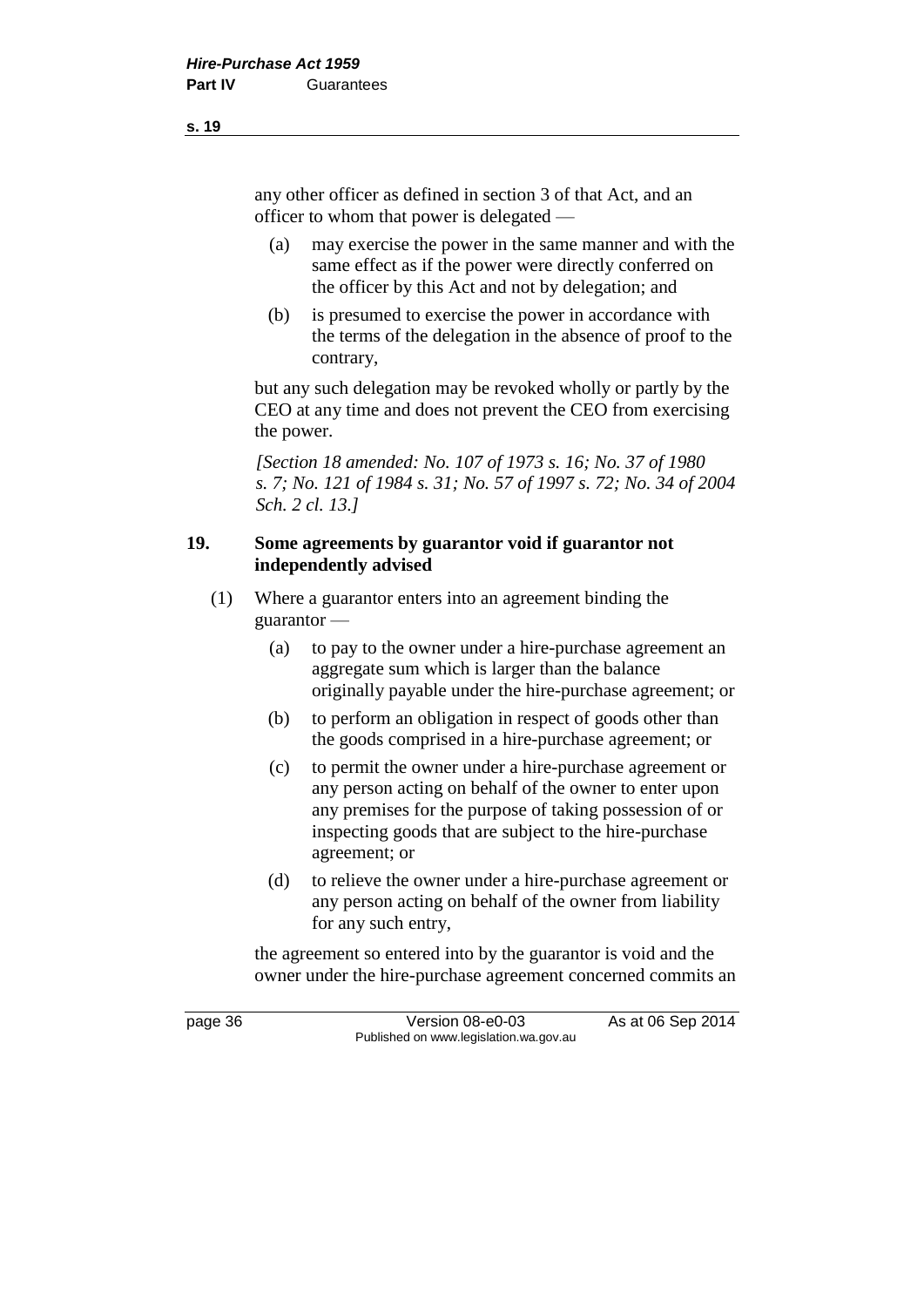any other officer as defined in section 3 of that Act, and an officer to whom that power is delegated —

(a) may exercise the power in the same manner and with the same effect as if the power were directly conferred on the officer by this Act and not by delegation; and

(b) is presumed to exercise the power in accordance with the terms of the delegation in the absence of proof to the contrary,

but any such delegation may be revoked wholly or partly by the CEO at any time and does not prevent the CEO from exercising the power.

*[Section 18 amended: No. 107 of 1973 s. 16; No. 37 of 1980 s. 7; No. 121 of 1984 s. 31; No. 57 of 1997 s. 72; No. 34 of 2004 Sch. 2 cl. 13.]*

## 19. Some agreements by guarantor void if guarantor not independently advised

(1) Where a guarantor enters into an agreement binding the guarantor —

(a) to pay to the owner under a hire-purchase agreement an aggregate sum which is larger than the balance originally payable under the hire-purchase agreement; or

(b) to perform an obligation in respect of goods other than the goods comprised in a hire-purchase agreement; or

(c) to permit the owner under a hire-purchase agreement or any person acting on behalf of the owner to enter upon any premises for the purpose of taking possession of or inspecting goods that are subject to the hire-purchase agreement; or

(d) to relieve the owner under a hire-purchase agreement or any person acting on behalf of the owner from liability for any such entry,

the agreement so entered into by the guarantor is void and the owner under the hire-purchase agreement concerned commits an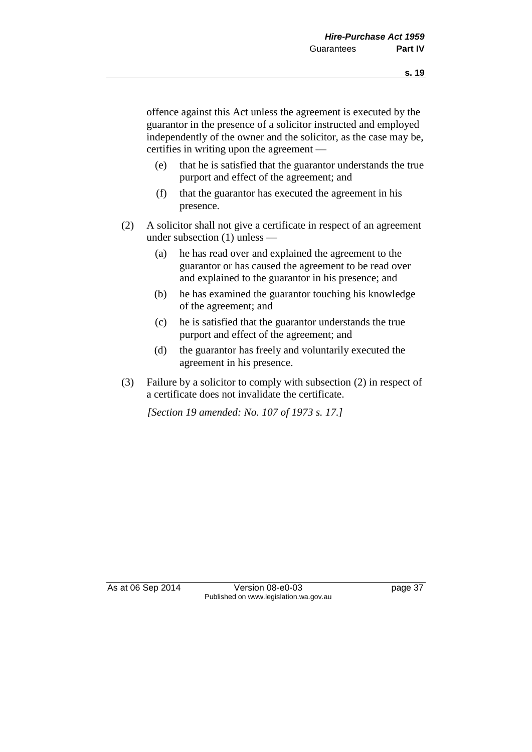offence against this Act unless the agreement is executed by the guarantor in the presence of a solicitor instructed and employed independently of the owner and the solicitor, as the case may be, certifies in writing upon the agreement —

(e) that he is satisfied that the guarantor understands the true purport and effect of the agreement; and

(f) that the guarantor has executed the agreement in his presence.

(2) A solicitor shall not give a certificate in respect of an agreement under subsection (1) unless —

(a) he has read over and explained the agreement to the guarantor or has caused the agreement to be read over and explained to the guarantor in his presence; and

(b) he has examined the guarantor touching his knowledge of the agreement; and

(c) he is satisfied that the guarantor understands the true purport and effect of the agreement; and

(d) the guarantor has freely and voluntarily executed the agreement in his presence.

(3) Failure by a solicitor to comply with subsection (2) in respect of a certificate does not invalidate the certificate.

*[Section 19 amended: No. 107 of 1973 s. 17.]*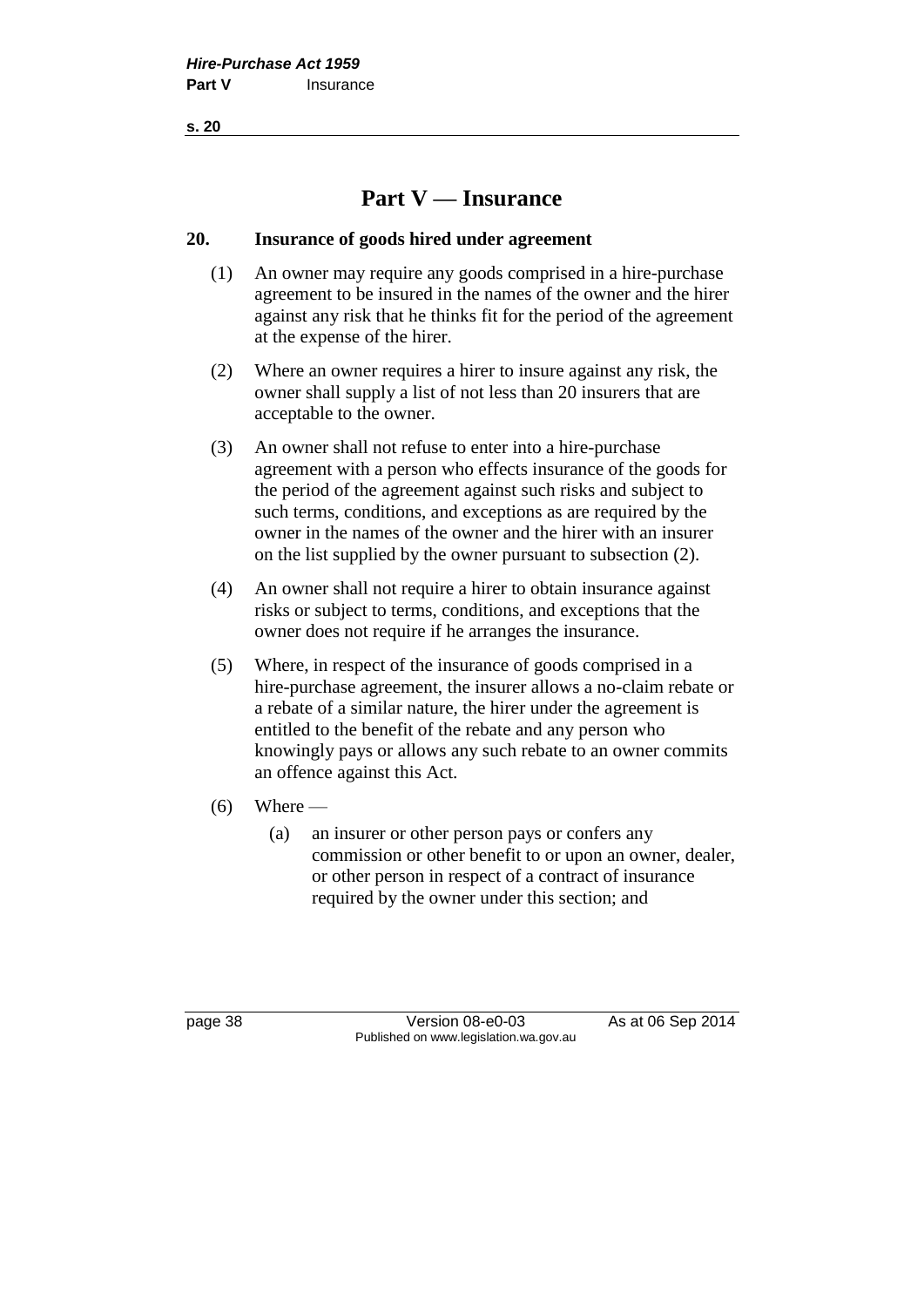# Part V — Insurance

## 20. Insurance of goods hired under agreement

(1) An owner may require any goods comprised in a hire-purchase agreement to be insured in the names of the owner and the hirer against any risk that he thinks fit for the period of the agreement at the expense of the hirer.

(2) Where an owner requires a hirer to insure against any risk, the owner shall supply a list of not less than 20 insurers that are acceptable to the owner.

(3) An owner shall not refuse to enter into a hire-purchase agreement with a person who effects insurance of the goods for the period of the agreement against such risks and subject to such terms, conditions, and exceptions as are required by the owner in the names of the owner and the hirer with an insurer on the list supplied by the owner pursuant to subsection (2).

(4) An owner shall not require a hirer to obtain insurance against risks or subject to terms, conditions, and exceptions that the owner does not require if he arranges the insurance.

(5) Where, in respect of the insurance of goods comprised in a hire-purchase agreement, the insurer allows a no-claim rebate or a rebate of a similar nature, the hirer under the agreement is entitled to the benefit of the rebate and any person who knowingly pays or allows any such rebate to an owner commits an offence against this Act.

(6) Where —

(a) an insurer or other person pays or confers any commission or other benefit to or upon an owner, dealer, or other person in respect of a contract of insurance required by the owner under this section; and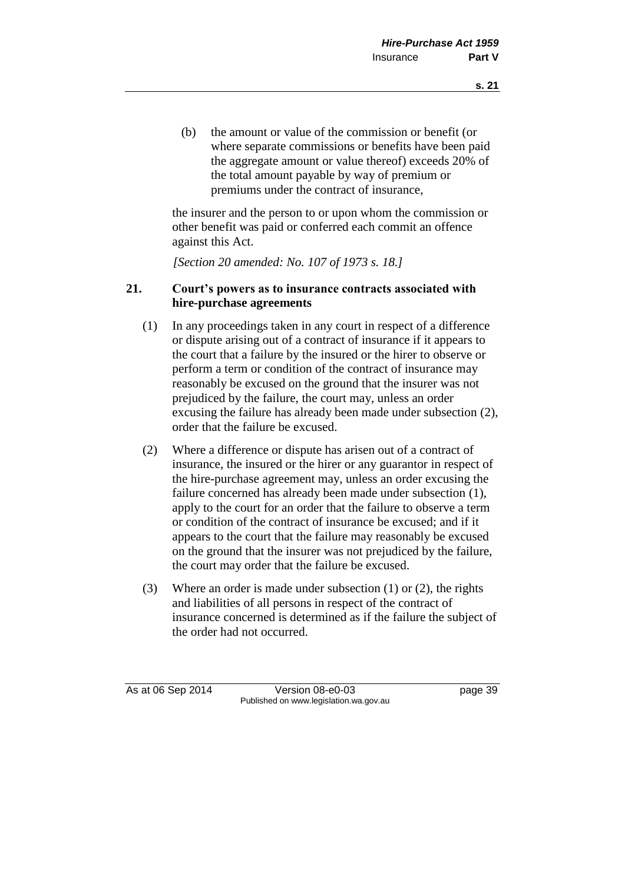(b) the amount or value of the commission or benefit (or where separate commissions or benefits have been paid the aggregate amount or value thereof) exceeds 20% of the total amount payable by way of premium or premiums under the contract of insurance,

the insurer and the person to or upon whom the commission or other benefit was paid or conferred each commit an offence against this Act.

*[Section 20 amended: No. 107 of 1973 s. 18.]*

### 21. Court's powers as to insurance contracts associated with hire-purchase agreements

(1) In any proceedings taken in any court in respect of a difference or dispute arising out of a contract of insurance if it appears to the court that a failure by the insured or the hirer to observe or perform a term or condition of the contract of insurance may reasonably be excused on the ground that the insurer was not prejudiced by the failure, the court may, unless an order excusing the failure has already been made under subsection (2), order that the failure be excused.

(2) Where a difference or dispute has arisen out of a contract of insurance, the insured or the hirer or any guarantor in respect of the hire-purchase agreement may, unless an order excusing the failure concerned has already been made under subsection (1), apply to the court for an order that the failure to observe a term or condition of the contract of insurance be excused; and if it appears to the court that the failure may reasonably be excused on the ground that the insurer was not prejudiced by the failure, the court may order that the failure be excused.

(3) Where an order is made under subsection (1) or (2), the rights and liabilities of all persons in respect of the contract of insurance concerned is determined as if the failure the subject of the order had not occurred.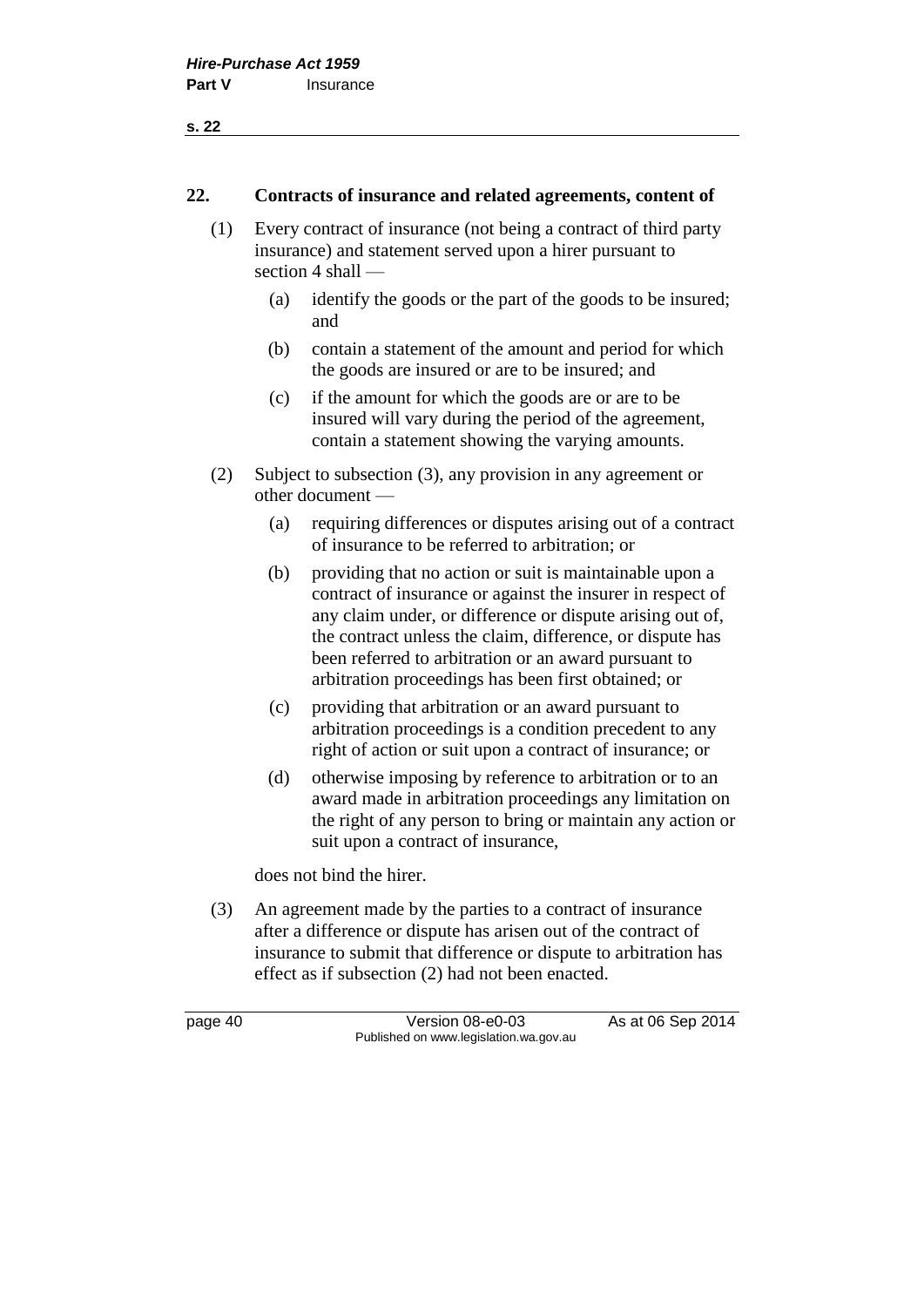## 22. Contracts of insurance and related agreements, content of

(1) Every contract of insurance (not being a contract of third party insurance) and statement served upon a hirer pursuant to section 4 shall —

- (a) identify the goods or the part of the goods to be insured; and
- (b) contain a statement of the amount and period for which the goods are insured or are to be insured; and
- (c) if the amount for which the goods are or are to be insured will vary during the period of the agreement, contain a statement showing the varying amounts.

(2) Subject to subsection (3), any provision in any agreement or other document —

- (a) requiring differences or disputes arising out of a contract of insurance to be referred to arbitration; or
- (b) providing that no action or suit is maintainable upon a contract of insurance or against the insurer in respect of any claim under, or difference or dispute arising out of, the contract unless the claim, difference, or dispute has been referred to arbitration or an award pursuant to arbitration proceedings has been first obtained; or
- (c) providing that arbitration or an award pursuant to arbitration proceedings is a condition precedent to any right of action or suit upon a contract of insurance; or
- (d) otherwise imposing by reference to arbitration or to an award made in arbitration proceedings any limitation on the right of any person to bring or maintain any action or suit upon a contract of insurance,

does not bind the hirer.

(3) An agreement made by the parties to a contract of insurance after a difference or dispute has arisen out of the contract of insurance to submit that difference or dispute to arbitration has effect as if subsection (2) had not been enacted.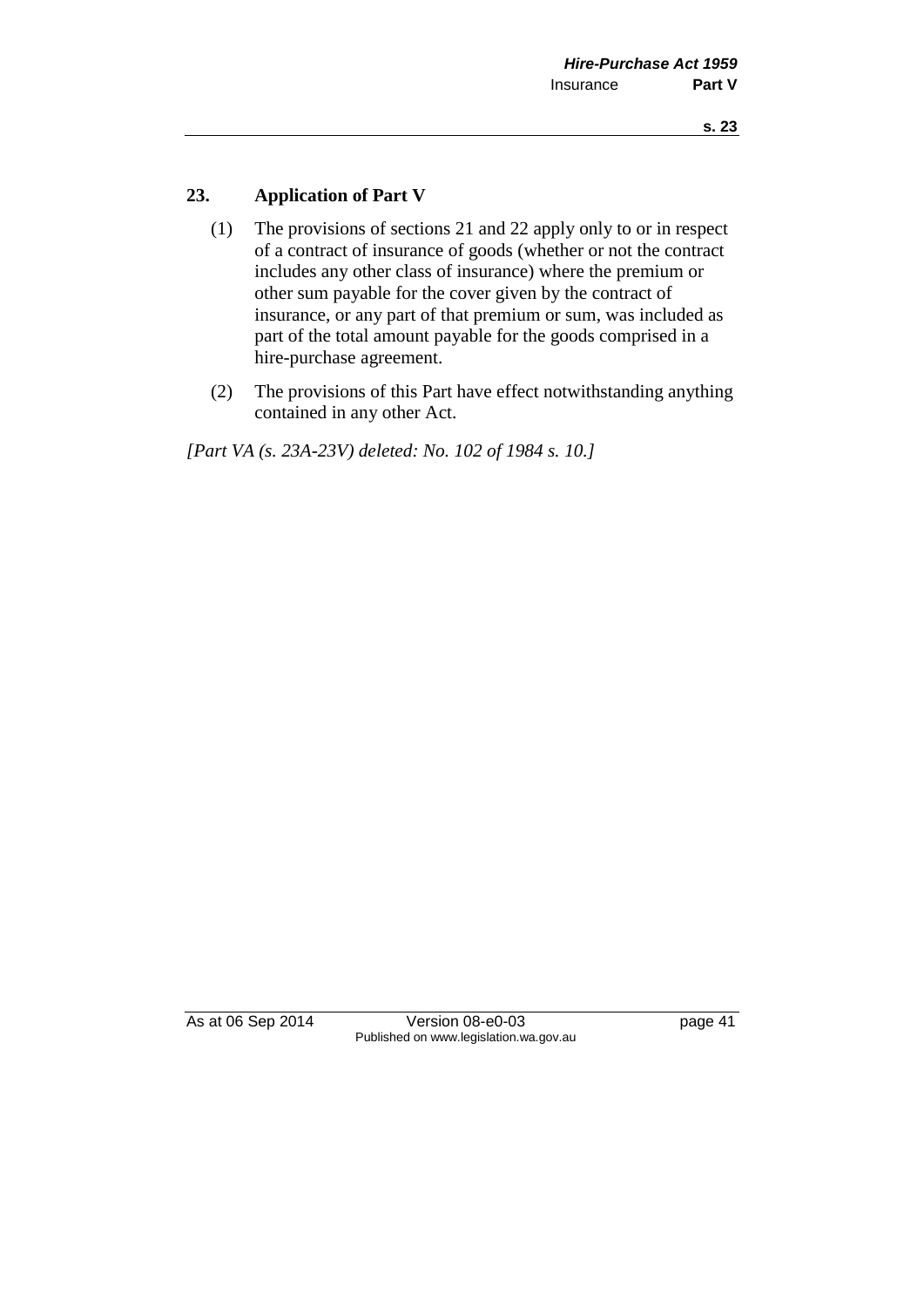## 23. Application of Part V

(1) The provisions of sections 21 and 22 apply only to or in respect of a contract of insurance of goods (whether or not the contract includes any other class of insurance) where the premium or other sum payable for the cover given by the contract of insurance, or any part of that premium or sum, was included as part of the total amount payable for the goods comprised in a hire-purchase agreement.

(2) The provisions of this Part have effect notwithstanding anything contained in any other Act.

*[Part VA (s. 23A-23V) deleted: No. 102 of 1984 s. 10.]*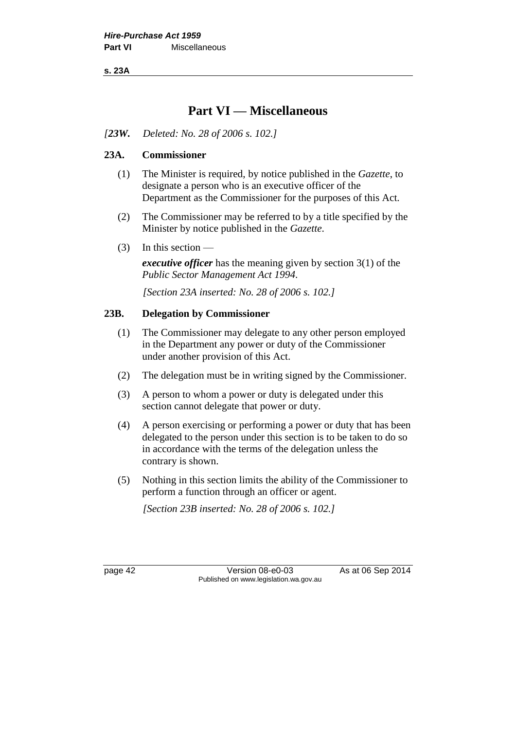# Part VI — Miscellaneous

*[23W. Deleted: No. 28 of 2006 s. 102.]*

## 23A. Commissioner

(1) The Minister is required, by notice published in the *Gazette*, to designate a person who is an executive officer of the Department as the Commissioner for the purposes of this Act.

(2) The Commissioner may be referred to by a title specified by the Minister by notice published in the *Gazette*.

(3) In this section —

***executive officer*** has the meaning given by section 3(1) of the *Public Sector Management Act 1994*.

*[Section 23A inserted: No. 28 of 2006 s. 102.]*

## 23B. Delegation by Commissioner

(1) The Commissioner may delegate to any other person employed in the Department any power or duty of the Commissioner under another provision of this Act.

(2) The delegation must be in writing signed by the Commissioner.

(3) A person to whom a power or duty is delegated under this section cannot delegate that power or duty.

(4) A person exercising or performing a power or duty that has been delegated to the person under this section is to be taken to do so in accordance with the terms of the delegation unless the contrary is shown.

(5) Nothing in this section limits the ability of the Commissioner to perform a function through an officer or agent.

*[Section 23B inserted: No. 28 of 2006 s. 102.]*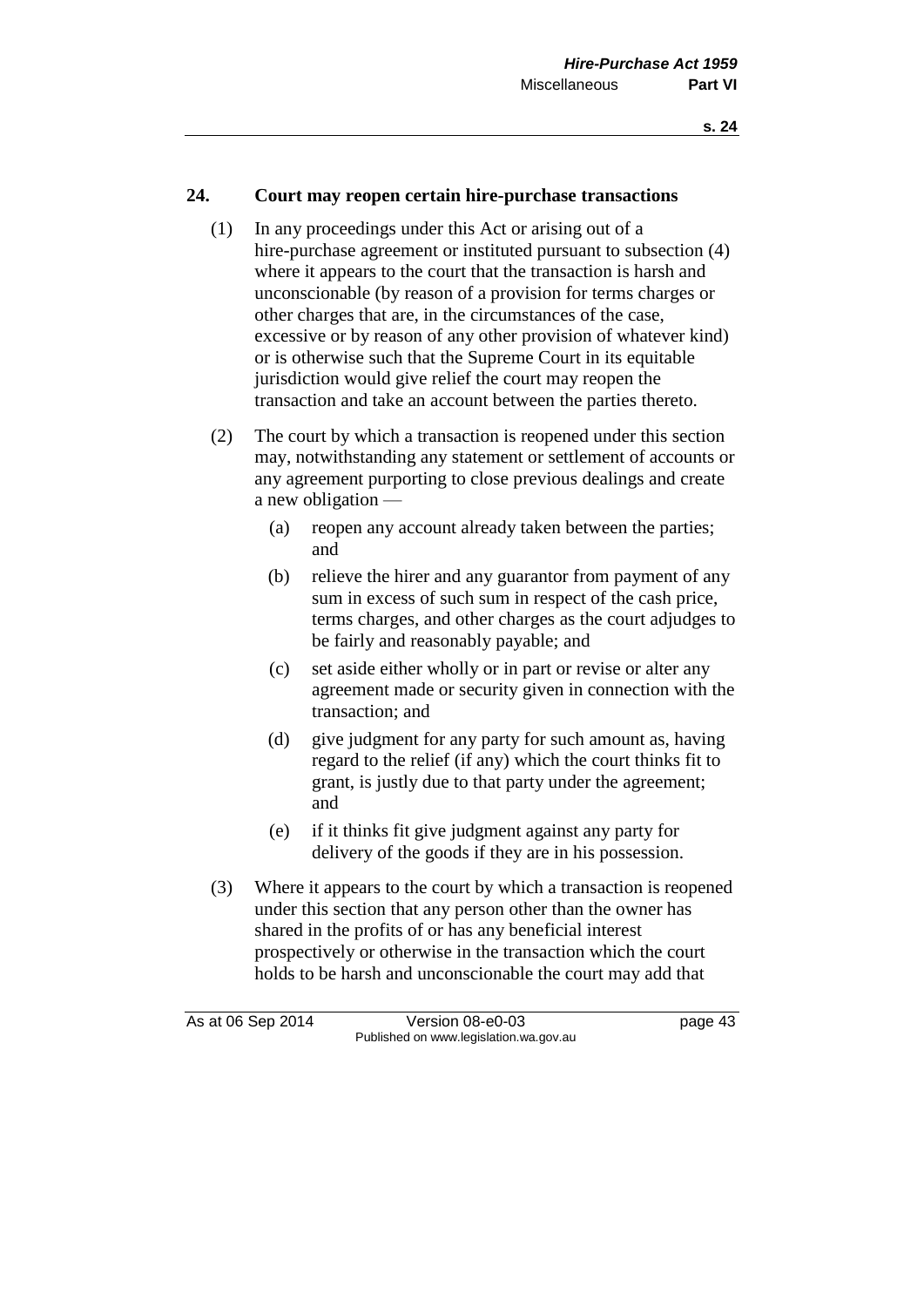## 24. Court may reopen certain hire-purchase transactions

(1) In any proceedings under this Act or arising out of a hire-purchase agreement or instituted pursuant to subsection (4) where it appears to the court that the transaction is harsh and unconscionable (by reason of a provision for terms charges or other charges that are, in the circumstances of the case, excessive or by reason of any other provision of whatever kind) or is otherwise such that the Supreme Court in its equitable jurisdiction would give relief the court may reopen the transaction and take an account between the parties thereto.

(2) The court by which a transaction is reopened under this section may, notwithstanding any statement or settlement of accounts or any agreement purporting to close previous dealings and create a new obligation —

- (a) reopen any account already taken between the parties; and
- (b) relieve the hirer and any guarantor from payment of any sum in excess of such sum in respect of the cash price, terms charges, and other charges as the court adjudges to be fairly and reasonably payable; and
- (c) set aside either wholly or in part or revise or alter any agreement made or security given in connection with the transaction; and
- (d) give judgment for any party for such amount as, having regard to the relief (if any) which the court thinks fit to grant, is justly due to that party under the agreement; and
- (e) if it thinks fit give judgment against any party for delivery of the goods if they are in his possession.

(3) Where it appears to the court by which a transaction is reopened under this section that any person other than the owner has shared in the profits of or has any beneficial interest prospectively or otherwise in the transaction which the court holds to be harsh and unconscionable the court may add that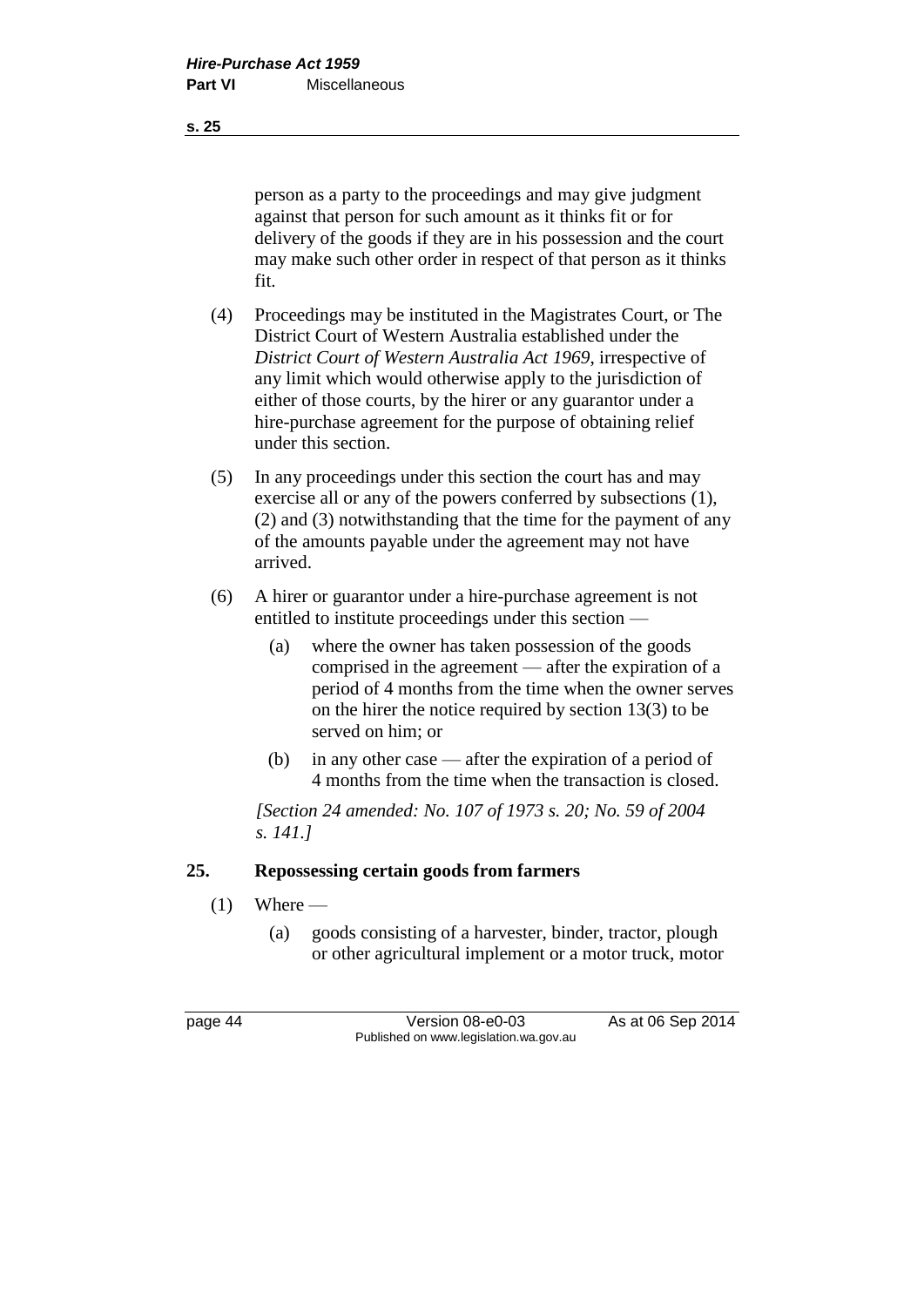person as a party to the proceedings and may give judgment against that person for such amount as it thinks fit or for delivery of the goods if they are in his possession and the court may make such other order in respect of that person as it thinks fit.

(4) Proceedings may be instituted in the Magistrates Court, or The District Court of Western Australia established under the *District Court of Western Australia Act 1969*, irrespective of any limit which would otherwise apply to the jurisdiction of either of those courts, by the hirer or any guarantor under a hire-purchase agreement for the purpose of obtaining relief under this section.

(5) In any proceedings under this section the court has and may exercise all or any of the powers conferred by subsections (1), (2) and (3) notwithstanding that the time for the payment of any of the amounts payable under the agreement may not have arrived.

(6) A hirer or guarantor under a hire-purchase agreement is not entitled to institute proceedings under this section —

- (a) where the owner has taken possession of the goods comprised in the agreement — after the expiration of a period of 4 months from the time when the owner serves on the hirer the notice required by section 13(3) to be served on him; or
- (b) in any other case — after the expiration of a period of 4 months from the time when the transaction is closed.

*[Section 24 amended: No. 107 of 1973 s. 20; No. 59 of 2004 s. 141.]*

## 25. Repossessing certain goods from farmers

(1) Where —

- (a) goods consisting of a harvester, binder, tractor, plough or other agricultural implement or a motor truck, motor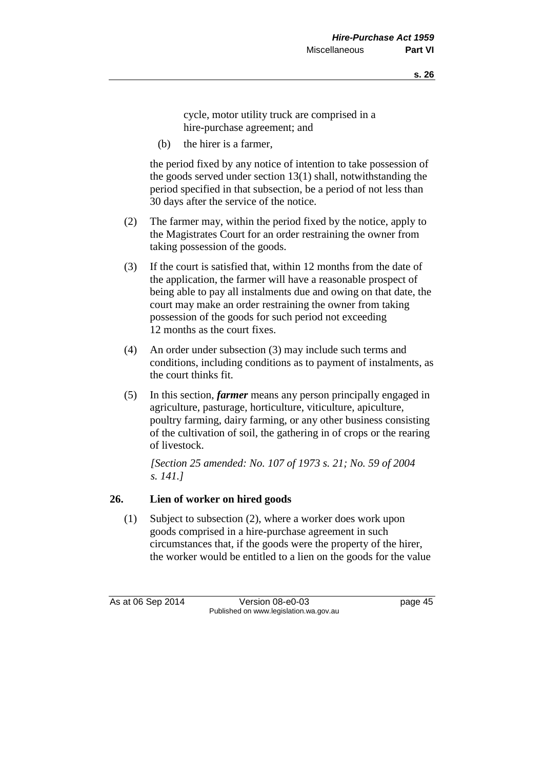cycle, motor utility truck are comprised in a hire-purchase agreement; and

(b) the hirer is a farmer,

the period fixed by any notice of intention to take possession of the goods served under section 13(1) shall, notwithstanding the period specified in that subsection, be a period of not less than 30 days after the service of the notice.

(2) The farmer may, within the period fixed by the notice, apply to the Magistrates Court for an order restraining the owner from taking possession of the goods.

(3) If the court is satisfied that, within 12 months from the date of the application, the farmer will have a reasonable prospect of being able to pay all instalments due and owing on that date, the court may make an order restraining the owner from taking possession of the goods for such period not exceeding 12 months as the court fixes.

(4) An order under subsection (3) may include such terms and conditions, including conditions as to payment of instalments, as the court thinks fit.

(5) In this section, ***farmer*** means any person principally engaged in agriculture, pasturage, horticulture, viticulture, apiculture, poultry farming, dairy farming, or any other business consisting of the cultivation of soil, the gathering in of crops or the rearing of livestock.

*[Section 25 amended: No. 107 of 1973 s. 21; No. 59 of 2004 s. 141.]*

### 26. Lien of worker on hired goods

(1) Subject to subsection (2), where a worker does work upon goods comprised in a hire-purchase agreement in such circumstances that, if the goods were the property of the hirer, the worker would be entitled to a lien on the goods for the value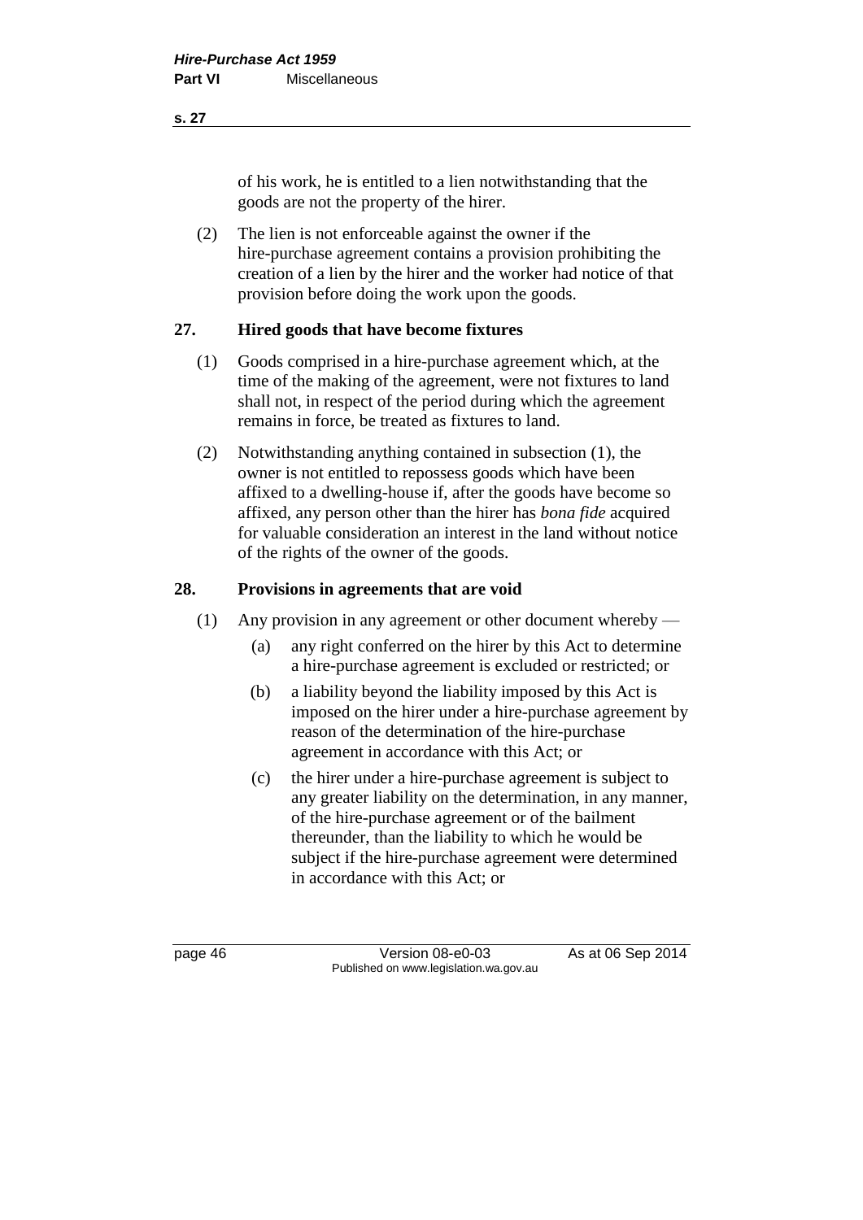of his work, he is entitled to a lien notwithstanding that the goods are not the property of the hirer.

(2) The lien is not enforceable against the owner if the hire-purchase agreement contains a provision prohibiting the creation of a lien by the hirer and the worker had notice of that provision before doing the work upon the goods.

## 27. Hired goods that have become fixtures

(1) Goods comprised in a hire-purchase agreement which, at the time of the making of the agreement, were not fixtures to land shall not, in respect of the period during which the agreement remains in force, be treated as fixtures to land.

(2) Notwithstanding anything contained in subsection (1), the owner is not entitled to repossess goods which have been affixed to a dwelling-house if, after the goods have become so affixed, any person other than the hirer has *bona fide* acquired for valuable consideration an interest in the land without notice of the rights of the owner of the goods.

## 28. Provisions in agreements that are void

(1) Any provision in any agreement or other document whereby —

(a) any right conferred on the hirer by this Act to determine a hire-purchase agreement is excluded or restricted; or

(b) a liability beyond the liability imposed by this Act is imposed on the hirer under a hire-purchase agreement by reason of the determination of the hire-purchase agreement in accordance with this Act; or

(c) the hirer under a hire-purchase agreement is subject to any greater liability on the determination, in any manner, of the hire-purchase agreement or of the bailment thereunder, than the liability to which he would be subject if the hire-purchase agreement were determined in accordance with this Act; or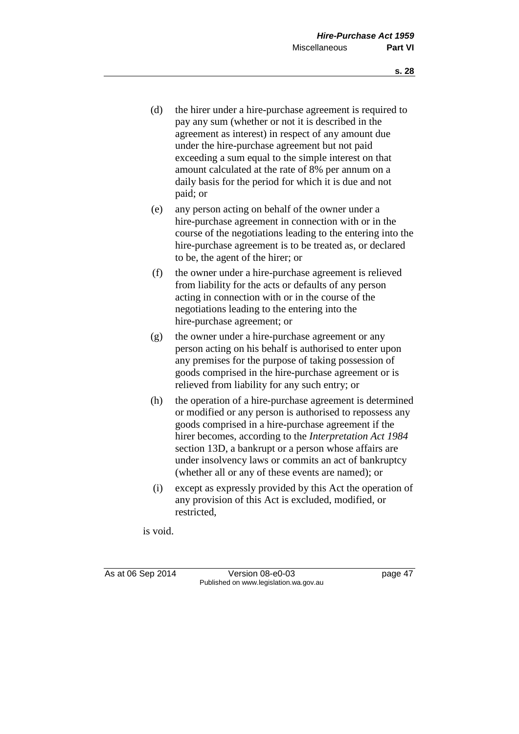(d) the hirer under a hire-purchase agreement is required to pay any sum (whether or not it is described in the agreement as interest) in respect of any amount due under the hire-purchase agreement but not paid exceeding a sum equal to the simple interest on that amount calculated at the rate of 8% per annum on a daily basis for the period for which it is due and not paid; or

(e) any person acting on behalf of the owner under a hire-purchase agreement in connection with or in the course of the negotiations leading to the entering into the hire-purchase agreement is to be treated as, or declared to be, the agent of the hirer; or

(f) the owner under a hire-purchase agreement is relieved from liability for the acts or defaults of any person acting in connection with or in the course of the negotiations leading to the entering into the hire-purchase agreement; or

(g) the owner under a hire-purchase agreement or any person acting on his behalf is authorised to enter upon any premises for the purpose of taking possession of goods comprised in the hire-purchase agreement or is relieved from liability for any such entry; or

(h) the operation of a hire-purchase agreement is determined or modified or any person is authorised to repossess any goods comprised in a hire-purchase agreement if the hirer becomes, according to the *Interpretation Act 1984* section 13D, a bankrupt or a person whose affairs are under insolvency laws or commits an act of bankruptcy (whether all or any of these events are named); or

(i) except as expressly provided by this Act the operation of any provision of this Act is excluded, modified, or restricted,

is void.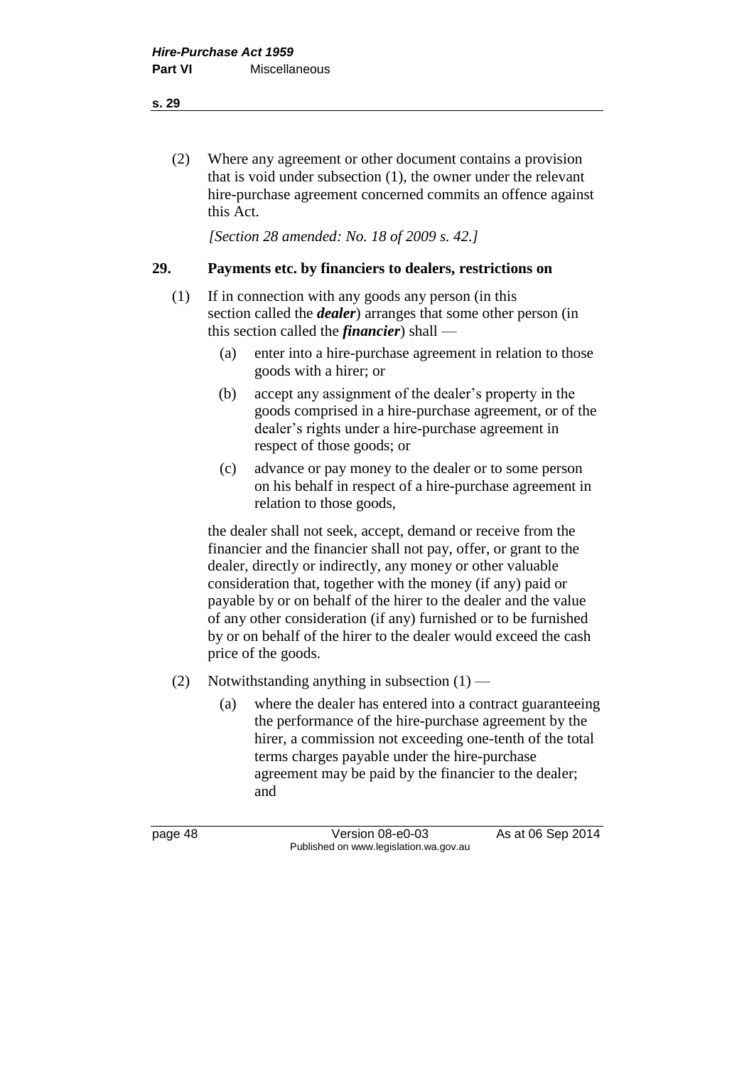(2) Where any agreement or other document contains a provision that is void under subsection (1), the owner under the relevant hire-purchase agreement concerned commits an offence against this Act.

*[Section 28 amended: No. 18 of 2009 s. 42.]*

## 29. Payments etc. by financiers to dealers, restrictions on

(1) If in connection with any goods any person (in this section called the ***dealer***) arranges that some other person (in this section called the ***financier***) shall —

- (a) enter into a hire-purchase agreement in relation to those goods with a hirer; or
- (b) accept any assignment of the dealer's property in the goods comprised in a hire-purchase agreement, or of the dealer's rights under a hire-purchase agreement in respect of those goods; or
- (c) advance or pay money to the dealer or to some person on his behalf in respect of a hire-purchase agreement in relation to those goods,

the dealer shall not seek, accept, demand or receive from the financier and the financier shall not pay, offer, or grant to the dealer, directly or indirectly, any money or other valuable consideration that, together with the money (if any) paid or payable by or on behalf of the hirer to the dealer and the value of any other consideration (if any) furnished or to be furnished by or on behalf of the hirer to the dealer would exceed the cash price of the goods.

(2) Notwithstanding anything in subsection (1) —

- (a) where the dealer has entered into a contract guaranteeing the performance of the hire-purchase agreement by the hirer, a commission not exceeding one-tenth of the total terms charges payable under the hire-purchase agreement may be paid by the financier to the dealer; and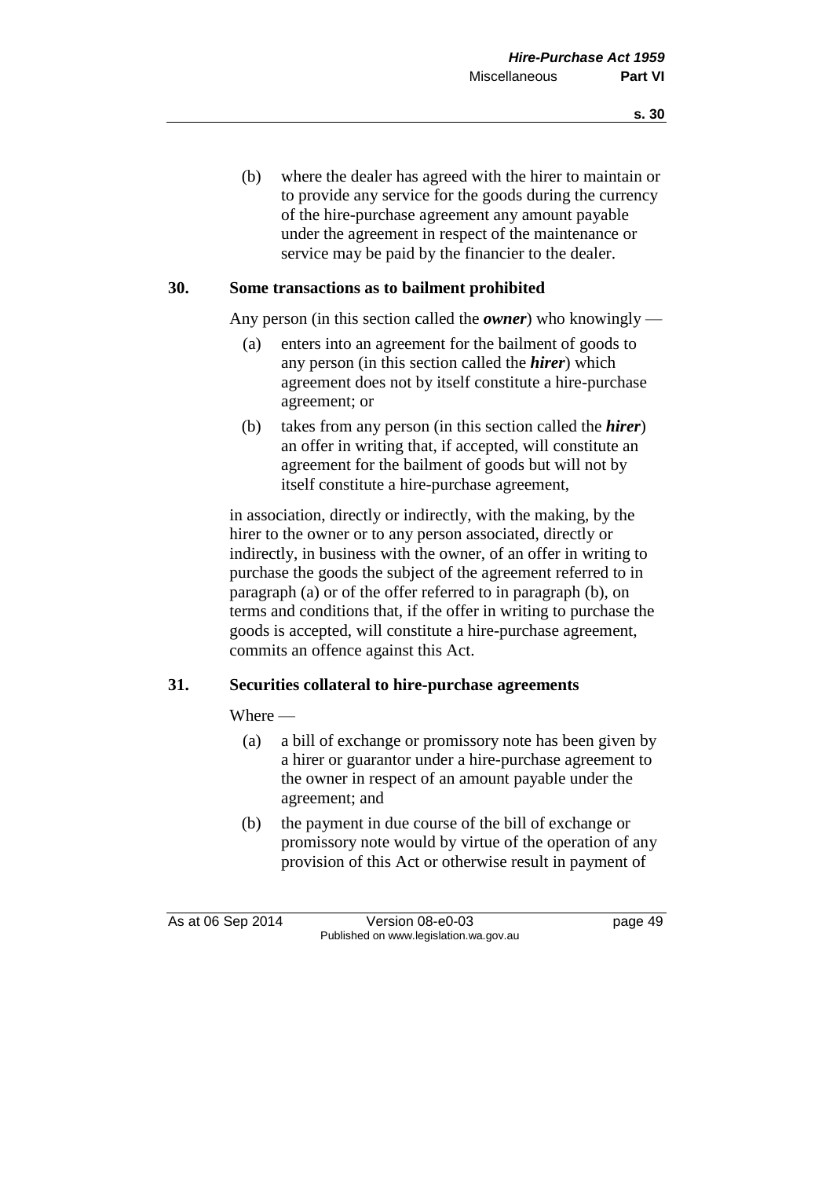(b) where the dealer has agreed with the hirer to maintain or to provide any service for the goods during the currency of the hire-purchase agreement any amount payable under the agreement in respect of the maintenance or service may be paid by the financier to the dealer.

## 30. Some transactions as to bailment prohibited

Any person (in this section called the ***owner***) who knowingly —

(a) enters into an agreement for the bailment of goods to any person (in this section called the ***hirer***) which agreement does not by itself constitute a hire-purchase agreement; or

(b) takes from any person (in this section called the ***hirer***) an offer in writing that, if accepted, will constitute an agreement for the bailment of goods but will not by itself constitute a hire-purchase agreement,

in association, directly or indirectly, with the making, by the hirer to the owner or to any person associated, directly or indirectly, in business with the owner, of an offer in writing to purchase the goods the subject of the agreement referred to in paragraph (a) or of the offer referred to in paragraph (b), on terms and conditions that, if the offer in writing to purchase the goods is accepted, will constitute a hire-purchase agreement, commits an offence against this Act.

## 31. Securities collateral to hire-purchase agreements

Where —

(a) a bill of exchange or promissory note has been given by a hirer or guarantor under a hire-purchase agreement to the owner in respect of an amount payable under the agreement; and

(b) the payment in due course of the bill of exchange or promissory note would by virtue of the operation of any provision of this Act or otherwise result in payment of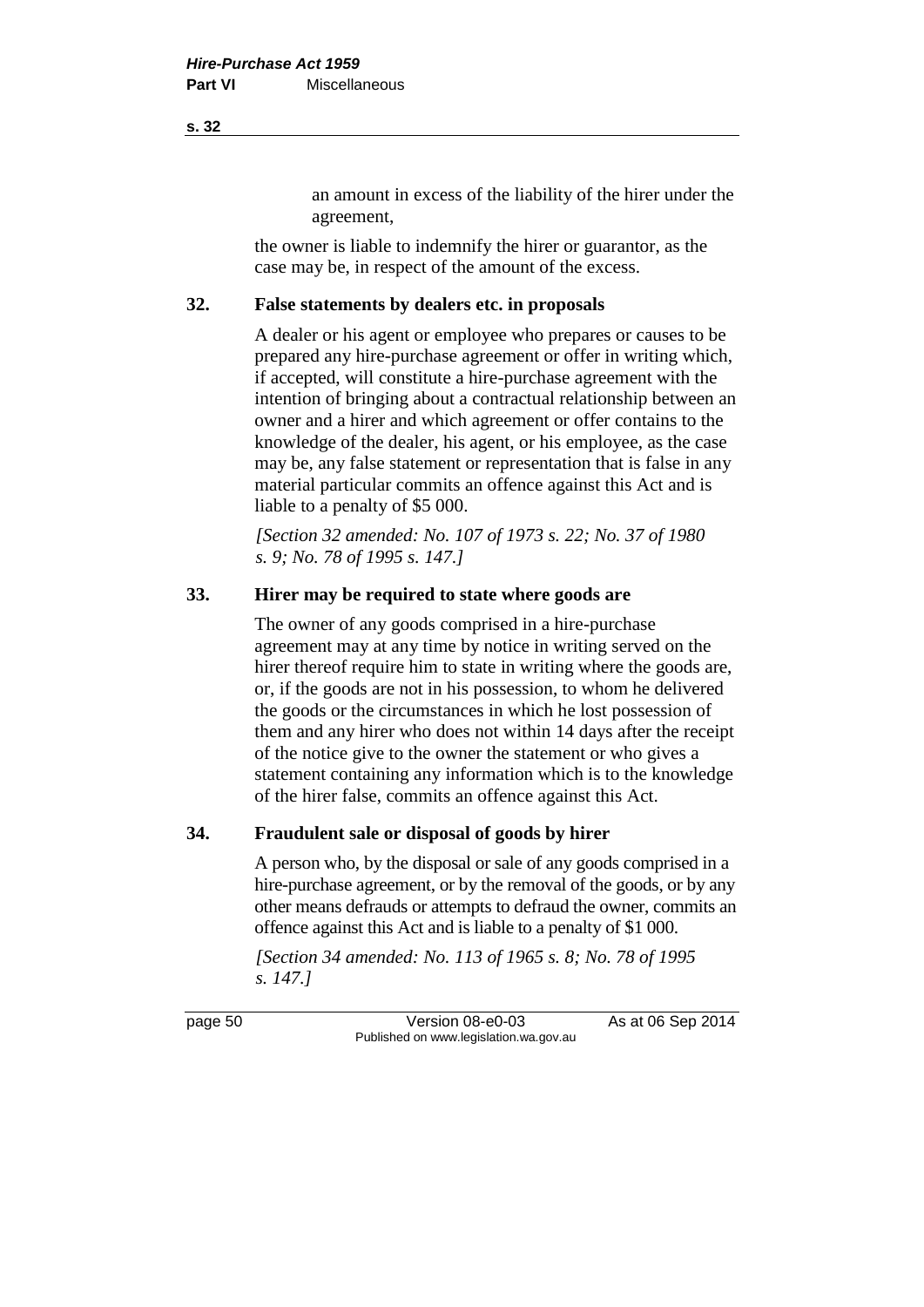an amount in excess of the liability of the hirer under the agreement,

the owner is liable to indemnify the hirer or guarantor, as the case may be, in respect of the amount of the excess.

## 32. False statements by dealers etc. in proposals

A dealer or his agent or employee who prepares or causes to be prepared any hire-purchase agreement or offer in writing which, if accepted, will constitute a hire-purchase agreement with the intention of bringing about a contractual relationship between an owner and a hirer and which agreement or offer contains to the knowledge of the dealer, his agent, or his employee, as the case may be, any false statement or representation that is false in any material particular commits an offence against this Act and is liable to a penalty of $5 000.

*[Section 32 amended: No. 107 of 1973 s. 22; No. 37 of 1980 s. 9; No. 78 of 1995 s. 147.]*

## 33. Hirer may be required to state where goods are

The owner of any goods comprised in a hire-purchase agreement may at any time by notice in writing served on the hirer thereof require him to state in writing where the goods are, or, if the goods are not in his possession, to whom he delivered the goods or the circumstances in which he lost possession of them and any hirer who does not within 14 days after the receipt of the notice give to the owner the statement or who gives a statement containing any information which is to the knowledge of the hirer false, commits an offence against this Act.

## 34. Fraudulent sale or disposal of goods by hirer

A person who, by the disposal or sale of any goods comprised in a hire-purchase agreement, or by the removal of the goods, or by any other means defrauds or attempts to defraud the owner, commits an offence against this Act and is liable to a penalty of $1 000.

*[Section 34 amended: No. 113 of 1965 s. 8; No. 78 of 1995 s. 147.]*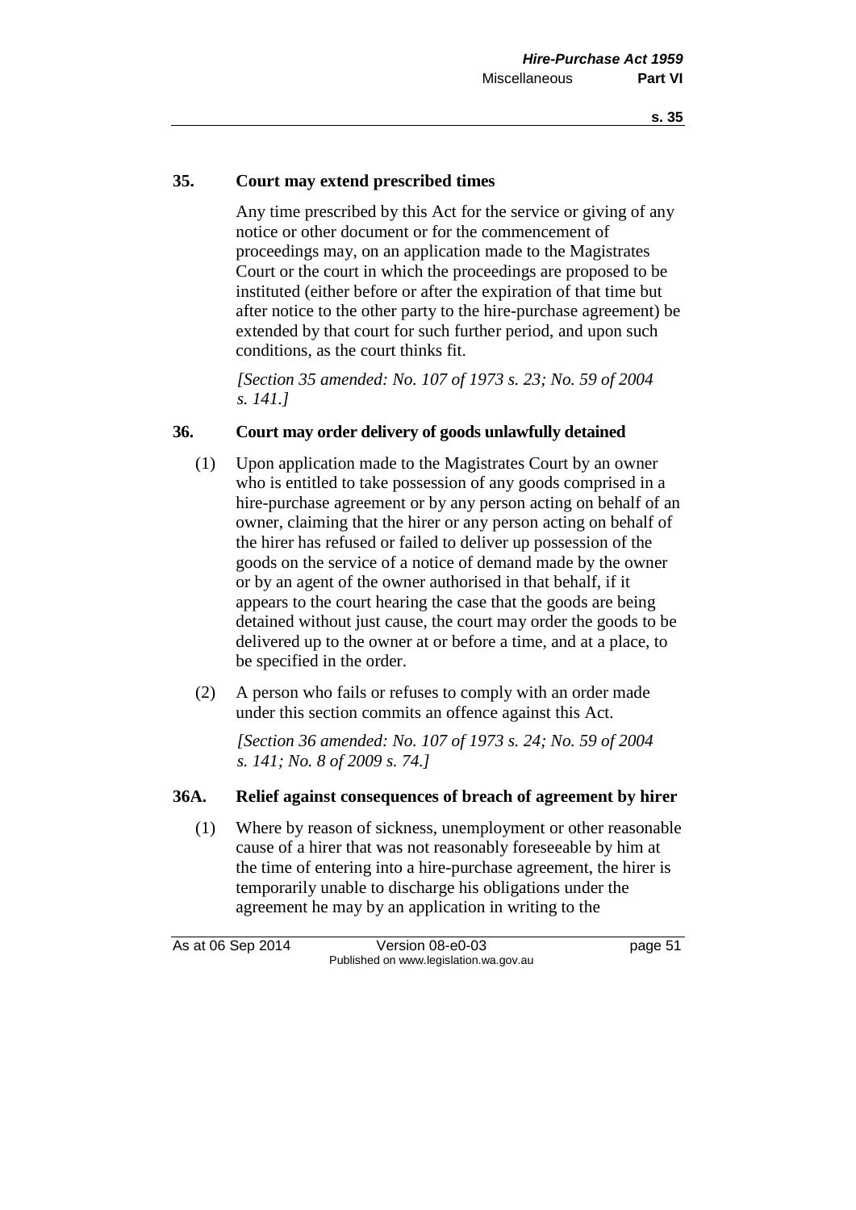### 35. Court may extend prescribed times

Any time prescribed by this Act for the service or giving of any notice or other document or for the commencement of proceedings may, on an application made to the Magistrates Court or the court in which the proceedings are proposed to be instituted (either before or after the expiration of that time but after notice to the other party to the hire-purchase agreement) be extended by that court for such further period, and upon such conditions, as the court thinks fit.

*[Section 35 amended: No. 107 of 1973 s. 23; No. 59 of 2004 s. 141.]*

### 36. Court may order delivery of goods unlawfully detained

(1) Upon application made to the Magistrates Court by an owner who is entitled to take possession of any goods comprised in a hire-purchase agreement or by any person acting on behalf of an owner, claiming that the hirer or any person acting on behalf of the hirer has refused or failed to deliver up possession of the goods on the service of a notice of demand made by the owner or by an agent of the owner authorised in that behalf, if it appears to the court hearing the case that the goods are being detained without just cause, the court may order the goods to be delivered up to the owner at or before a time, and at a place, to be specified in the order.

(2) A person who fails or refuses to comply with an order made under this section commits an offence against this Act.

*[Section 36 amended: No. 107 of 1973 s. 24; No. 59 of 2004 s. 141; No. 8 of 2009 s. 74.]*

### 36A. Relief against consequences of breach of agreement by hirer

(1) Where by reason of sickness, unemployment or other reasonable cause of a hirer that was not reasonably foreseeable by him at the time of entering into a hire-purchase agreement, the hirer is temporarily unable to discharge his obligations under the agreement he may by an application in writing to the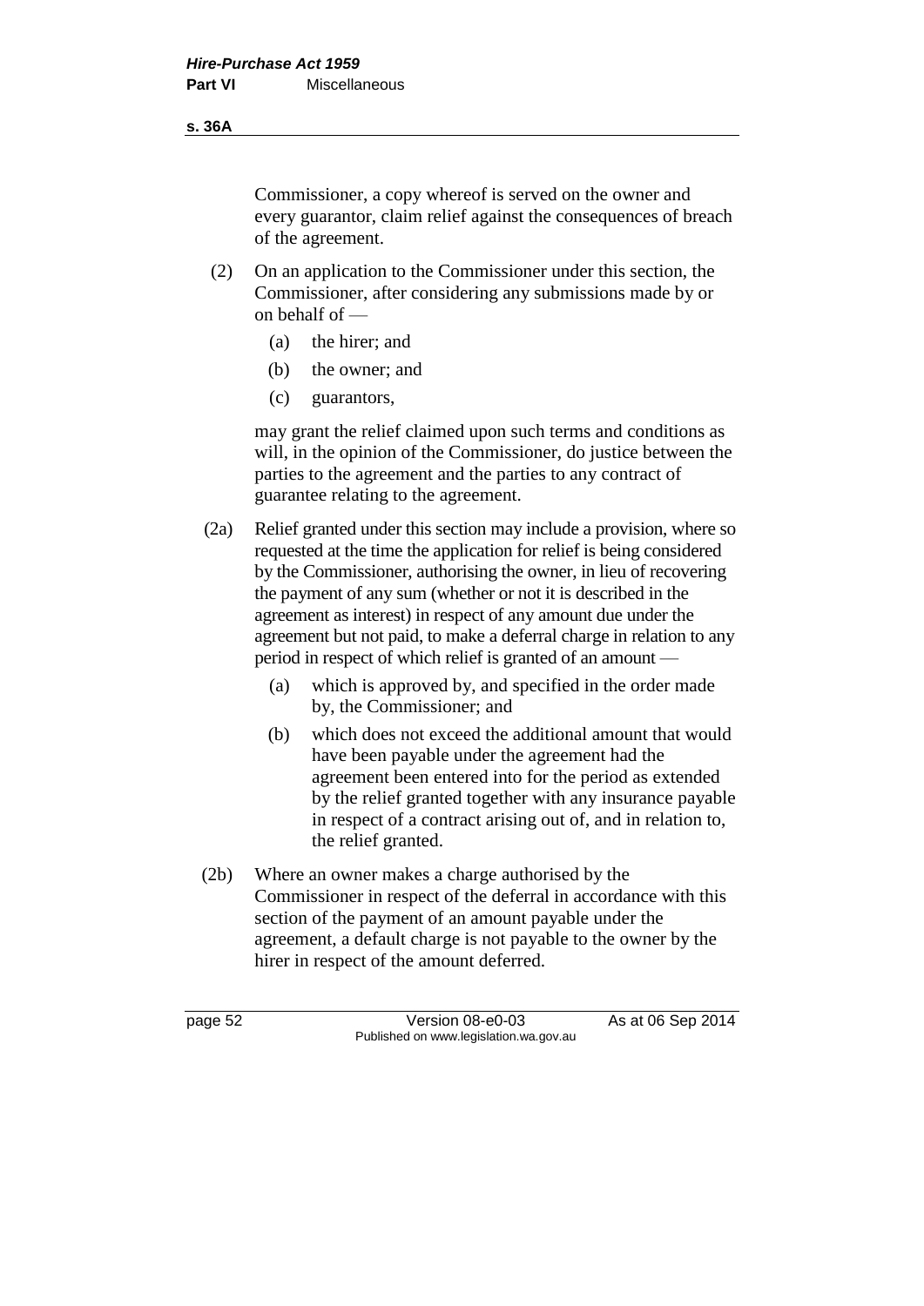Commissioner, a copy whereof is served on the owner and every guarantor, claim relief against the consequences of breach of the agreement.

(2) On an application to the Commissioner under this section, the Commissioner, after considering any submissions made by or on behalf of —

  (a) the hirer; and

  (b) the owner; and

  (c) guarantors,

may grant the relief claimed upon such terms and conditions as will, in the opinion of the Commissioner, do justice between the parties to the agreement and the parties to any contract of guarantee relating to the agreement.

(2a) Relief granted under this section may include a provision, where so requested at the time the application for relief is being considered by the Commissioner, authorising the owner, in lieu of recovering the payment of any sum (whether or not it is described in the agreement as interest) in respect of any amount due under the agreement but not paid, to make a deferral charge in relation to any period in respect of which relief is granted of an amount —

  (a) which is approved by, and specified in the order made by, the Commissioner; and

  (b) which does not exceed the additional amount that would have been payable under the agreement had the agreement been entered into for the period as extended by the relief granted together with any insurance payable in respect of a contract arising out of, and in relation to, the relief granted.

(2b) Where an owner makes a charge authorised by the Commissioner in respect of the deferral in accordance with this section of the payment of an amount payable under the agreement, a default charge is not payable to the owner by the hirer in respect of the amount deferred.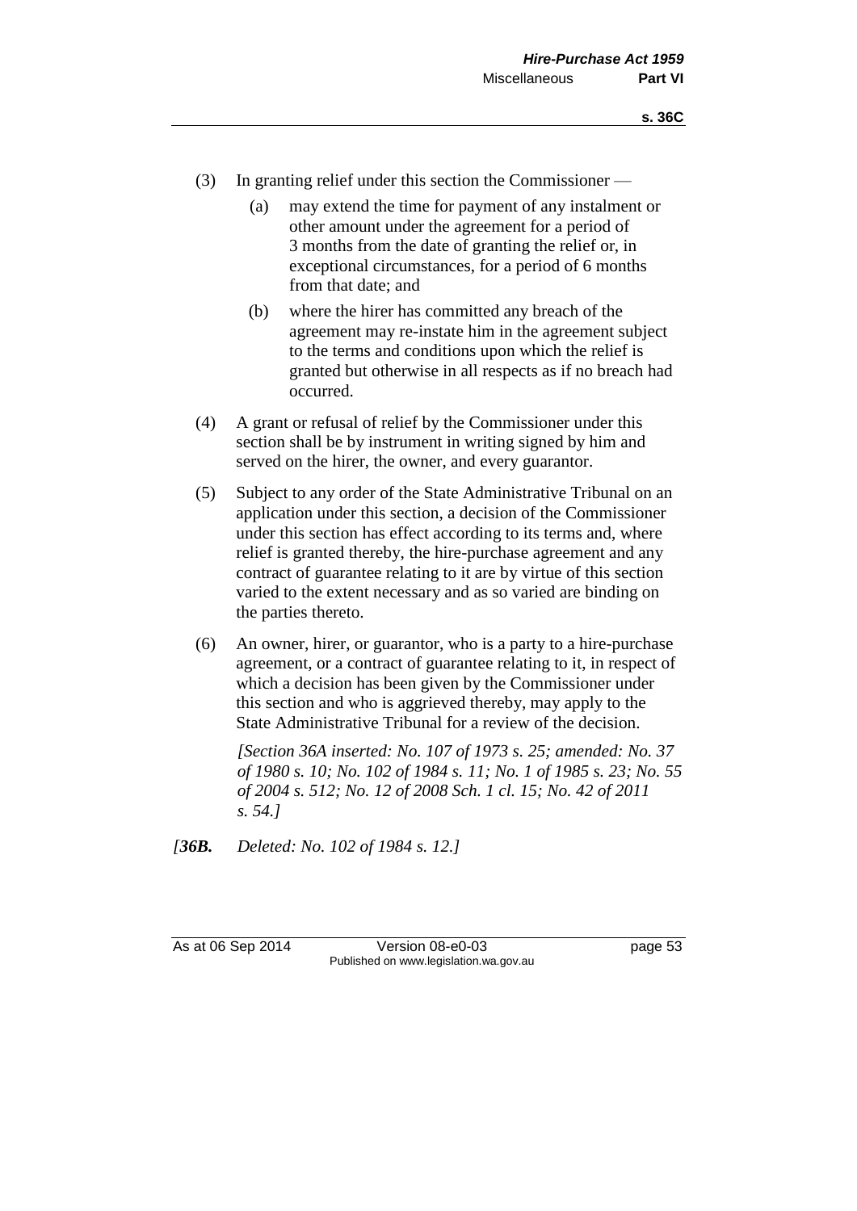(3) In granting relief under this section the Commissioner —

(a) may extend the time for payment of any instalment or other amount under the agreement for a period of 3 months from the date of granting the relief or, in exceptional circumstances, for a period of 6 months from that date; and

(b) where the hirer has committed any breach of the agreement may re-instate him in the agreement subject to the terms and conditions upon which the relief is granted but otherwise in all respects as if no breach had occurred.

(4) A grant or refusal of relief by the Commissioner under this section shall be by instrument in writing signed by him and served on the hirer, the owner, and every guarantor.

(5) Subject to any order of the State Administrative Tribunal on an application under this section, a decision of the Commissioner under this section has effect according to its terms and, where relief is granted thereby, the hire-purchase agreement and any contract of guarantee relating to it are by virtue of this section varied to the extent necessary and as so varied are binding on the parties thereto.

(6) An owner, hirer, or guarantor, who is a party to a hire-purchase agreement, or a contract of guarantee relating to it, in respect of which a decision has been given by the Commissioner under this section and who is aggrieved thereby, may apply to the State Administrative Tribunal for a review of the decision.

*[Section 36A inserted: No. 107 of 1973 s. 25; amended: No. 37 of 1980 s. 10; No. 102 of 1984 s. 11; No. 1 of 1985 s. 23; No. 55 of 2004 s. 512; No. 12 of 2008 Sch. 1 cl. 15; No. 42 of 2011 s. 54.]*

*[**36B.** Deleted: No. 102 of 1984 s. 12.]*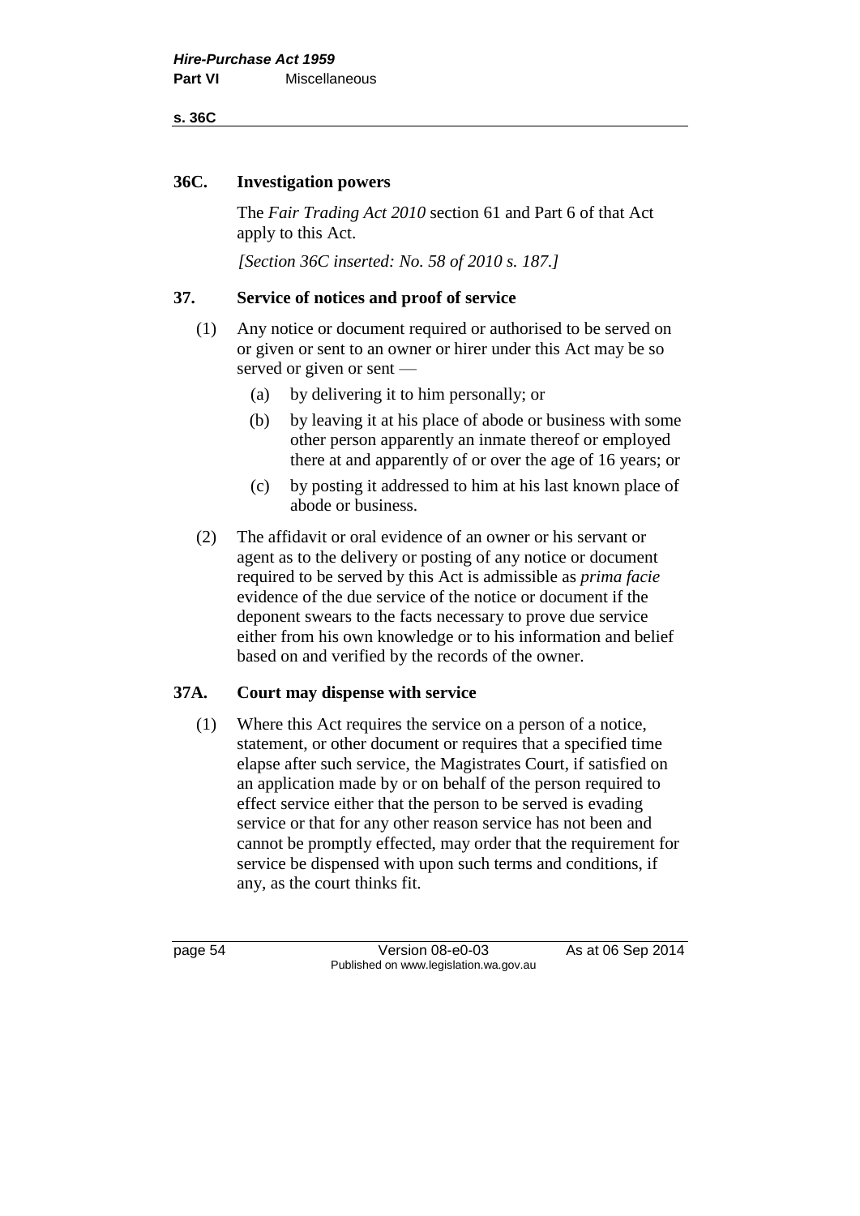## 36C. Investigation powers

The *Fair Trading Act 2010* section 61 and Part 6 of that Act apply to this Act.

*[Section 36C inserted: No. 58 of 2010 s. 187.]*

## 37. Service of notices and proof of service

(1) Any notice or document required or authorised to be served on or given or sent to an owner or hirer under this Act may be so served or given or sent —

- (a) by delivering it to him personally; or
- (b) by leaving it at his place of abode or business with some other person apparently an inmate thereof or employed there at and apparently of or over the age of 16 years; or
- (c) by posting it addressed to him at his last known place of abode or business.

(2) The affidavit or oral evidence of an owner or his servant or agent as to the delivery or posting of any notice or document required to be served by this Act is admissible as *prima facie* evidence of the due service of the notice or document if the deponent swears to the facts necessary to prove due service either from his own knowledge or to his information and belief based on and verified by the records of the owner.

## 37A. Court may dispense with service

(1) Where this Act requires the service on a person of a notice, statement, or other document or requires that a specified time elapse after such service, the Magistrates Court, if satisfied on an application made by or on behalf of the person required to effect service either that the person to be served is evading service or that for any other reason service has not been and cannot be promptly effected, may order that the requirement for service be dispensed with upon such terms and conditions, if any, as the court thinks fit.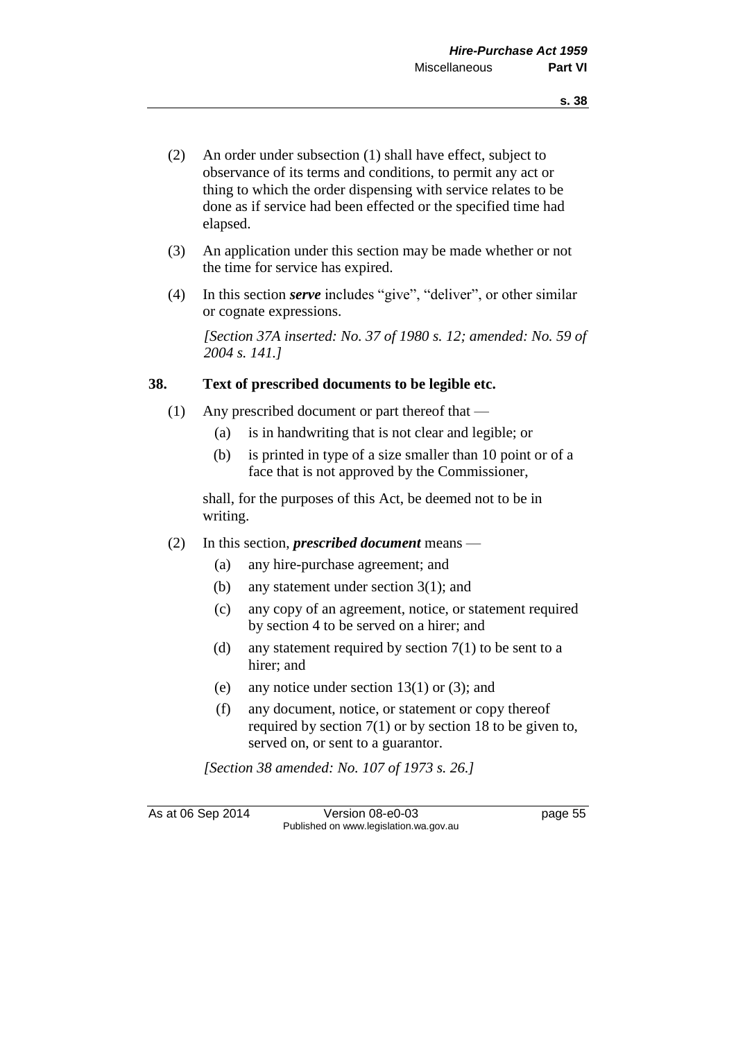(2) An order under subsection (1) shall have effect, subject to observance of its terms and conditions, to permit any act or thing to which the order dispensing with service relates to be done as if service had been effected or the specified time had elapsed.

(3) An application under this section may be made whether or not the time for service has expired.

(4) In this section ***serve*** includes "give", "deliver", or other similar or cognate expressions.

*[Section 37A inserted: No. 37 of 1980 s. 12; amended: No. 59 of 2004 s. 141.]*

### 38. Text of prescribed documents to be legible etc.

(1) Any prescribed document or part thereof that —

(a) is in handwriting that is not clear and legible; or

(b) is printed in type of a size smaller than 10 point or of a face that is not approved by the Commissioner,

shall, for the purposes of this Act, be deemed not to be in writing.

(2) In this section, ***prescribed document*** means —

(a) any hire-purchase agreement; and

(b) any statement under section 3(1); and

(c) any copy of an agreement, notice, or statement required by section 4 to be served on a hirer; and

(d) any statement required by section 7(1) to be sent to a hirer; and

(e) any notice under section 13(1) or (3); and

(f) any document, notice, or statement or copy thereof required by section 7(1) or by section 18 to be given to, served on, or sent to a guarantor.

*[Section 38 amended: No. 107 of 1973 s. 26.]*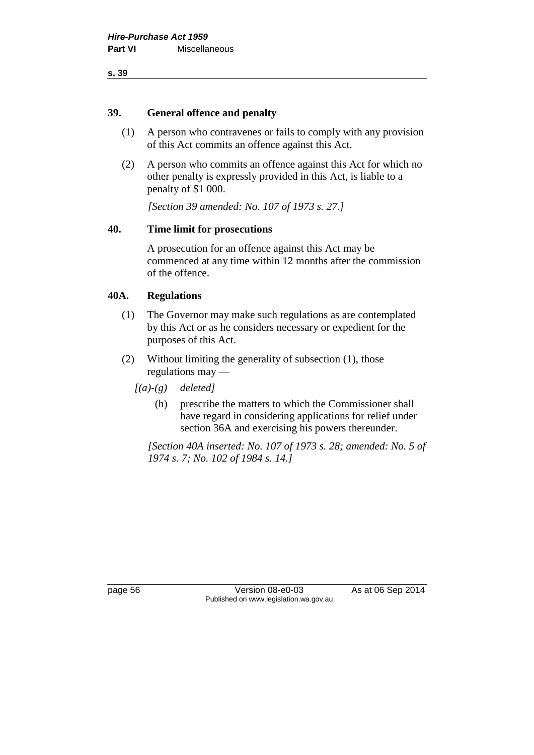### 39. General offence and penalty

(1) A person who contravenes or fails to comply with any provision of this Act commits an offence against this Act.

(2) A person who commits an offence against this Act for which no other penalty is expressly provided in this Act, is liable to a penalty of $1 000.

*[Section 39 amended: No. 107 of 1973 s. 27.]*

### 40. Time limit for prosecutions

A prosecution for an offence against this Act may be commenced at any time within 12 months after the commission of the offence.

### 40A. Regulations

(1) The Governor may make such regulations as are contemplated by this Act or as he considers necessary or expedient for the purposes of this Act.

(2) Without limiting the generality of subsection (1), those regulations may —

*[(a)-(g) deleted]*

(h) prescribe the matters to which the Commissioner shall have regard in considering applications for relief under section 36A and exercising his powers thereunder.

*[Section 40A inserted: No. 107 of 1973 s. 28; amended: No. 5 of 1974 s. 7; No. 102 of 1984 s. 14.]*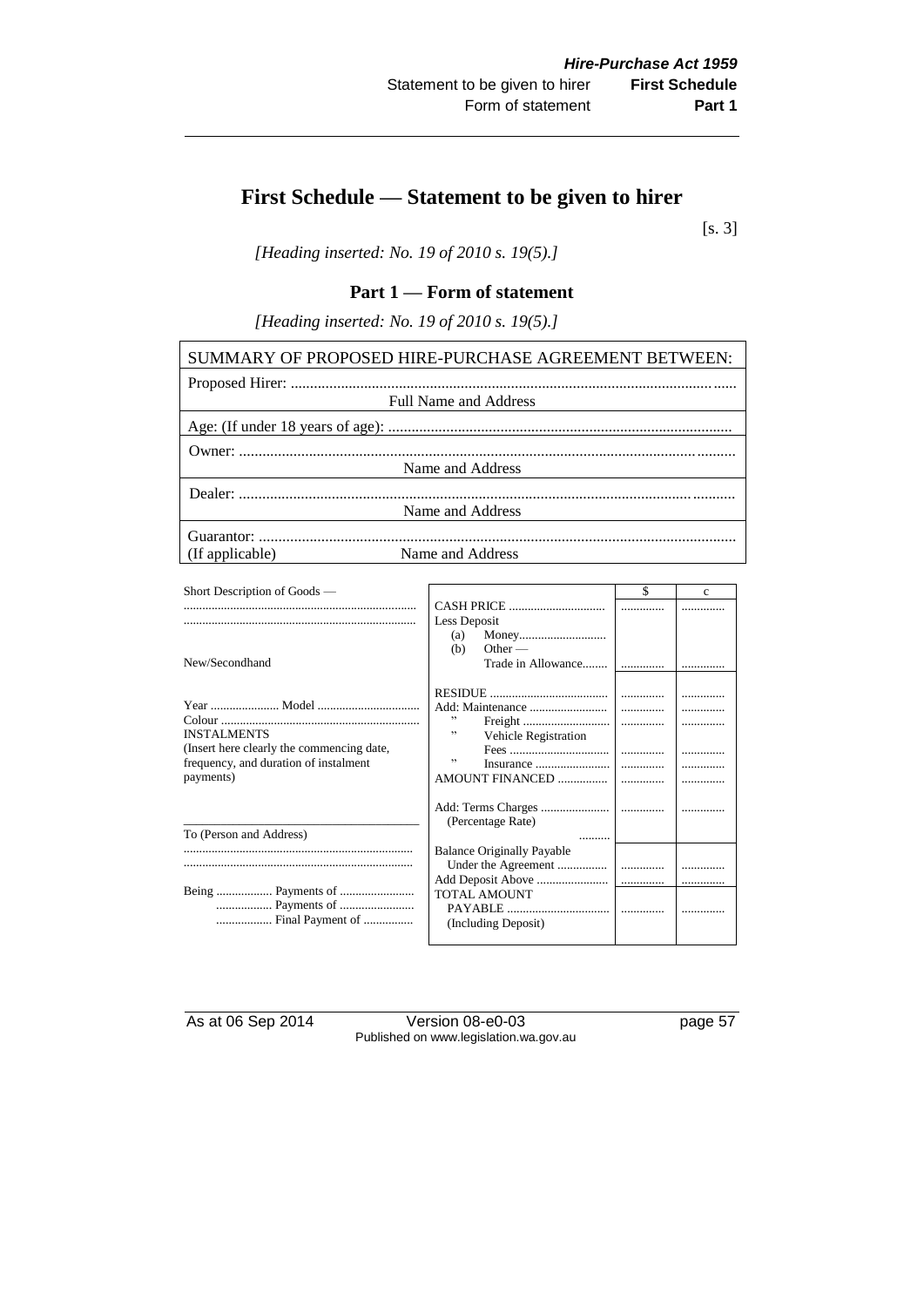# First Schedule — Statement to be given to hirer

[s. 3]

*[Heading inserted: No. 19 of 2010 s. 19(5).]*

## Part 1 — Form of statement

*[Heading inserted: No. 19 of 2010 s. 19(5).]*

| SUMMARY OF PROPOSED HIRE-PURCHASE AGREEMENT BETWEEN: |
|---|
| Proposed Hirer: ........................................................................................................ <br> Full Name and Address |
| Age: (If under 18 years of age): ........................................................................................ |
| Owner: ........................................................................................................ <br> Name and Address |
| Dealer: ........................................................................................................ <br> Name and Address |
| Guarantor: ........................................................................................................ <br> (If applicable) Name and Address |

Short Description of Goods —

..........................................................................

..........................................................................

New/Secondhand

Year ...................... Model ................................

Colour ..............................................................

INSTALMENTS

(Insert here clearly the commencing date, frequency, and duration of instalment payments)

_____________________________________

To (Person and Address)

..........................................................................

..........................................................................

Being .................. Payments of ........................

.................. Payments of ........................

.................. Final Payment of ................

| | \$ | c |
|---|---|---|
| CASH PRICE .............................. | ............ | ............ |
| Less Deposit | | |
| (a) Money............................ | | |
| (b) Other — Trade in Allowance........ | ............ | ............ |
| RESIDUE ..................................... | ............ | ............ |
| Add: Maintenance ......................... | ............ | ............ |
| " Freight ............................ | ............ | ............ |
| " Vehicle Registration Fees ................................ | ............ | ............ |
| " Insurance ........................ | ............ | ............ |
| AMOUNT FINANCED ................ | ............ | ............ |
| Add: Terms Charges ...................... (Percentage Rate) .......... | ............ | ............ |
| Balance Originally Payable Under the Agreement ................ | ............ | ............ |
| Add Deposit Above ....................... | ............ | ............ |
| TOTAL AMOUNT PAYABLE ................................. (Including Deposit) | ............ | ............ |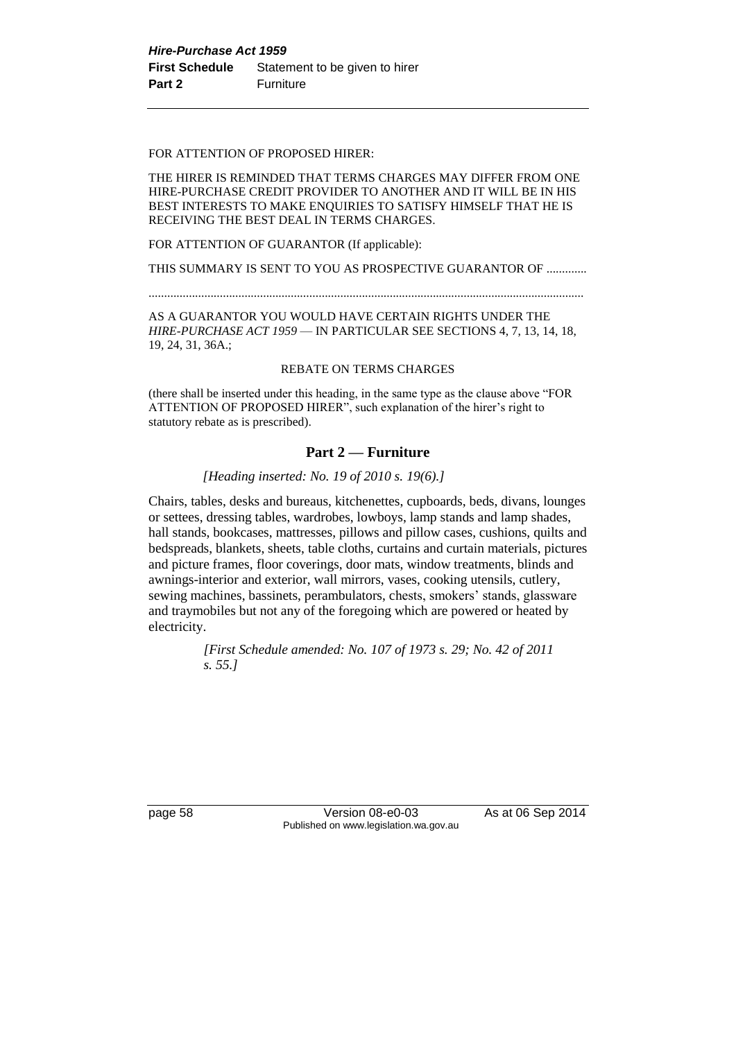FOR ATTENTION OF PROPOSED HIRER:

THE HIRER IS REMINDED THAT TERMS CHARGES MAY DIFFER FROM ONE HIRE-PURCHASE CREDIT PROVIDER TO ANOTHER AND IT WILL BE IN HIS BEST INTERESTS TO MAKE ENQUIRIES TO SATISFY HIMSELF THAT HE IS RECEIVING THE BEST DEAL IN TERMS CHARGES.

FOR ATTENTION OF GUARANTOR (If applicable):

THIS SUMMARY IS SENT TO YOU AS PROSPECTIVE GUARANTOR OF .............

..........................................................................................................................................

AS A GUARANTOR YOU WOULD HAVE CERTAIN RIGHTS UNDER THE *HIRE-PURCHASE ACT 1959* — IN PARTICULAR SEE SECTIONS 4, 7, 13, 14, 18, 19, 24, 31, 36A.;

REBATE ON TERMS CHARGES

(there shall be inserted under this heading, in the same type as the clause above "FOR ATTENTION OF PROPOSED HIRER", such explanation of the hirer's right to statutory rebate as is prescribed).

## Part 2 — Furniture

*[Heading inserted: No. 19 of 2010 s. 19(6).]*

Chairs, tables, desks and bureaus, kitchenettes, cupboards, beds, divans, lounges or settees, dressing tables, wardrobes, lowboys, lamp stands and lamp shades, hall stands, bookcases, mattresses, pillows and pillow cases, cushions, quilts and bedspreads, blankets, sheets, table cloths, curtains and curtain materials, pictures and picture frames, floor coverings, door mats, window treatments, blinds and awnings-interior and exterior, wall mirrors, vases, cooking utensils, cutlery, sewing machines, bassinets, perambulators, chests, smokers' stands, glassware and traymobiles but not any of the foregoing which are powered or heated by electricity.

*[First Schedule amended: No. 107 of 1973 s. 29; No. 42 of 2011 s. 55.]*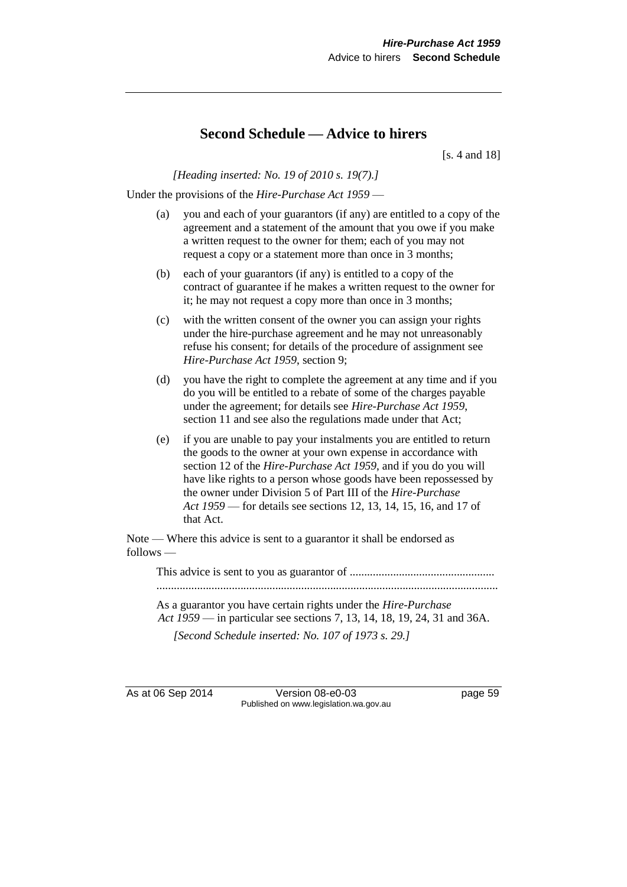# Second Schedule — Advice to hirers

[s. 4 and 18]

*[Heading inserted: No. 19 of 2010 s. 19(7).]*

Under the provisions of the *Hire-Purchase Act 1959* —

(a) you and each of your guarantors (if any) are entitled to a copy of the agreement and a statement of the amount that you owe if you make a written request to the owner for them; each of you may not request a copy or a statement more than once in 3 months;

(b) each of your guarantors (if any) is entitled to a copy of the contract of guarantee if he makes a written request to the owner for it; he may not request a copy more than once in 3 months;

(c) with the written consent of the owner you can assign your rights under the hire-purchase agreement and he may not unreasonably refuse his consent; for details of the procedure of assignment see *Hire-Purchase Act 1959*, section 9;

(d) you have the right to complete the agreement at any time and if you do you will be entitled to a rebate of some of the charges payable under the agreement; for details see *Hire-Purchase Act 1959*, section 11 and see also the regulations made under that Act;

(e) if you are unable to pay your instalments you are entitled to return the goods to the owner at your own expense in accordance with section 12 of the *Hire-Purchase Act 1959*, and if you do you will have like rights to a person whose goods have been repossessed by the owner under Division 5 of Part III of the *Hire-Purchase Act 1959* — for details see sections 12, 13, 14, 15, 16, and 17 of that Act.

Note — Where this advice is sent to a guarantor it shall be endorsed as follows —

This advice is sent to you as guarantor of .................................................
.....................................................................................................................

As a guarantor you have certain rights under the *Hire-Purchase Act 1959* — in particular see sections 7, 13, 14, 18, 19, 24, 31 and 36A.

*[Second Schedule inserted: No. 107 of 1973 s. 29.]*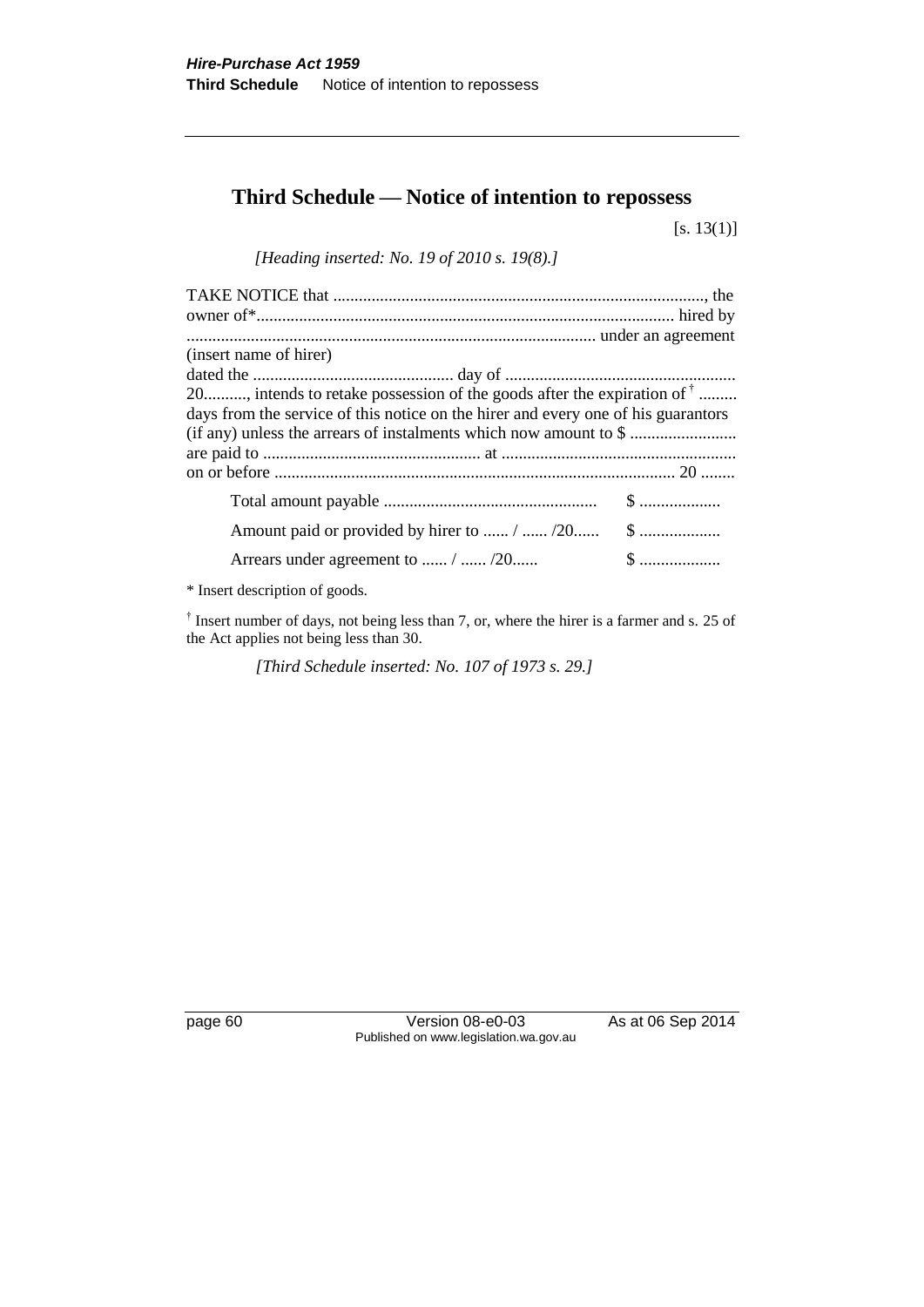# Third Schedule — Notice of intention to repossess

[s. 13(1)]

*[Heading inserted: No. 19 of 2010 s. 19(8).]*

TAKE NOTICE that ......................................................................................, the owner of*................................................................................................ hired by ............................................................................................... under an agreement
(insert name of hirer)
dated the ............................................... day of ...................................................... 20.........., intends to retake possession of the goods after the expiration of [†] ......... days from the service of this notice on the hirer and every one of his guarantors (if any) unless the arrears of instalments which now amount to $ ......................... are paid to ................................................... at ...................................................... on or before ............................................................................................. 20 ........

| | |
|---|---|
| Total amount payable ................................................. | $ ................... |
| Amount paid or provided by hirer to ...... / ...... /20...... | $ ................... |
| Arrears under agreement to ...... / ...... /20...... | $ ................... |

\* Insert description of goods.

[†] Insert number of days, not being less than 7, or, where the hirer is a farmer and s. 25 of the Act applies not being less than 30.

*[Third Schedule inserted: No. 107 of 1973 s. 29.]*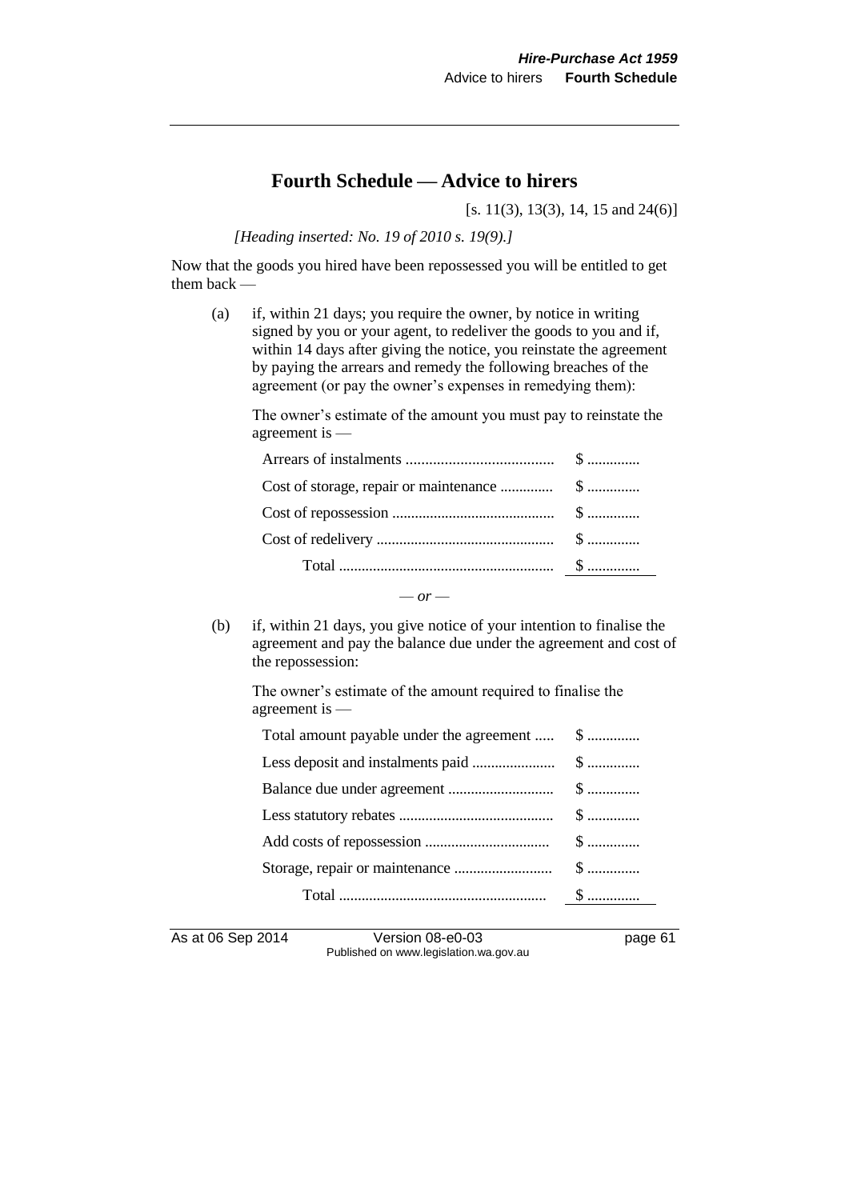## Fourth Schedule — Advice to hirers

[s. 11(3), 13(3), 14, 15 and 24(6)]

*[Heading inserted: No. 19 of 2010 s. 19(9).]*

Now that the goods you hired have been repossessed you will be entitled to get them back —

(a) if, within 21 days; you require the owner, by notice in writing signed by you or your agent, to redeliver the goods to you and if, within 14 days after giving the notice, you reinstate the agreement by paying the arrears and remedy the following breaches of the agreement (or pay the owner's expenses in remedying them):

The owner's estimate of the amount you must pay to reinstate the agreement is —

| | |
|---|---|
| Arrears of instalments ...................................... | $ ............. |
| Cost of storage, repair or maintenance ............. | $ ............. |
| Cost of repossession .......................................... | $ ............. |
| Cost of redelivery .............................................. | $ ............. |
| Total ........................................................ | $ ............. |

*— or —*

(b) if, within 21 days, you give notice of your intention to finalise the agreement and pay the balance due under the agreement and cost of the repossession:

The owner's estimate of the amount required to finalise the agreement is —

| | |
|---|---|
| Total amount payable under the agreement ..... | $ ............. |
| Less deposit and instalments paid ...................... | $ ............. |
| Balance due under agreement ............................ | $ ............. |
| Less statutory rebates ......................................... | $ ............. |
| Add costs of repossession ................................. | $ ............. |
| Storage, repair or maintenance .......................... | $ ............. |
| Total ...................................................... | $ ............. |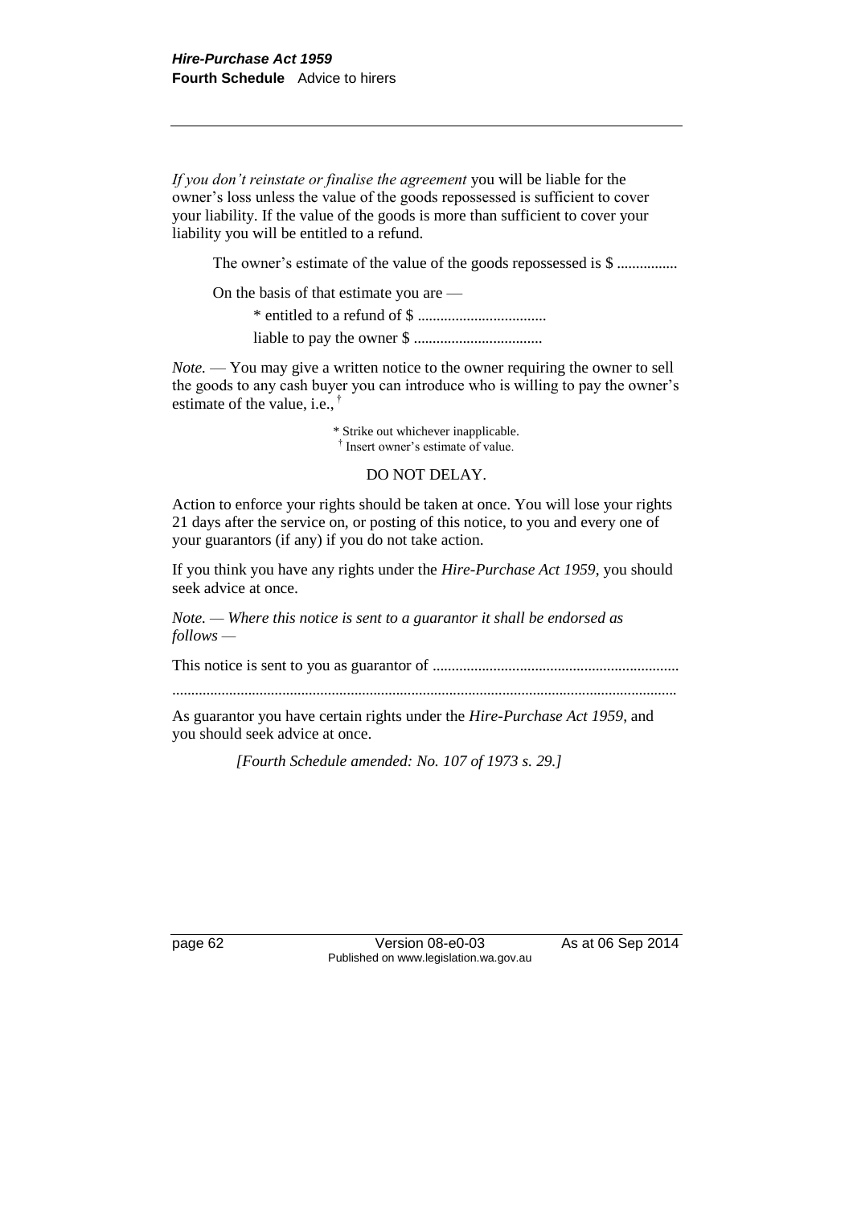*If you don't reinstate or finalise the agreement* you will be liable for the owner's loss unless the value of the goods repossessed is sufficient to cover your liability. If the value of the goods is more than sufficient to cover your liability you will be entitled to a refund.

The owner's estimate of the value of the goods repossessed is $ ................

On the basis of that estimate you are —

* entitled to a refund of $ .................................

liable to pay the owner $ .................................

*Note.* — You may give a written notice to the owner requiring the owner to sell the goods to any cash buyer you can introduce who is willing to pay the owner's estimate of the value, i.e., †

\* Strike out whichever inapplicable.
† Insert owner's estimate of value.

DO NOT DELAY.

Action to enforce your rights should be taken at once. You will lose your rights 21 days after the service on, or posting of this notice, to you and every one of your guarantors (if any) if you do not take action.

If you think you have any rights under the *Hire-Purchase Act 1959*, you should seek advice at once.

*Note. — Where this notice is sent to a guarantor it shall be endorsed as follows —*

This notice is sent to you as guarantor of ................................................................

...................................................................................................................................

As guarantor you have certain rights under the *Hire-Purchase Act 1959*, and you should seek advice at once.

*[Fourth Schedule amended: No. 107 of 1973 s. 29.]*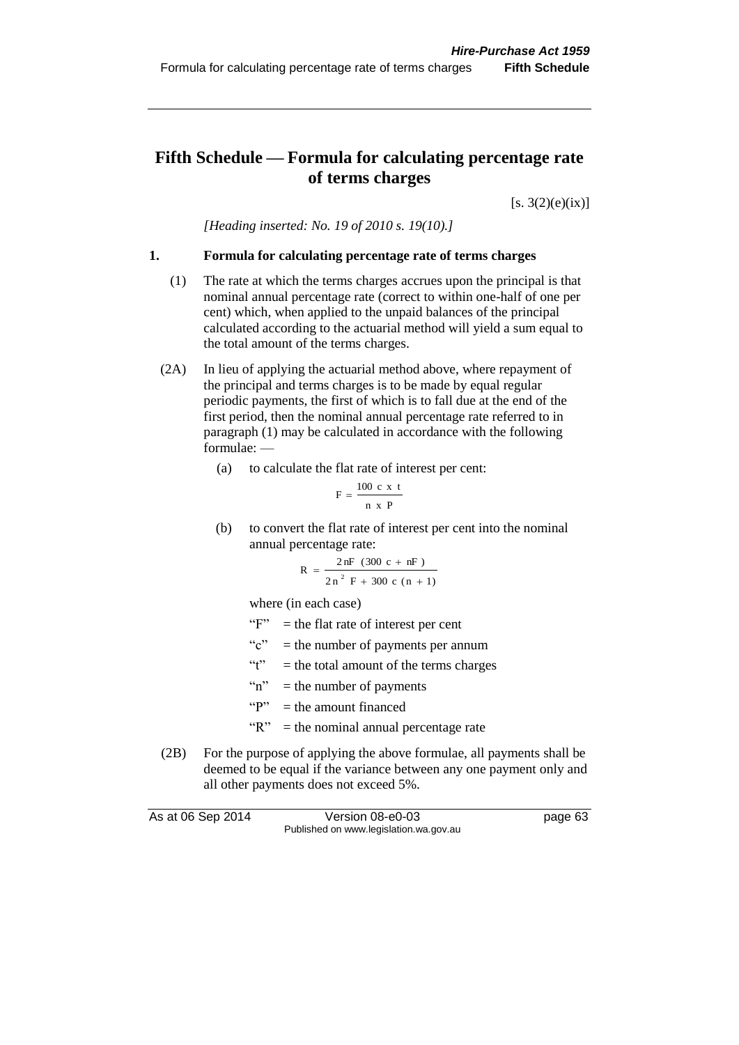# Fifth Schedule — Formula for calculating percentage rate of terms charges

[s. 3(2)(e)(ix)]

*[Heading inserted: No. 19 of 2010 s. 19(10).]*

**1. Formula for calculating percentage rate of terms charges**

(1) The rate at which the terms charges accrues upon the principal is that nominal annual percentage rate (correct to within one-half of one per cent) which, when applied to the unpaid balances of the principal calculated according to the actuarial method will yield a sum equal to the total amount of the terms charges.

(2A) In lieu of applying the actuarial method above, where repayment of the principal and terms charges is to be made by equal regular periodic payments, the first of which is to fall due at the end of the first period, then the nominal annual percentage rate referred to in paragraph (1) may be calculated in accordance with the following formulae: —

(a) to calculate the flat rate of interest per cent:

$$F = \frac{100 \text{ c x t}}{\text{n x P}}$$

(b) to convert the flat rate of interest per cent into the nominal annual percentage rate:

$$R = \frac{2\,nF \ (300 \ c + nF)}{2\,n^2 \ F + 300 \ c \ (n + 1)}$$

where (in each case)

"F" = the flat rate of interest per cent

"c" = the number of payments per annum

"t" = the total amount of the terms charges

"n" = the number of payments

"P" = the amount financed

"R" = the nominal annual percentage rate

(2B) For the purpose of applying the above formulae, all payments shall be deemed to be equal if the variance between any one payment only and all other payments does not exceed 5%.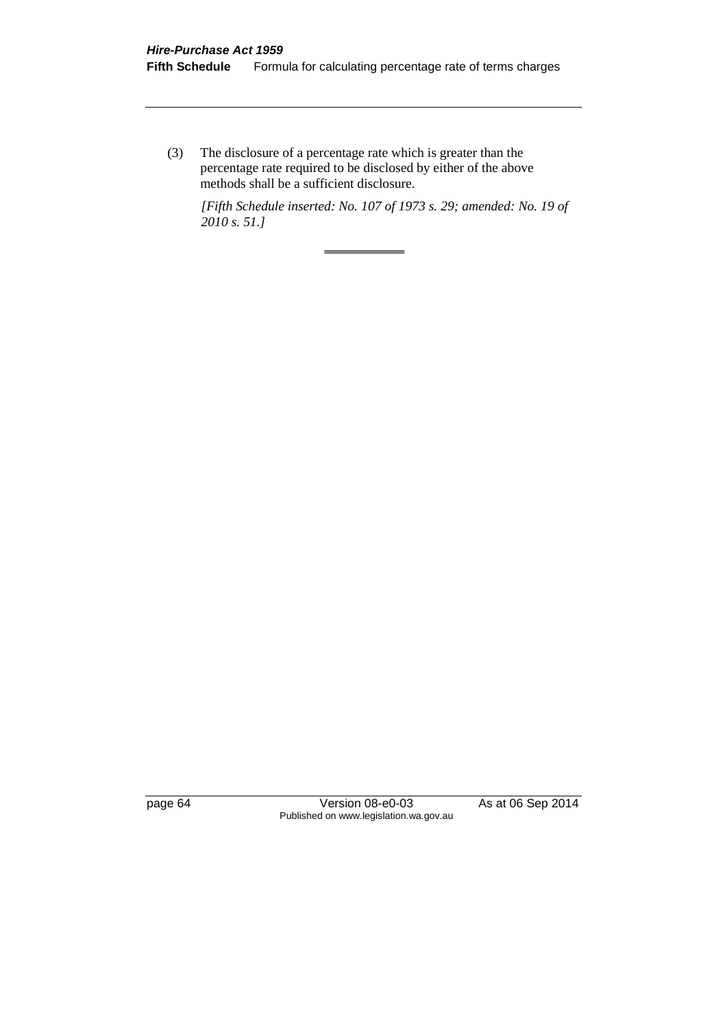(3) The disclosure of a percentage rate which is greater than the percentage rate required to be disclosed by either of the above methods shall be a sufficient disclosure.

*[Fifth Schedule inserted: No. 107 of 1973 s. 29; amended: No. 19 of 2010 s. 51.]*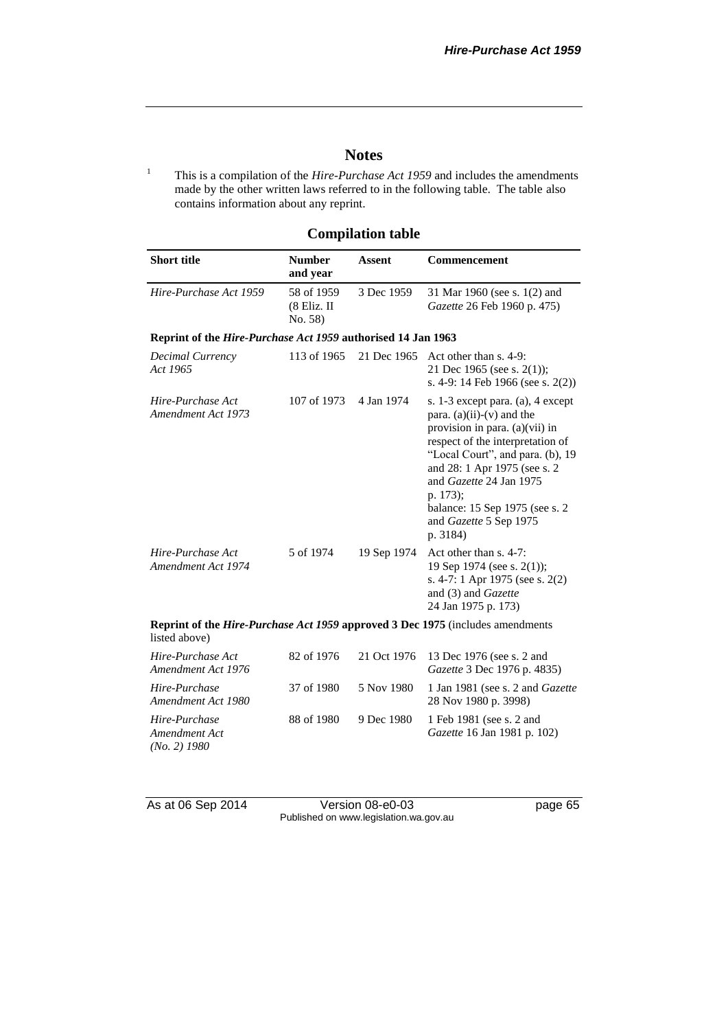# Notes

[1] This is a compilation of the *Hire-Purchase Act 1959* and includes the amendments made by the other written laws referred to in the following table. The table also contains information about any reprint.

## Compilation table

| Short title | Number and year | Assent | Commencement |
|---|---|---|---|
| *Hire-Purchase Act 1959* | 58 of 1959 (8 Eliz. II No. 58) | 3 Dec 1959 | 31 Mar 1960 (see s. 1(2) and *Gazette* 26 Feb 1960 p. 475) |
| **Reprint of the *Hire-Purchase Act 1959* authorised 14 Jan 1963** | | | |
| *Decimal Currency Act 1965* | 113 of 1965 | 21 Dec 1965 | Act other than s. 4-9: 21 Dec 1965 (see s. 2(1)); s. 4-9: 14 Feb 1966 (see s. 2(2)) |
| *Hire-Purchase Act Amendment Act 1973* | 107 of 1973 | 4 Jan 1974 | s. 1-3 except para. (a), 4 except para. (a)(ii)-(v) and the provision in para. (a)(vii) in respect of the interpretation of "Local Court", and para. (b), 19 and 28: 1 Apr 1975 (see s. 2 and *Gazette* 24 Jan 1975 p. 173); balance: 15 Sep 1975 (see s. 2 and *Gazette* 5 Sep 1975 p. 3184) |
| *Hire-Purchase Act Amendment Act 1974* | 5 of 1974 | 19 Sep 1974 | Act other than s. 4-7: 19 Sep 1974 (see s. 2(1)); s. 4-7: 1 Apr 1975 (see s. 2(2) and (3) and *Gazette* 24 Jan 1975 p. 173) |
| **Reprint of the *Hire-Purchase Act 1959* approved 3 Dec 1975** (includes amendments listed above) | | | |
| *Hire-Purchase Act Amendment Act 1976* | 82 of 1976 | 21 Oct 1976 | 13 Dec 1976 (see s. 2 and *Gazette* 3 Dec 1976 p. 4835) |
| *Hire-Purchase Amendment Act 1980* | 37 of 1980 | 5 Nov 1980 | 1 Jan 1981 (see s. 2 and *Gazette* 28 Nov 1980 p. 3998) |
| *Hire-Purchase Amendment Act (No. 2) 1980* | 88 of 1980 | 9 Dec 1980 | 1 Feb 1981 (see s. 2 and *Gazette* 16 Jan 1981 p. 102) |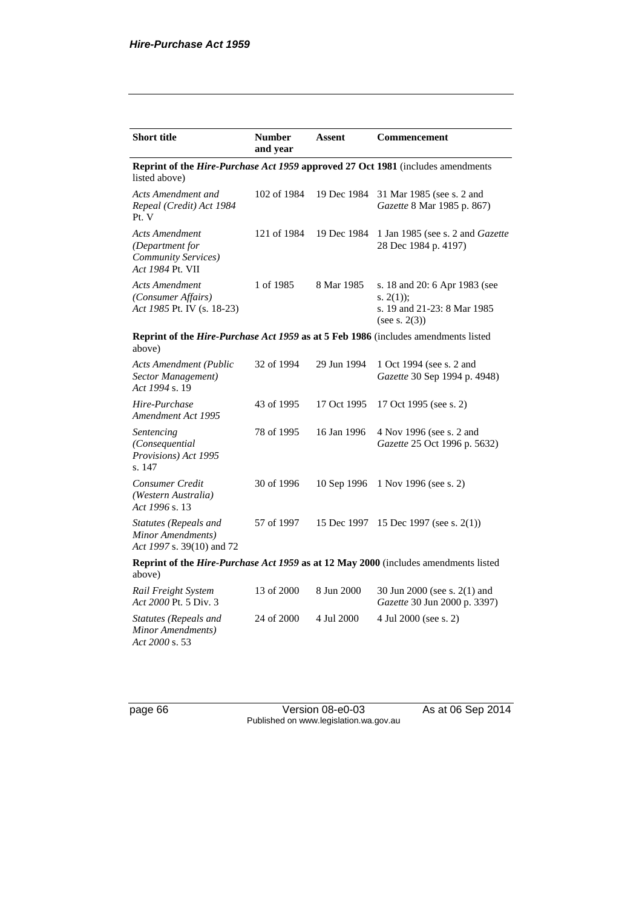| Short title | Number and year | Assent | Commencement |
|---|---|---|---|
| **Reprint of the *Hire-Purchase Act 1959* approved 27 Oct 1981** (includes amendments listed above) | | | |
| *Acts Amendment and Repeal (Credit) Act 1984* Pt. V | 102 of 1984 | 19 Dec 1984 | 31 Mar 1985 (see s. 2 and *Gazette* 8 Mar 1985 p. 867) |
| *Acts Amendment (Department for Community Services) Act 1984* Pt. VII | 121 of 1984 | 19 Dec 1984 | 1 Jan 1985 (see s. 2 and *Gazette* 28 Dec 1984 p. 4197) |
| *Acts Amendment (Consumer Affairs) Act 1985* Pt. IV (s. 18-23) | 1 of 1985 | 8 Mar 1985 | s. 18 and 20: 6 Apr 1983 (see s. 2(1));<br>s. 19 and 21-23: 8 Mar 1985 (see s. 2(3)) |
| **Reprint of the *Hire-Purchase Act 1959* as at 5 Feb 1986** (includes amendments listed above) | | | |
| *Acts Amendment (Public Sector Management) Act 1994* s. 19 | 32 of 1994 | 29 Jun 1994 | 1 Oct 1994 (see s. 2 and *Gazette* 30 Sep 1994 p. 4948) |
| *Hire-Purchase Amendment Act 1995* | 43 of 1995 | 17 Oct 1995 | 17 Oct 1995 (see s. 2) |
| *Sentencing (Consequential Provisions) Act 1995* s. 147 | 78 of 1995 | 16 Jan 1996 | 4 Nov 1996 (see s. 2 and *Gazette* 25 Oct 1996 p. 5632) |
| *Consumer Credit (Western Australia) Act 1996* s. 13 | 30 of 1996 | 10 Sep 1996 | 1 Nov 1996 (see s. 2) |
| *Statutes (Repeals and Minor Amendments) Act 1997* s. 39(10) and 72 | 57 of 1997 | 15 Dec 1997 | 15 Dec 1997 (see s. 2(1)) |
| **Reprint of the *Hire-Purchase Act 1959* as at 12 May 2000** (includes amendments listed above) | | | |
| *Rail Freight System Act 2000* Pt. 5 Div. 3 | 13 of 2000 | 8 Jun 2000 | 30 Jun 2000 (see s. 2(1) and *Gazette* 30 Jun 2000 p. 3397) |
| *Statutes (Repeals and Minor Amendments) Act 2000* s. 53 | 24 of 2000 | 4 Jul 2000 | 4 Jul 2000 (see s. 2) |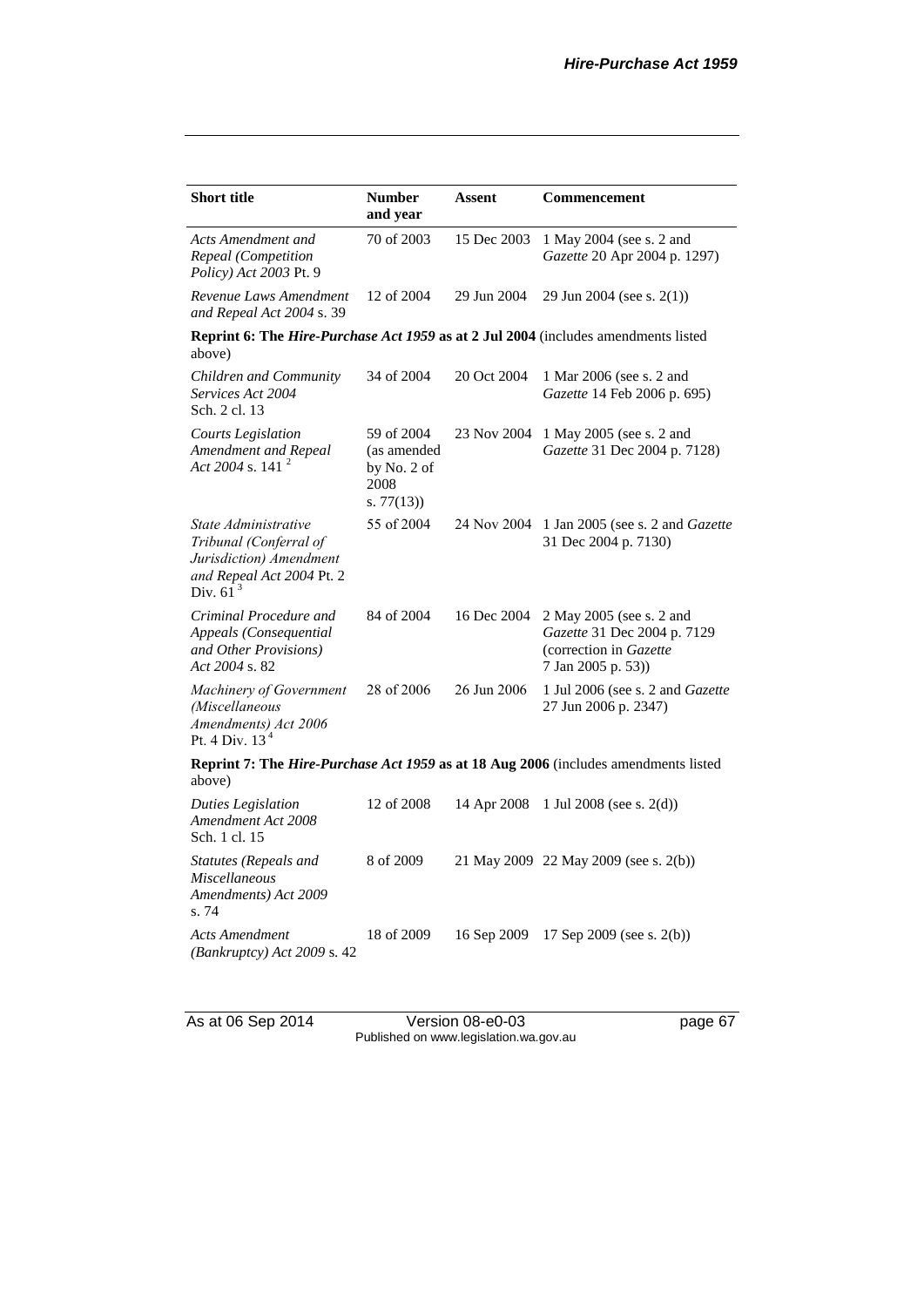| Short title | Number and year | Assent | Commencement |
|---|---|---|---|
| *Acts Amendment and Repeal (Competition Policy) Act 2003* Pt. 9 | 70 of 2003 | 15 Dec 2003 | 1 May 2004 (see s. 2 and *Gazette* 20 Apr 2004 p. 1297) |
| *Revenue Laws Amendment and Repeal Act 2004* s. 39 | 12 of 2004 | 29 Jun 2004 | 29 Jun 2004 (see s. 2(1)) |
| **Reprint 6: The *Hire-Purchase Act 1959* as at 2 Jul 2004** (includes amendments listed above) | | | |
| *Children and Community Services Act 2004* Sch. 2 cl. 13 | 34 of 2004 | 20 Oct 2004 | 1 Mar 2006 (see s. 2 and *Gazette* 14 Feb 2006 p. 695) |
| *Courts Legislation Amendment and Repeal Act 2004* s. 141 [2] | 59 of 2004 (as amended by No. 2 of 2008 s. 77(13)) | 23 Nov 2004 | 1 May 2005 (see s. 2 and *Gazette* 31 Dec 2004 p. 7128) |
| *State Administrative Tribunal (Conferral of Jurisdiction) Amendment and Repeal Act 2004* Pt. 2 Div. 61 [3] | 55 of 2004 | 24 Nov 2004 | 1 Jan 2005 (see s. 2 and *Gazette* 31 Dec 2004 p. 7130) |
| *Criminal Procedure and Appeals (Consequential and Other Provisions) Act 2004* s. 82 | 84 of 2004 | 16 Dec 2004 | 2 May 2005 (see s. 2 and *Gazette* 31 Dec 2004 p. 7129 (correction in *Gazette* 7 Jan 2005 p. 53)) |
| *Machinery of Government (Miscellaneous Amendments) Act 2006* Pt. 4 Div. 13 [4] | 28 of 2006 | 26 Jun 2006 | 1 Jul 2006 (see s. 2 and *Gazette* 27 Jun 2006 p. 2347) |
| **Reprint 7: The *Hire-Purchase Act 1959* as at 18 Aug 2006** (includes amendments listed above) | | | |
| *Duties Legislation Amendment Act 2008* Sch. 1 cl. 15 | 12 of 2008 | 14 Apr 2008 | 1 Jul 2008 (see s. 2(d)) |
| *Statutes (Repeals and Miscellaneous Amendments) Act 2009* s. 74 | 8 of 2009 | 21 May 2009 | 22 May 2009 (see s. 2(b)) |
| *Acts Amendment (Bankruptcy) Act 2009* s. 42 | 18 of 2009 | 16 Sep 2009 | 17 Sep 2009 (see s. 2(b)) |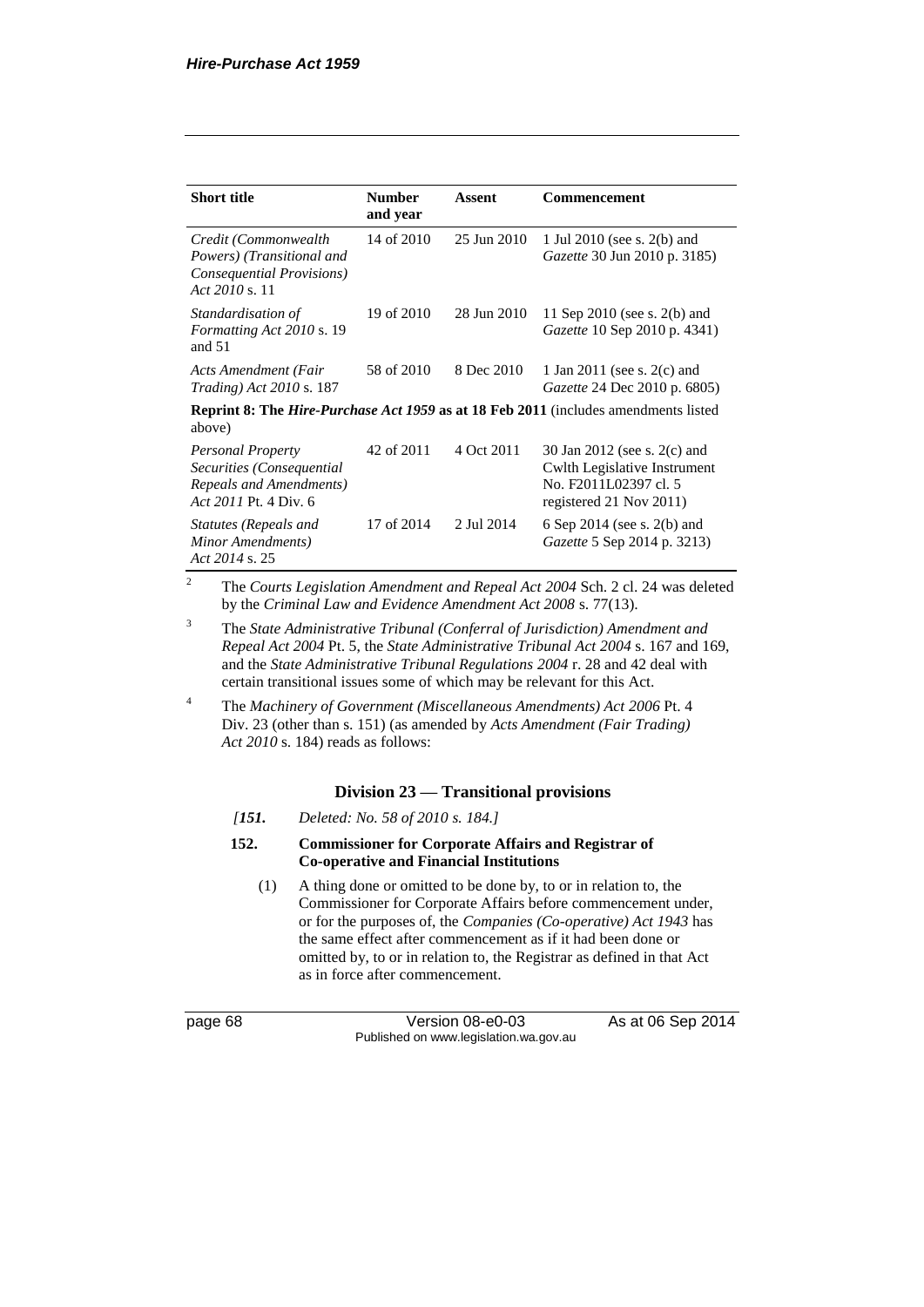| Short title | Number and year | Assent | Commencement |
|---|---|---|---|
| *Credit (Commonwealth Powers) (Transitional and Consequential Provisions) Act 2010* s. 11 | 14 of 2010 | 25 Jun 2010 | 1 Jul 2010 (see s. 2(b) and *Gazette* 30 Jun 2010 p. 3185) |
| *Standardisation of Formatting Act 2010* s. 19 and 51 | 19 of 2010 | 28 Jun 2010 | 11 Sep 2010 (see s. 2(b) and *Gazette* 10 Sep 2010 p. 4341) |
| *Acts Amendment (Fair Trading) Act 2010* s. 187 | 58 of 2010 | 8 Dec 2010 | 1 Jan 2011 (see s. 2(c) and *Gazette* 24 Dec 2010 p. 6805) |
| **Reprint 8: The *Hire-Purchase Act 1959* as at 18 Feb 2011** (includes amendments listed above) | | | |
| *Personal Property Securities (Consequential Repeals and Amendments) Act 2011* Pt. 4 Div. 6 | 42 of 2011 | 4 Oct 2011 | 30 Jan 2012 (see s. 2(c) and Cwlth Legislative Instrument No. F2011L02397 cl. 5 registered 21 Nov 2011) |
| *Statutes (Repeals and Minor Amendments) Act 2014* s. 25 | 17 of 2014 | 2 Jul 2014 | 6 Sep 2014 (see s. 2(b) and *Gazette* 5 Sep 2014 p. 3213) |

[2] The *Courts Legislation Amendment and Repeal Act 2004* Sch. 2 cl. 24 was deleted by the *Criminal Law and Evidence Amendment Act 2008* s. 77(13).

[3] The *State Administrative Tribunal (Conferral of Jurisdiction) Amendment and Repeal Act 2004* Pt. 5, the *State Administrative Tribunal Act 2004* s. 167 and 169, and the *State Administrative Tribunal Regulations 2004* r. 28 and 42 deal with certain transitional issues some of which may be relevant for this Act.

[4] The *Machinery of Government (Miscellaneous Amendments) Act 2006* Pt. 4 Div. 23 (other than s. 151) (as amended by *Acts Amendment (Fair Trading) Act 2010* s. 184) reads as follows:

### Division 23 — Transitional provisions

*[151. Deleted: No. 58 of 2010 s. 184.]*

**152. Commissioner for Corporate Affairs and Registrar of Co-operative and Financial Institutions**

(1) A thing done or omitted to be done by, to or in relation to, the Commissioner for Corporate Affairs before commencement under, or for the purposes of, the *Companies (Co-operative) Act 1943* has the same effect after commencement as if it had been done or omitted by, to or in relation to, the Registrar as defined in that Act as in force after commencement.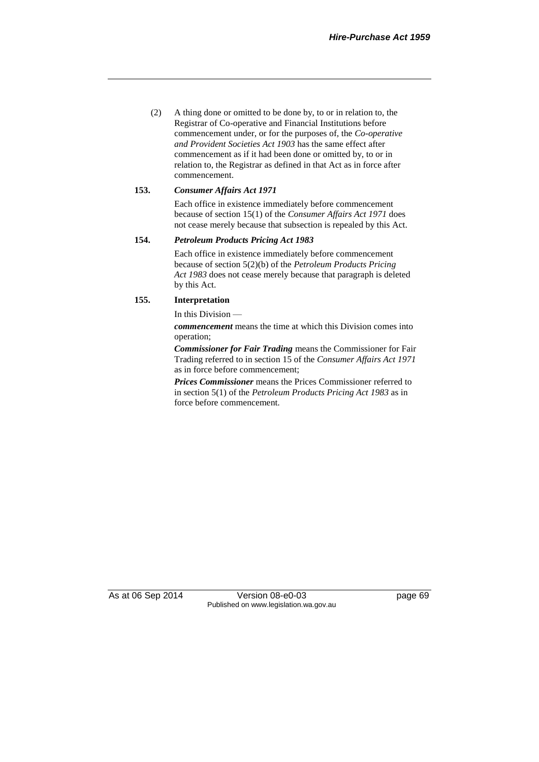(2) A thing done or omitted to be done by, to or in relation to, the Registrar of Co-operative and Financial Institutions before commencement under, or for the purposes of, the *Co-operative and Provident Societies Act 1903* has the same effect after commencement as if it had been done or omitted by, to or in relation to, the Registrar as defined in that Act as in force after commencement.

**153. *Consumer Affairs Act 1971***

Each office in existence immediately before commencement because of section 15(1) of the *Consumer Affairs Act 1971* does not cease merely because that subsection is repealed by this Act.

**154. *Petroleum Products Pricing Act 1983***

Each office in existence immediately before commencement because of section 5(2)(b) of the *Petroleum Products Pricing Act 1983* does not cease merely because that paragraph is deleted by this Act.

**155. Interpretation**

In this Division —

***commencement*** means the time at which this Division comes into operation;

***Commissioner for Fair Trading*** means the Commissioner for Fair Trading referred to in section 15 of the *Consumer Affairs Act 1971* as in force before commencement;

***Prices Commissioner*** means the Prices Commissioner referred to in section 5(1) of the *Petroleum Products Pricing Act 1983* as in force before commencement.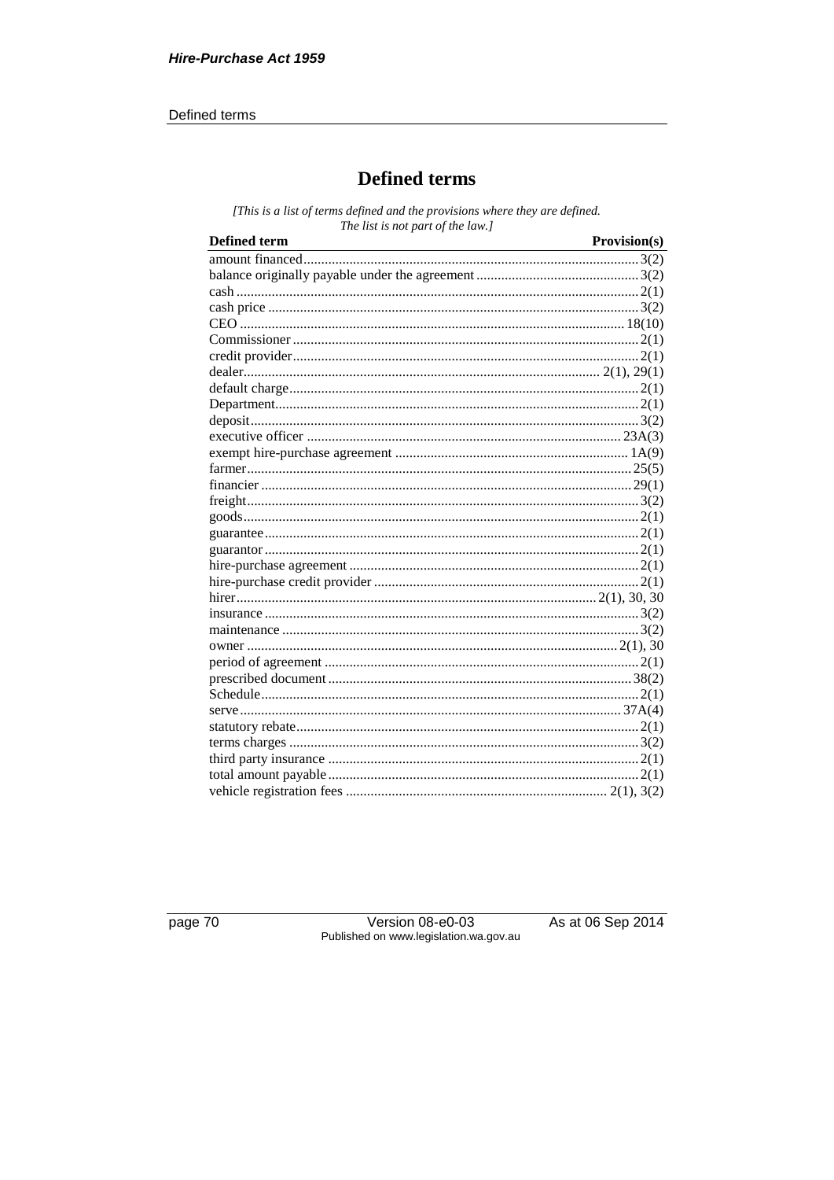# Defined terms

*[This is a list of terms defined and the provisions where they are defined. The list is not part of the law.]*

| Defined term | Provision(s) |
|---|---|
| amount financed | 3(2) |
| balance originally payable under the agreement | 3(2) |
| cash | 2(1) |
| cash price | 3(2) |
| CEO | 18(10) |
| Commissioner | 2(1) |
| credit provider | 2(1) |
| dealer | 2(1), 29(1) |
| default charge | 2(1) |
| Department | 2(1) |
| deposit | 3(2) |
| executive officer | 23A(3) |
| exempt hire-purchase agreement | 1A(9) |
| farmer | 25(5) |
| financier | 29(1) |
| freight | 3(2) |
| goods | 2(1) |
| guarantee | 2(1) |
| guarantor | 2(1) |
| hire-purchase agreement | 2(1) |
| hire-purchase credit provider | 2(1) |
| hirer | 2(1), 30, 30 |
| insurance | 3(2) |
| maintenance | 3(2) |
| owner | 2(1), 30 |
| period of agreement | 2(1) |
| prescribed document | 38(2) |
| Schedule | 2(1) |
| serve | 37A(4) |
| statutory rebate | 2(1) |
| terms charges | 3(2) |
| third party insurance | 2(1) |
| total amount payable | 2(1) |
| vehicle registration fees | 2(1), 3(2) |